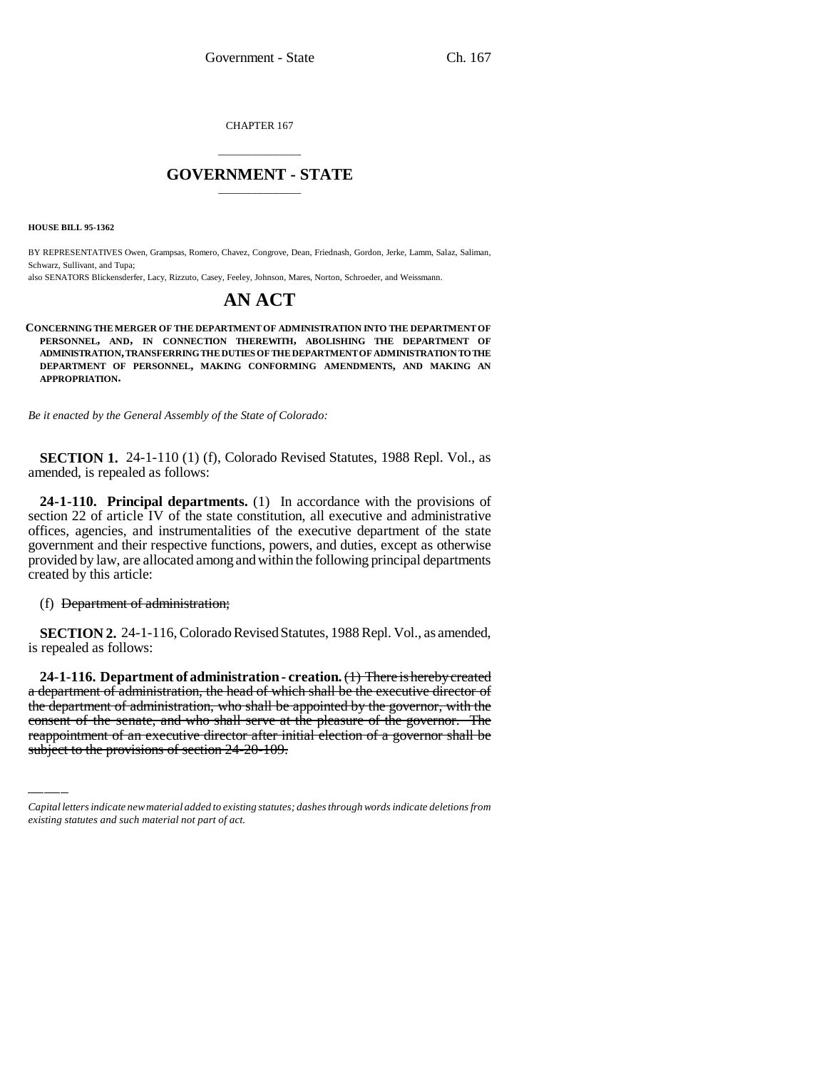CHAPTER 167

# GOVERNMENT - STATE

**HOUSE BILL 95-1362**

BY REPRESENTATIVES Owen, Grampsas, Romero, Chavez, Congrove, Dean, Friednash, Gordon, Jerke, Lamm, Salaz, Saliman, Schwarz, Sullivant, and Tupa;

also SENATORS Blickensderfer, Lacy, Rizzuto, Casey, Feeley, Johnson, Mares, Norton, Schroeder, and Weissmann.

# AN ACT

**CONCERNING THE MERGER OF THE DEPARTMENT OF ADMINISTRATION INTO THE DEPARTMENT OF PERSONNEL, AND, IN CONNECTION THEREWITH, ABOLISHING THE DEPARTMENT OF ADMINISTRATION, TRANSFERRING THE DUTIES OF THE DEPARTMENT OF ADMINISTRATION TO THE DEPARTMENT OF PERSONNEL, MAKING CONFORMING AMENDMENTS, AND MAKING AN APPROPRIATION.**

*Be it enacted by the General Assembly of the State of Colorado:*

**SECTION 1.** 24-1-110 (1) (f), Colorado Revised Statutes, 1988 Repl. Vol., as amended, is repealed as follows:

**24-1-110. Principal departments.** (1) In accordance with the provisions of section 22 of article IV of the state constitution, all executive and administrative offices, agencies, and instrumentalities of the executive department of the state government and their respective functions, powers, and duties, except as otherwise provided by law, are allocated among and within the following principal departments created by this article:

(f) ~~Department of administration;~~

**SECTION 2.** 24-1-116, Colorado Revised Statutes, 1988 Repl. Vol., as amended, is repealed as follows:

**24-1-116. Department of administration - creation.** ~~(1) There is hereby created a department of administration, the head of which shall be the executive director of the department of administration, who shall be appointed by the governor, with the consent of the senate, and who shall serve at the pleasure of the governor. The reappointment of an executive director after initial election of a governor shall be subject to the provisions of section 24-20-109.~~

*Capital letters indicate new material added to existing statutes; dashes through words indicate deletions from existing statutes and such material not part of act.*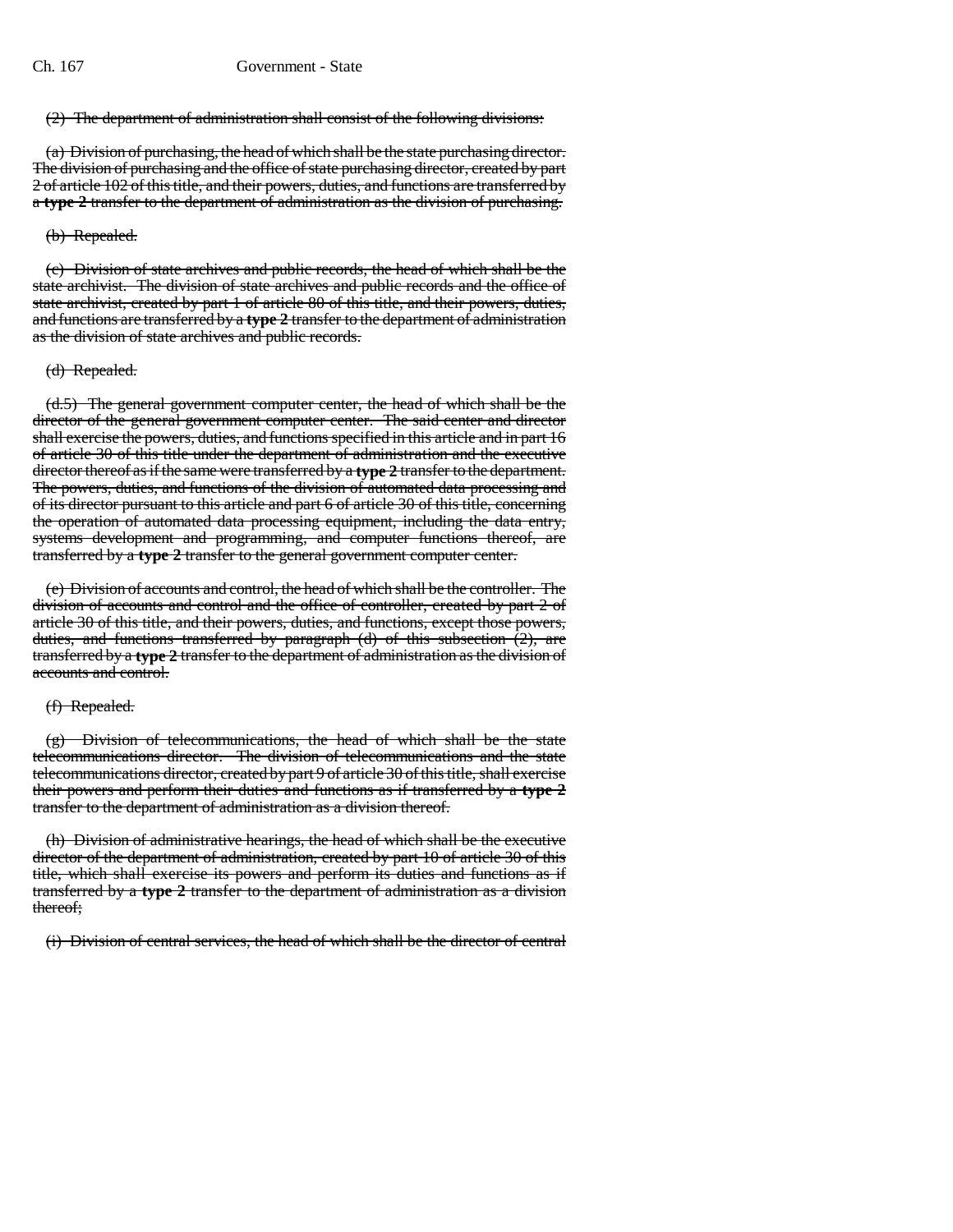~~(2) The department of administration shall consist of the following divisions:~~

~~(a) Division of purchasing, the head of which shall be the state purchasing director. The division of purchasing and the office of state purchasing director, created by part 2 of article 102 of this title, and their powers, duties, and functions are transferred by a **type 2** transfer to the department of administration as the division of purchasing.~~

~~(b) Repealed.~~

~~(c) Division of state archives and public records, the head of which shall be the state archivist. The division of state archives and public records and the office of state archivist, created by part 1 of article 80 of this title, and their powers, duties, and functions are transferred by a **type 2** transfer to the department of administration as the division of state archives and public records.~~

~~(d) Repealed.~~

~~(d.5) The general government computer center, the head of which shall be the director of the general government computer center. The said center and director shall exercise the powers, duties, and functions specified in this article and in part 16 of article 30 of this title under the department of administration and the executive director thereof as if the same were transferred by a **type 2** transfer to the department. The powers, duties, and functions of the division of automated data processing and of its director pursuant to this article and part 6 of article 30 of this title, concerning the operation of automated data processing equipment, including the data entry, systems development and programming, and computer functions thereof, are transferred by a **type 2** transfer to the general government computer center.~~

~~(e) Division of accounts and control, the head of which shall be the controller. The division of accounts and control and the office of controller, created by part 2 of article 30 of this title, and their powers, duties, and functions, except those powers, duties, and functions transferred by paragraph (d) of this subsection (2), are transferred by a **type 2** transfer to the department of administration as the division of accounts and control.~~

~~(f) Repealed.~~

~~(g) Division of telecommunications, the head of which shall be the state telecommunications director. The division of telecommunications and the state telecommunications director, created by part 9 of article 30 of this title, shall exercise their powers and perform their duties and functions as if transferred by a **type 2** transfer to the department of administration as a division thereof.~~

~~(h) Division of administrative hearings, the head of which shall be the executive director of the department of administration, created by part 10 of article 30 of this title, which shall exercise its powers and perform its duties and functions as if transferred by a **type 2** transfer to the department of administration as a division thereof;~~

~~(i) Division of central services, the head of which shall be the director of central~~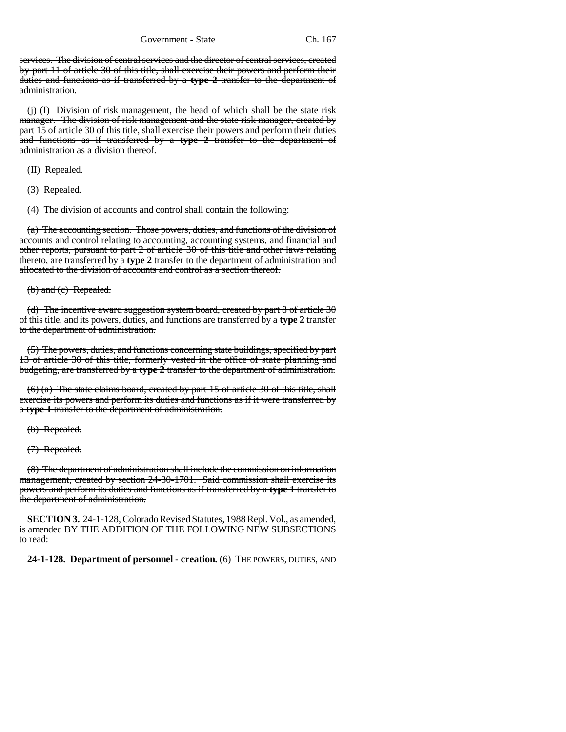services. The division of central services and the director of central services, created by part 11 of article 30 of this title, shall exercise their powers and perform their duties and functions as if transferred by a **type 2** transfer to the department of administration.

(j) (I) Division of risk management, the head of which shall be the state risk manager. The division of risk management and the state risk manager, created by part 15 of article 30 of this title, shall exercise their powers and perform their duties and functions as if transferred by a **type 2** transfer to the department of administration as a division thereof.

(II) Repealed.

(3) Repealed.

(4) The division of accounts and control shall contain the following:

(a) The accounting section. Those powers, duties, and functions of the division of accounts and control relating to accounting, accounting systems, and financial and other reports, pursuant to part 2 of article 30 of this title and other laws relating thereto, are transferred by a **type 2** transfer to the department of administration and allocated to the division of accounts and control as a section thereof.

(b) and (c) Repealed.

(d) The incentive award suggestion system board, created by part 8 of article 30 of this title, and its powers, duties, and functions are transferred by a **type 2** transfer to the department of administration.

(5) The powers, duties, and functions concerning state buildings, specified by part 13 of article 30 of this title, formerly vested in the office of state planning and budgeting, are transferred by a **type 2** transfer to the department of administration.

(6) (a) The state claims board, created by part 15 of article 30 of this title, shall exercise its powers and perform its duties and functions as if it were transferred by a **type 1** transfer to the department of administration.

(b) Repealed.

(7) Repealed.

(8) The department of administration shall include the commission on information management, created by section 24-30-1701. Said commission shall exercise its powers and perform its duties and functions as if transferred by a **type 1** transfer to the department of administration.

**SECTION 3.** 24-1-128, Colorado Revised Statutes, 1988 Repl. Vol., as amended, is amended BY THE ADDITION OF THE FOLLOWING NEW SUBSECTIONS to read:

**24-1-128. Department of personnel - creation.** (6) THE POWERS, DUTIES, AND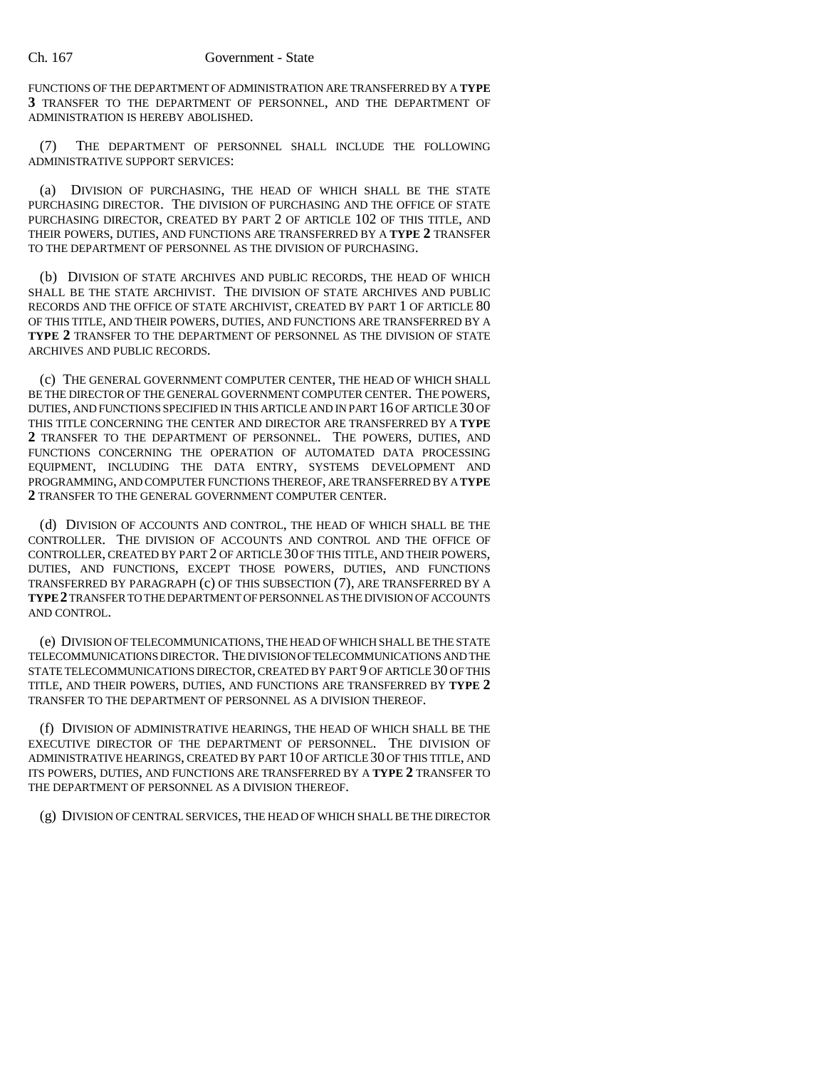FUNCTIONS OF THE DEPARTMENT OF ADMINISTRATION ARE TRANSFERRED BY A **TYPE 3** TRANSFER TO THE DEPARTMENT OF PERSONNEL, AND THE DEPARTMENT OF ADMINISTRATION IS HEREBY ABOLISHED.

(7) THE DEPARTMENT OF PERSONNEL SHALL INCLUDE THE FOLLOWING ADMINISTRATIVE SUPPORT SERVICES:

(a) DIVISION OF PURCHASING, THE HEAD OF WHICH SHALL BE THE STATE PURCHASING DIRECTOR. THE DIVISION OF PURCHASING AND THE OFFICE OF STATE PURCHASING DIRECTOR, CREATED BY PART 2 OF ARTICLE 102 OF THIS TITLE, AND THEIR POWERS, DUTIES, AND FUNCTIONS ARE TRANSFERRED BY A **TYPE 2** TRANSFER TO THE DEPARTMENT OF PERSONNEL AS THE DIVISION OF PURCHASING.

(b) DIVISION OF STATE ARCHIVES AND PUBLIC RECORDS, THE HEAD OF WHICH SHALL BE THE STATE ARCHIVIST. THE DIVISION OF STATE ARCHIVES AND PUBLIC RECORDS AND THE OFFICE OF STATE ARCHIVIST, CREATED BY PART 1 OF ARTICLE 80 OF THIS TITLE, AND THEIR POWERS, DUTIES, AND FUNCTIONS ARE TRANSFERRED BY A **TYPE 2** TRANSFER TO THE DEPARTMENT OF PERSONNEL AS THE DIVISION OF STATE ARCHIVES AND PUBLIC RECORDS.

(c) THE GENERAL GOVERNMENT COMPUTER CENTER, THE HEAD OF WHICH SHALL BE THE DIRECTOR OF THE GENERAL GOVERNMENT COMPUTER CENTER. THE POWERS, DUTIES, AND FUNCTIONS SPECIFIED IN THIS ARTICLE AND IN PART 16 OF ARTICLE 30 OF THIS TITLE CONCERNING THE CENTER AND DIRECTOR ARE TRANSFERRED BY A **TYPE 2** TRANSFER TO THE DEPARTMENT OF PERSONNEL. THE POWERS, DUTIES, AND FUNCTIONS CONCERNING THE OPERATION OF AUTOMATED DATA PROCESSING EQUIPMENT, INCLUDING THE DATA ENTRY, SYSTEMS DEVELOPMENT AND PROGRAMMING, AND COMPUTER FUNCTIONS THEREOF, ARE TRANSFERRED BY A **TYPE 2** TRANSFER TO THE GENERAL GOVERNMENT COMPUTER CENTER.

(d) DIVISION OF ACCOUNTS AND CONTROL, THE HEAD OF WHICH SHALL BE THE CONTROLLER. THE DIVISION OF ACCOUNTS AND CONTROL AND THE OFFICE OF CONTROLLER, CREATED BY PART 2 OF ARTICLE 30 OF THIS TITLE, AND THEIR POWERS, DUTIES, AND FUNCTIONS, EXCEPT THOSE POWERS, DUTIES, AND FUNCTIONS TRANSFERRED BY PARAGRAPH (c) OF THIS SUBSECTION (7), ARE TRANSFERRED BY A **TYPE 2** TRANSFER TO THE DEPARTMENT OF PERSONNEL AS THE DIVISION OF ACCOUNTS AND CONTROL.

(e) DIVISION OF TELECOMMUNICATIONS, THE HEAD OF WHICH SHALL BE THE STATE TELECOMMUNICATIONS DIRECTOR. THE DIVISION OF TELECOMMUNICATIONS AND THE STATE TELECOMMUNICATIONS DIRECTOR, CREATED BY PART 9 OF ARTICLE 30 OF THIS TITLE, AND THEIR POWERS, DUTIES, AND FUNCTIONS ARE TRANSFERRED BY **TYPE 2** TRANSFER TO THE DEPARTMENT OF PERSONNEL AS A DIVISION THEREOF.

(f) DIVISION OF ADMINISTRATIVE HEARINGS, THE HEAD OF WHICH SHALL BE THE EXECUTIVE DIRECTOR OF THE DEPARTMENT OF PERSONNEL. THE DIVISION OF ADMINISTRATIVE HEARINGS, CREATED BY PART 10 OF ARTICLE 30 OF THIS TITLE, AND ITS POWERS, DUTIES, AND FUNCTIONS ARE TRANSFERRED BY A **TYPE 2** TRANSFER TO THE DEPARTMENT OF PERSONNEL AS A DIVISION THEREOF.

(g) DIVISION OF CENTRAL SERVICES, THE HEAD OF WHICH SHALL BE THE DIRECTOR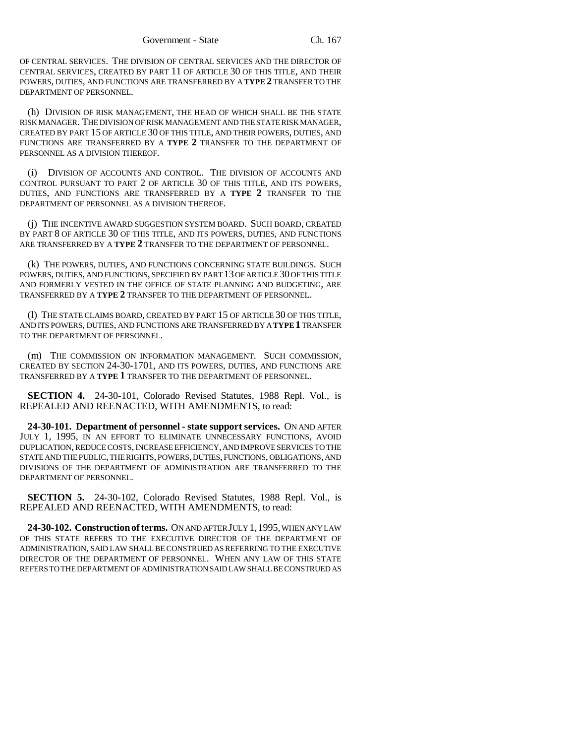OF CENTRAL SERVICES. THE DIVISION OF CENTRAL SERVICES AND THE DIRECTOR OF CENTRAL SERVICES, CREATED BY PART 11 OF ARTICLE 30 OF THIS TITLE, AND THEIR POWERS, DUTIES, AND FUNCTIONS ARE TRANSFERRED BY A **TYPE 2** TRANSFER TO THE DEPARTMENT OF PERSONNEL.

(h) DIVISION OF RISK MANAGEMENT, THE HEAD OF WHICH SHALL BE THE STATE RISK MANAGER. THE DIVISION OF RISK MANAGEMENT AND THE STATE RISK MANAGER, CREATED BY PART 15 OF ARTICLE 30 OF THIS TITLE, AND THEIR POWERS, DUTIES, AND FUNCTIONS ARE TRANSFERRED BY A **TYPE 2** TRANSFER TO THE DEPARTMENT OF PERSONNEL AS A DIVISION THEREOF.

(i) DIVISION OF ACCOUNTS AND CONTROL. THE DIVISION OF ACCOUNTS AND CONTROL PURSUANT TO PART 2 OF ARTICLE 30 OF THIS TITLE, AND ITS POWERS, DUTIES, AND FUNCTIONS ARE TRANSFERRED BY A **TYPE 2** TRANSFER TO THE DEPARTMENT OF PERSONNEL AS A DIVISION THEREOF.

(j) THE INCENTIVE AWARD SUGGESTION SYSTEM BOARD. SUCH BOARD, CREATED BY PART 8 OF ARTICLE 30 OF THIS TITLE, AND ITS POWERS, DUTIES, AND FUNCTIONS ARE TRANSFERRED BY A **TYPE 2** TRANSFER TO THE DEPARTMENT OF PERSONNEL.

(k) THE POWERS, DUTIES, AND FUNCTIONS CONCERNING STATE BUILDINGS. SUCH POWERS, DUTIES, AND FUNCTIONS, SPECIFIED BY PART 13 OF ARTICLE 30 OF THIS TITLE AND FORMERLY VESTED IN THE OFFICE OF STATE PLANNING AND BUDGETING, ARE TRANSFERRED BY A **TYPE 2** TRANSFER TO THE DEPARTMENT OF PERSONNEL.

(l) THE STATE CLAIMS BOARD, CREATED BY PART 15 OF ARTICLE 30 OF THIS TITLE, AND ITS POWERS, DUTIES, AND FUNCTIONS ARE TRANSFERRED BY A **TYPE 1** TRANSFER TO THE DEPARTMENT OF PERSONNEL.

(m) THE COMMISSION ON INFORMATION MANAGEMENT. SUCH COMMISSION, CREATED BY SECTION 24-30-1701, AND ITS POWERS, DUTIES, AND FUNCTIONS ARE TRANSFERRED BY A **TYPE 1** TRANSFER TO THE DEPARTMENT OF PERSONNEL.

**SECTION 4.** 24-30-101, Colorado Revised Statutes, 1988 Repl. Vol., is REPEALED AND REENACTED, WITH AMENDMENTS, to read:

**24-30-101. Department of personnel - state support services.** ON AND AFTER JULY 1, 1995, IN AN EFFORT TO ELIMINATE UNNECESSARY FUNCTIONS, AVOID DUPLICATION, REDUCE COSTS, INCREASE EFFICIENCY, AND IMPROVE SERVICES TO THE STATE AND THE PUBLIC, THE RIGHTS, POWERS, DUTIES, FUNCTIONS, OBLIGATIONS, AND DIVISIONS OF THE DEPARTMENT OF ADMINISTRATION ARE TRANSFERRED TO THE DEPARTMENT OF PERSONNEL.

**SECTION 5.** 24-30-102, Colorado Revised Statutes, 1988 Repl. Vol., is REPEALED AND REENACTED, WITH AMENDMENTS, to read:

**24-30-102. Construction of terms.** ON AND AFTER JULY 1, 1995, WHEN ANY LAW OF THIS STATE REFERS TO THE EXECUTIVE DIRECTOR OF THE DEPARTMENT OF ADMINISTRATION, SAID LAW SHALL BE CONSTRUED AS REFERRING TO THE EXECUTIVE DIRECTOR OF THE DEPARTMENT OF PERSONNEL. WHEN ANY LAW OF THIS STATE REFERS TO THE DEPARTMENT OF ADMINISTRATION SAID LAW SHALL BE CONSTRUED AS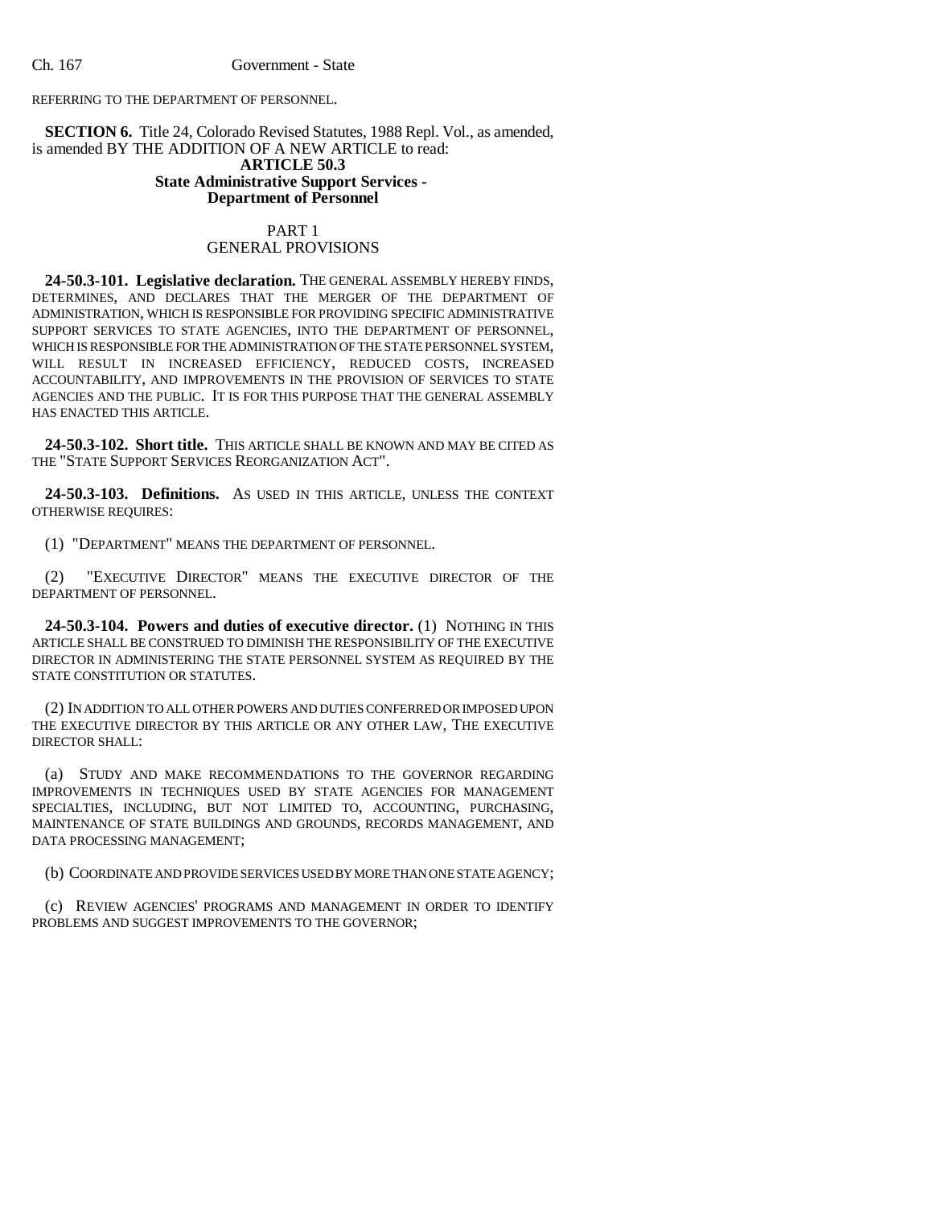REFERRING TO THE DEPARTMENT OF PERSONNEL.

**SECTION 6.** Title 24, Colorado Revised Statutes, 1988 Repl. Vol., as amended, is amended BY THE ADDITION OF A NEW ARTICLE to read:

**ARTICLE 50.3**
**State Administrative Support Services - Department of Personnel**

PART 1
GENERAL PROVISIONS

**24-50.3-101. Legislative declaration.** THE GENERAL ASSEMBLY HEREBY FINDS, DETERMINES, AND DECLARES THAT THE MERGER OF THE DEPARTMENT OF ADMINISTRATION, WHICH IS RESPONSIBLE FOR PROVIDING SPECIFIC ADMINISTRATIVE SUPPORT SERVICES TO STATE AGENCIES, INTO THE DEPARTMENT OF PERSONNEL, WHICH IS RESPONSIBLE FOR THE ADMINISTRATION OF THE STATE PERSONNEL SYSTEM, WILL RESULT IN INCREASED EFFICIENCY, REDUCED COSTS, INCREASED ACCOUNTABILITY, AND IMPROVEMENTS IN THE PROVISION OF SERVICES TO STATE AGENCIES AND THE PUBLIC. IT IS FOR THIS PURPOSE THAT THE GENERAL ASSEMBLY HAS ENACTED THIS ARTICLE.

**24-50.3-102. Short title.** THIS ARTICLE SHALL BE KNOWN AND MAY BE CITED AS THE "STATE SUPPORT SERVICES REORGANIZATION ACT".

**24-50.3-103. Definitions.** AS USED IN THIS ARTICLE, UNLESS THE CONTEXT OTHERWISE REQUIRES:

(1) "DEPARTMENT" MEANS THE DEPARTMENT OF PERSONNEL.

(2) "EXECUTIVE DIRECTOR" MEANS THE EXECUTIVE DIRECTOR OF THE DEPARTMENT OF PERSONNEL.

**24-50.3-104. Powers and duties of executive director.** (1) NOTHING IN THIS ARTICLE SHALL BE CONSTRUED TO DIMINISH THE RESPONSIBILITY OF THE EXECUTIVE DIRECTOR IN ADMINISTERING THE STATE PERSONNEL SYSTEM AS REQUIRED BY THE STATE CONSTITUTION OR STATUTES.

(2) IN ADDITION TO ALL OTHER POWERS AND DUTIES CONFERRED OR IMPOSED UPON THE EXECUTIVE DIRECTOR BY THIS ARTICLE OR ANY OTHER LAW, THE EXECUTIVE DIRECTOR SHALL:

(a) STUDY AND MAKE RECOMMENDATIONS TO THE GOVERNOR REGARDING IMPROVEMENTS IN TECHNIQUES USED BY STATE AGENCIES FOR MANAGEMENT SPECIALTIES, INCLUDING, BUT NOT LIMITED TO, ACCOUNTING, PURCHASING, MAINTENANCE OF STATE BUILDINGS AND GROUNDS, RECORDS MANAGEMENT, AND DATA PROCESSING MANAGEMENT;

(b) COORDINATE AND PROVIDE SERVICES USED BY MORE THAN ONE STATE AGENCY;

(c) REVIEW AGENCIES' PROGRAMS AND MANAGEMENT IN ORDER TO IDENTIFY PROBLEMS AND SUGGEST IMPROVEMENTS TO THE GOVERNOR;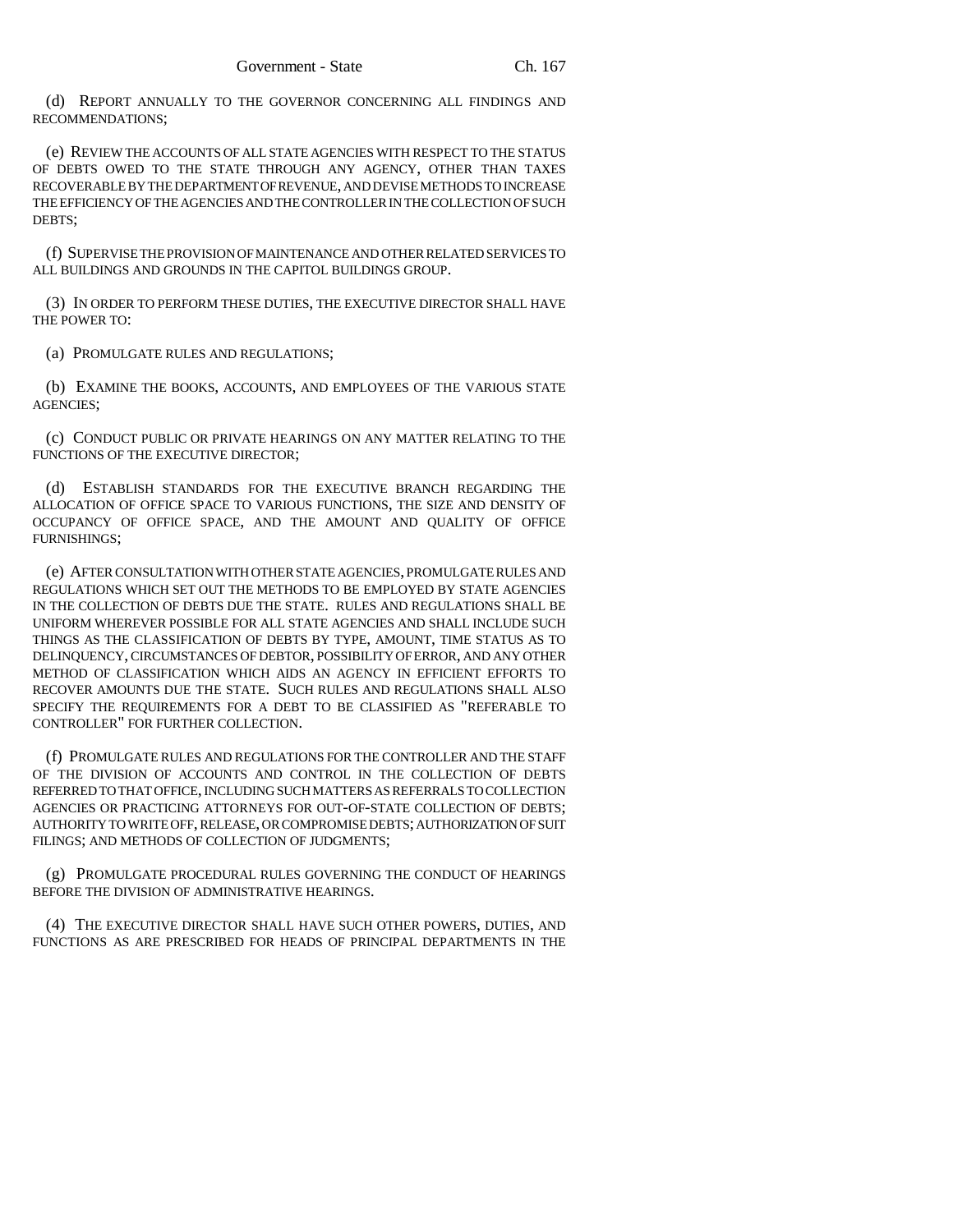(d) REPORT ANNUALLY TO THE GOVERNOR CONCERNING ALL FINDINGS AND RECOMMENDATIONS;

(e) REVIEW THE ACCOUNTS OF ALL STATE AGENCIES WITH RESPECT TO THE STATUS OF DEBTS OWED TO THE STATE THROUGH ANY AGENCY, OTHER THAN TAXES RECOVERABLE BY THE DEPARTMENT OF REVENUE, AND DEVISE METHODS TO INCREASE THE EFFICIENCY OF THE AGENCIES AND THE CONTROLLER IN THE COLLECTION OF SUCH DEBTS;

(f) SUPERVISE THE PROVISION OF MAINTENANCE AND OTHER RELATED SERVICES TO ALL BUILDINGS AND GROUNDS IN THE CAPITOL BUILDINGS GROUP.

(3) IN ORDER TO PERFORM THESE DUTIES, THE EXECUTIVE DIRECTOR SHALL HAVE THE POWER TO:

(a) PROMULGATE RULES AND REGULATIONS;

(b) EXAMINE THE BOOKS, ACCOUNTS, AND EMPLOYEES OF THE VARIOUS STATE AGENCIES;

(c) CONDUCT PUBLIC OR PRIVATE HEARINGS ON ANY MATTER RELATING TO THE FUNCTIONS OF THE EXECUTIVE DIRECTOR;

(d) ESTABLISH STANDARDS FOR THE EXECUTIVE BRANCH REGARDING THE ALLOCATION OF OFFICE SPACE TO VARIOUS FUNCTIONS, THE SIZE AND DENSITY OF OCCUPANCY OF OFFICE SPACE, AND THE AMOUNT AND QUALITY OF OFFICE FURNISHINGS;

(e) AFTER CONSULTATION WITH OTHER STATE AGENCIES, PROMULGATE RULES AND REGULATIONS WHICH SET OUT THE METHODS TO BE EMPLOYED BY STATE AGENCIES IN THE COLLECTION OF DEBTS DUE THE STATE. RULES AND REGULATIONS SHALL BE UNIFORM WHEREVER POSSIBLE FOR ALL STATE AGENCIES AND SHALL INCLUDE SUCH THINGS AS THE CLASSIFICATION OF DEBTS BY TYPE, AMOUNT, TIME STATUS AS TO DELINQUENCY, CIRCUMSTANCES OF DEBTOR, POSSIBILITY OF ERROR, AND ANY OTHER METHOD OF CLASSIFICATION WHICH AIDS AN AGENCY IN EFFICIENT EFFORTS TO RECOVER AMOUNTS DUE THE STATE. SUCH RULES AND REGULATIONS SHALL ALSO SPECIFY THE REQUIREMENTS FOR A DEBT TO BE CLASSIFIED AS "REFERABLE TO CONTROLLER" FOR FURTHER COLLECTION.

(f) PROMULGATE RULES AND REGULATIONS FOR THE CONTROLLER AND THE STAFF OF THE DIVISION OF ACCOUNTS AND CONTROL IN THE COLLECTION OF DEBTS REFERRED TO THAT OFFICE, INCLUDING SUCH MATTERS AS REFERRALS TO COLLECTION AGENCIES OR PRACTICING ATTORNEYS FOR OUT-OF-STATE COLLECTION OF DEBTS; AUTHORITY TO WRITE OFF, RELEASE, OR COMPROMISE DEBTS; AUTHORIZATION OF SUIT FILINGS; AND METHODS OF COLLECTION OF JUDGMENTS;

(g) PROMULGATE PROCEDURAL RULES GOVERNING THE CONDUCT OF HEARINGS BEFORE THE DIVISION OF ADMINISTRATIVE HEARINGS.

(4) THE EXECUTIVE DIRECTOR SHALL HAVE SUCH OTHER POWERS, DUTIES, AND FUNCTIONS AS ARE PRESCRIBED FOR HEADS OF PRINCIPAL DEPARTMENTS IN THE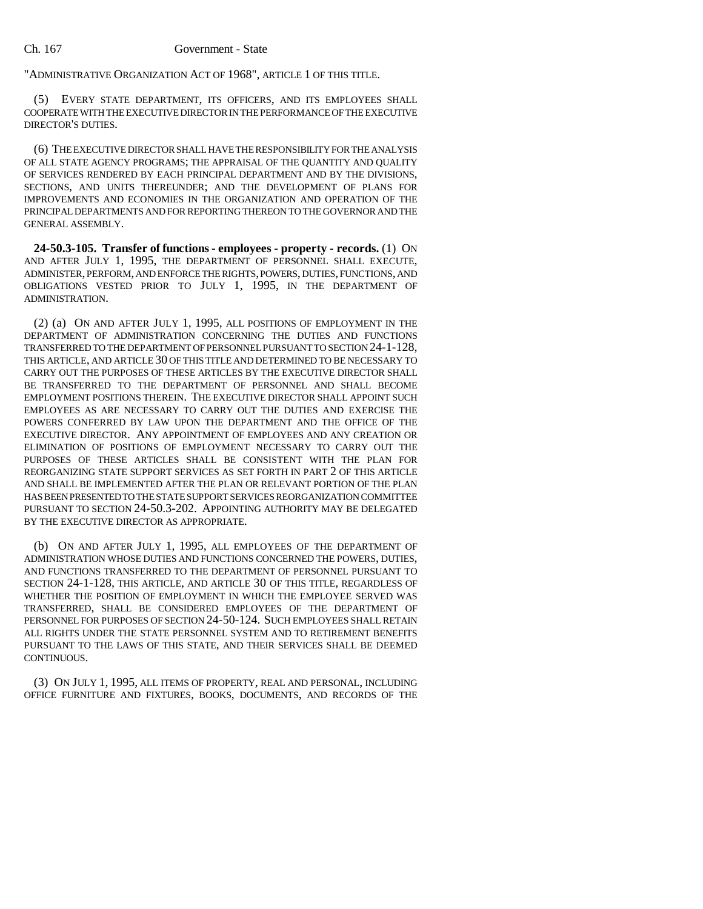"ADMINISTRATIVE ORGANIZATION ACT OF 1968", ARTICLE 1 OF THIS TITLE.

(5) EVERY STATE DEPARTMENT, ITS OFFICERS, AND ITS EMPLOYEES SHALL COOPERATE WITH THE EXECUTIVE DIRECTOR IN THE PERFORMANCE OF THE EXECUTIVE DIRECTOR'S DUTIES.

(6) THE EXECUTIVE DIRECTOR SHALL HAVE THE RESPONSIBILITY FOR THE ANALYSIS OF ALL STATE AGENCY PROGRAMS; THE APPRAISAL OF THE QUANTITY AND QUALITY OF SERVICES RENDERED BY EACH PRINCIPAL DEPARTMENT AND BY THE DIVISIONS, SECTIONS, AND UNITS THEREUNDER; AND THE DEVELOPMENT OF PLANS FOR IMPROVEMENTS AND ECONOMIES IN THE ORGANIZATION AND OPERATION OF THE PRINCIPAL DEPARTMENTS AND FOR REPORTING THEREON TO THE GOVERNOR AND THE GENERAL ASSEMBLY.

**24-50.3-105. Transfer of functions - employees - property - records.** (1) ON AND AFTER JULY 1, 1995, THE DEPARTMENT OF PERSONNEL SHALL EXECUTE, ADMINISTER, PERFORM, AND ENFORCE THE RIGHTS, POWERS, DUTIES, FUNCTIONS, AND OBLIGATIONS VESTED PRIOR TO JULY 1, 1995, IN THE DEPARTMENT OF ADMINISTRATION.

(2) (a) ON AND AFTER JULY 1, 1995, ALL POSITIONS OF EMPLOYMENT IN THE DEPARTMENT OF ADMINISTRATION CONCERNING THE DUTIES AND FUNCTIONS TRANSFERRED TO THE DEPARTMENT OF PERSONNEL PURSUANT TO SECTION 24-1-128, THIS ARTICLE, AND ARTICLE 30 OF THIS TITLE AND DETERMINED TO BE NECESSARY TO CARRY OUT THE PURPOSES OF THESE ARTICLES BY THE EXECUTIVE DIRECTOR SHALL BE TRANSFERRED TO THE DEPARTMENT OF PERSONNEL AND SHALL BECOME EMPLOYMENT POSITIONS THEREIN. THE EXECUTIVE DIRECTOR SHALL APPOINT SUCH EMPLOYEES AS ARE NECESSARY TO CARRY OUT THE DUTIES AND EXERCISE THE POWERS CONFERRED BY LAW UPON THE DEPARTMENT AND THE OFFICE OF THE EXECUTIVE DIRECTOR. ANY APPOINTMENT OF EMPLOYEES AND ANY CREATION OR ELIMINATION OF POSITIONS OF EMPLOYMENT NECESSARY TO CARRY OUT THE PURPOSES OF THESE ARTICLES SHALL BE CONSISTENT WITH THE PLAN FOR REORGANIZING STATE SUPPORT SERVICES AS SET FORTH IN PART 2 OF THIS ARTICLE AND SHALL BE IMPLEMENTED AFTER THE PLAN OR RELEVANT PORTION OF THE PLAN HAS BEEN PRESENTED TO THE STATE SUPPORT SERVICES REORGANIZATION COMMITTEE PURSUANT TO SECTION 24-50.3-202. APPOINTING AUTHORITY MAY BE DELEGATED BY THE EXECUTIVE DIRECTOR AS APPROPRIATE.

(b) ON AND AFTER JULY 1, 1995, ALL EMPLOYEES OF THE DEPARTMENT OF ADMINISTRATION WHOSE DUTIES AND FUNCTIONS CONCERNED THE POWERS, DUTIES, AND FUNCTIONS TRANSFERRED TO THE DEPARTMENT OF PERSONNEL PURSUANT TO SECTION 24-1-128, THIS ARTICLE, AND ARTICLE 30 OF THIS TITLE, REGARDLESS OF WHETHER THE POSITION OF EMPLOYMENT IN WHICH THE EMPLOYEE SERVED WAS TRANSFERRED, SHALL BE CONSIDERED EMPLOYEES OF THE DEPARTMENT OF PERSONNEL FOR PURPOSES OF SECTION 24-50-124. SUCH EMPLOYEES SHALL RETAIN ALL RIGHTS UNDER THE STATE PERSONNEL SYSTEM AND TO RETIREMENT BENEFITS PURSUANT TO THE LAWS OF THIS STATE, AND THEIR SERVICES SHALL BE DEEMED CONTINUOUS.

(3) ON JULY 1, 1995, ALL ITEMS OF PROPERTY, REAL AND PERSONAL, INCLUDING OFFICE FURNITURE AND FIXTURES, BOOKS, DOCUMENTS, AND RECORDS OF THE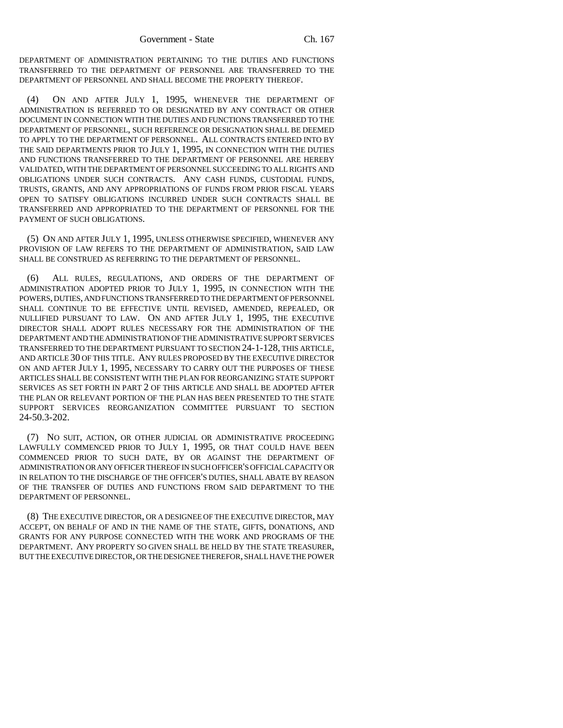DEPARTMENT OF ADMINISTRATION PERTAINING TO THE DUTIES AND FUNCTIONS TRANSFERRED TO THE DEPARTMENT OF PERSONNEL ARE TRANSFERRED TO THE DEPARTMENT OF PERSONNEL AND SHALL BECOME THE PROPERTY THEREOF.

(4) ON AND AFTER JULY 1, 1995, WHENEVER THE DEPARTMENT OF ADMINISTRATION IS REFERRED TO OR DESIGNATED BY ANY CONTRACT OR OTHER DOCUMENT IN CONNECTION WITH THE DUTIES AND FUNCTIONS TRANSFERRED TO THE DEPARTMENT OF PERSONNEL, SUCH REFERENCE OR DESIGNATION SHALL BE DEEMED TO APPLY TO THE DEPARTMENT OF PERSONNEL. ALL CONTRACTS ENTERED INTO BY THE SAID DEPARTMENTS PRIOR TO JULY 1, 1995, IN CONNECTION WITH THE DUTIES AND FUNCTIONS TRANSFERRED TO THE DEPARTMENT OF PERSONNEL ARE HEREBY VALIDATED, WITH THE DEPARTMENT OF PERSONNEL SUCCEEDING TO ALL RIGHTS AND OBLIGATIONS UNDER SUCH CONTRACTS. ANY CASH FUNDS, CUSTODIAL FUNDS, TRUSTS, GRANTS, AND ANY APPROPRIATIONS OF FUNDS FROM PRIOR FISCAL YEARS OPEN TO SATISFY OBLIGATIONS INCURRED UNDER SUCH CONTRACTS SHALL BE TRANSFERRED AND APPROPRIATED TO THE DEPARTMENT OF PERSONNEL FOR THE PAYMENT OF SUCH OBLIGATIONS.

(5) ON AND AFTER JULY 1, 1995, UNLESS OTHERWISE SPECIFIED, WHENEVER ANY PROVISION OF LAW REFERS TO THE DEPARTMENT OF ADMINISTRATION, SAID LAW SHALL BE CONSTRUED AS REFERRING TO THE DEPARTMENT OF PERSONNEL.

(6) ALL RULES, REGULATIONS, AND ORDERS OF THE DEPARTMENT OF ADMINISTRATION ADOPTED PRIOR TO JULY 1, 1995, IN CONNECTION WITH THE POWERS, DUTIES, AND FUNCTIONS TRANSFERRED TO THE DEPARTMENT OF PERSONNEL SHALL CONTINUE TO BE EFFECTIVE UNTIL REVISED, AMENDED, REPEALED, OR NULLIFIED PURSUANT TO LAW. ON AND AFTER JULY 1, 1995, THE EXECUTIVE DIRECTOR SHALL ADOPT RULES NECESSARY FOR THE ADMINISTRATION OF THE DEPARTMENT AND THE ADMINISTRATION OF THE ADMINISTRATIVE SUPPORT SERVICES TRANSFERRED TO THE DEPARTMENT PURSUANT TO SECTION 24-1-128, THIS ARTICLE, AND ARTICLE 30 OF THIS TITLE. ANY RULES PROPOSED BY THE EXECUTIVE DIRECTOR ON AND AFTER JULY 1, 1995, NECESSARY TO CARRY OUT THE PURPOSES OF THESE ARTICLES SHALL BE CONSISTENT WITH THE PLAN FOR REORGANIZING STATE SUPPORT SERVICES AS SET FORTH IN PART 2 OF THIS ARTICLE AND SHALL BE ADOPTED AFTER THE PLAN OR RELEVANT PORTION OF THE PLAN HAS BEEN PRESENTED TO THE STATE SUPPORT SERVICES REORGANIZATION COMMITTEE PURSUANT TO SECTION 24-50.3-202.

(7) NO SUIT, ACTION, OR OTHER JUDICIAL OR ADMINISTRATIVE PROCEEDING LAWFULLY COMMENCED PRIOR TO JULY 1, 1995, OR THAT COULD HAVE BEEN COMMENCED PRIOR TO SUCH DATE, BY OR AGAINST THE DEPARTMENT OF ADMINISTRATION OR ANY OFFICER THEREOF IN SUCH OFFICER'S OFFICIAL CAPACITY OR IN RELATION TO THE DISCHARGE OF THE OFFICER'S DUTIES, SHALL ABATE BY REASON OF THE TRANSFER OF DUTIES AND FUNCTIONS FROM SAID DEPARTMENT TO THE DEPARTMENT OF PERSONNEL.

(8) THE EXECUTIVE DIRECTOR, OR A DESIGNEE OF THE EXECUTIVE DIRECTOR, MAY ACCEPT, ON BEHALF OF AND IN THE NAME OF THE STATE, GIFTS, DONATIONS, AND GRANTS FOR ANY PURPOSE CONNECTED WITH THE WORK AND PROGRAMS OF THE DEPARTMENT. ANY PROPERTY SO GIVEN SHALL BE HELD BY THE STATE TREASURER, BUT THE EXECUTIVE DIRECTOR, OR THE DESIGNEE THEREFOR, SHALL HAVE THE POWER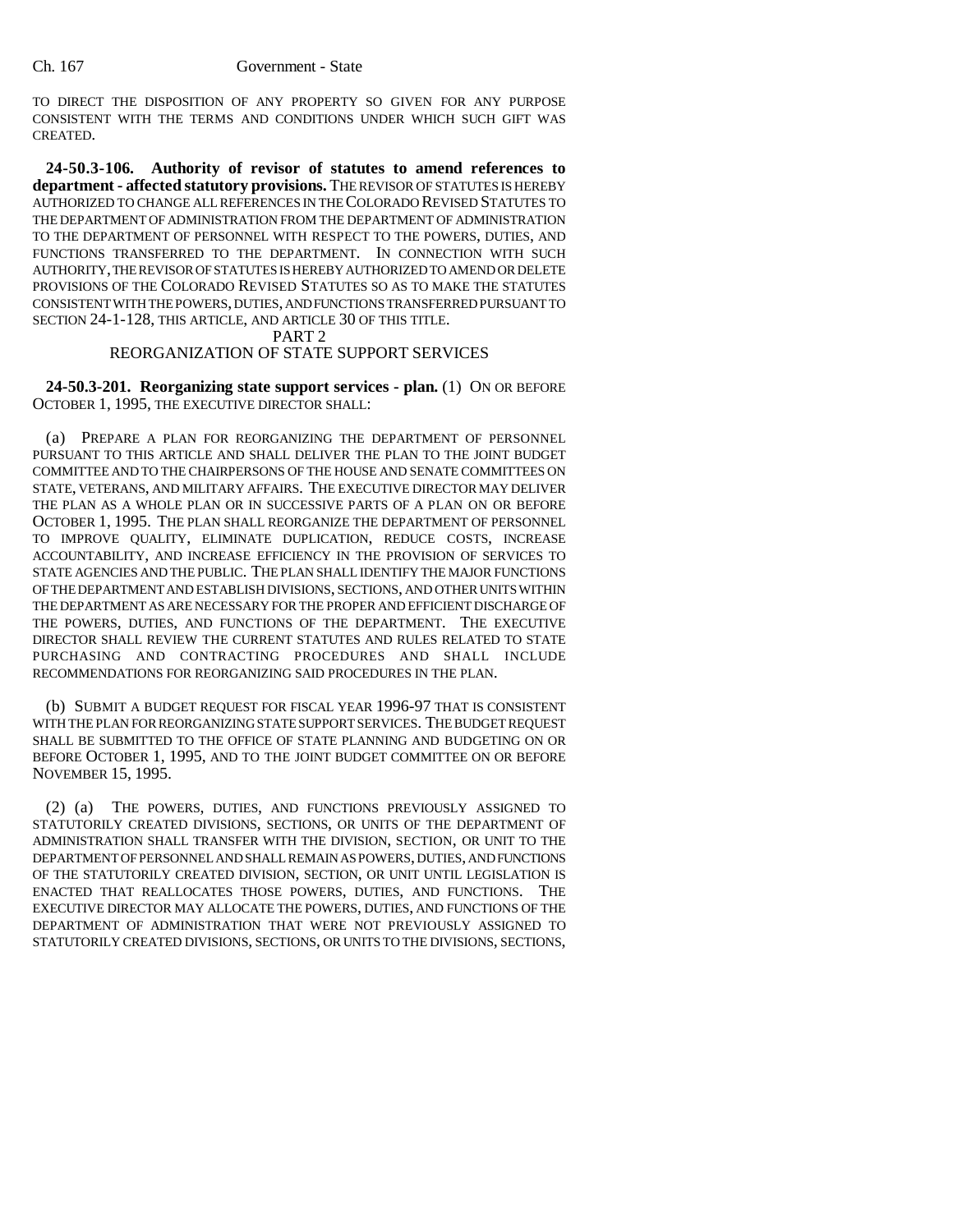TO DIRECT THE DISPOSITION OF ANY PROPERTY SO GIVEN FOR ANY PURPOSE CONSISTENT WITH THE TERMS AND CONDITIONS UNDER WHICH SUCH GIFT WAS CREATED.

**24-50.3-106. Authority of revisor of statutes to amend references to department - affected statutory provisions.** THE REVISOR OF STATUTES IS HEREBY AUTHORIZED TO CHANGE ALL REFERENCES IN THE COLORADO REVISED STATUTES TO THE DEPARTMENT OF ADMINISTRATION FROM THE DEPARTMENT OF ADMINISTRATION TO THE DEPARTMENT OF PERSONNEL WITH RESPECT TO THE POWERS, DUTIES, AND FUNCTIONS TRANSFERRED TO THE DEPARTMENT. IN CONNECTION WITH SUCH AUTHORITY, THE REVISOR OF STATUTES IS HEREBY AUTHORIZED TO AMEND OR DELETE PROVISIONS OF THE COLORADO REVISED STATUTES SO AS TO MAKE THE STATUTES CONSISTENT WITH THE POWERS, DUTIES, AND FUNCTIONS TRANSFERRED PURSUANT TO SECTION 24-1-128, THIS ARTICLE, AND ARTICLE 30 OF THIS TITLE.

PART 2
REORGANIZATION OF STATE SUPPORT SERVICES

**24-50.3-201. Reorganizing state support services - plan.** (1) ON OR BEFORE OCTOBER 1, 1995, THE EXECUTIVE DIRECTOR SHALL:

(a) PREPARE A PLAN FOR REORGANIZING THE DEPARTMENT OF PERSONNEL PURSUANT TO THIS ARTICLE AND SHALL DELIVER THE PLAN TO THE JOINT BUDGET COMMITTEE AND TO THE CHAIRPERSONS OF THE HOUSE AND SENATE COMMITTEES ON STATE, VETERANS, AND MILITARY AFFAIRS. THE EXECUTIVE DIRECTOR MAY DELIVER THE PLAN AS A WHOLE PLAN OR IN SUCCESSIVE PARTS OF A PLAN ON OR BEFORE OCTOBER 1, 1995. THE PLAN SHALL REORGANIZE THE DEPARTMENT OF PERSONNEL TO IMPROVE QUALITY, ELIMINATE DUPLICATION, REDUCE COSTS, INCREASE ACCOUNTABILITY, AND INCREASE EFFICIENCY IN THE PROVISION OF SERVICES TO STATE AGENCIES AND THE PUBLIC. THE PLAN SHALL IDENTIFY THE MAJOR FUNCTIONS OF THE DEPARTMENT AND ESTABLISH DIVISIONS, SECTIONS, AND OTHER UNITS WITHIN THE DEPARTMENT AS ARE NECESSARY FOR THE PROPER AND EFFICIENT DISCHARGE OF THE POWERS, DUTIES, AND FUNCTIONS OF THE DEPARTMENT. THE EXECUTIVE DIRECTOR SHALL REVIEW THE CURRENT STATUTES AND RULES RELATED TO STATE PURCHASING AND CONTRACTING PROCEDURES AND SHALL INCLUDE RECOMMENDATIONS FOR REORGANIZING SAID PROCEDURES IN THE PLAN.

(b) SUBMIT A BUDGET REQUEST FOR FISCAL YEAR 1996-97 THAT IS CONSISTENT WITH THE PLAN FOR REORGANIZING STATE SUPPORT SERVICES. THE BUDGET REQUEST SHALL BE SUBMITTED TO THE OFFICE OF STATE PLANNING AND BUDGETING ON OR BEFORE OCTOBER 1, 1995, AND TO THE JOINT BUDGET COMMITTEE ON OR BEFORE NOVEMBER 15, 1995.

(2) (a) THE POWERS, DUTIES, AND FUNCTIONS PREVIOUSLY ASSIGNED TO STATUTORILY CREATED DIVISIONS, SECTIONS, OR UNITS OF THE DEPARTMENT OF ADMINISTRATION SHALL TRANSFER WITH THE DIVISION, SECTION, OR UNIT TO THE DEPARTMENT OF PERSONNEL AND SHALL REMAIN AS POWERS, DUTIES, AND FUNCTIONS OF THE STATUTORILY CREATED DIVISION, SECTION, OR UNIT UNTIL LEGISLATION IS ENACTED THAT REALLOCATES THOSE POWERS, DUTIES, AND FUNCTIONS. THE EXECUTIVE DIRECTOR MAY ALLOCATE THE POWERS, DUTIES, AND FUNCTIONS OF THE DEPARTMENT OF ADMINISTRATION THAT WERE NOT PREVIOUSLY ASSIGNED TO STATUTORILY CREATED DIVISIONS, SECTIONS, OR UNITS TO THE DIVISIONS, SECTIONS,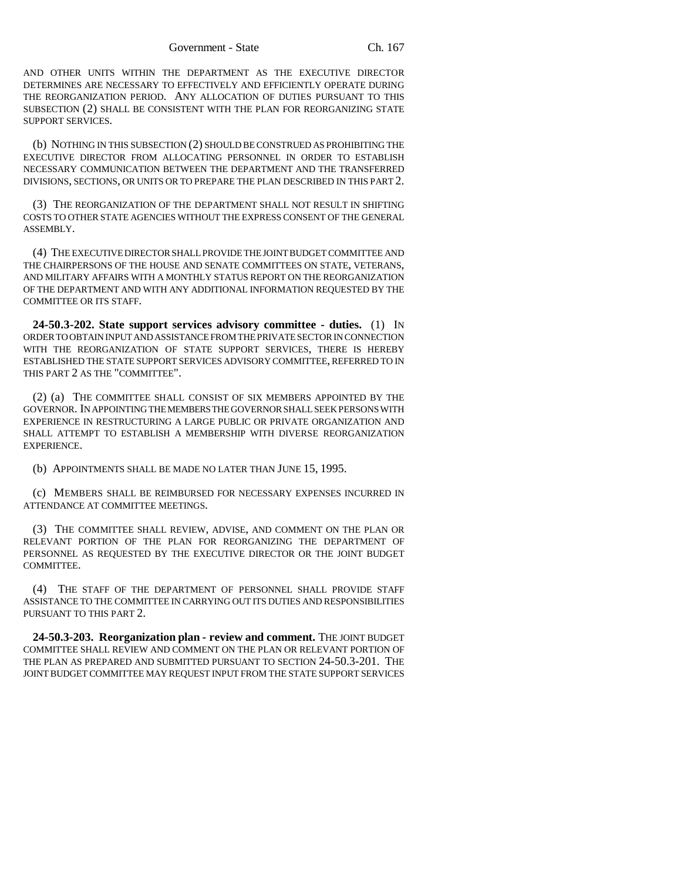AND OTHER UNITS WITHIN THE DEPARTMENT AS THE EXECUTIVE DIRECTOR DETERMINES ARE NECESSARY TO EFFECTIVELY AND EFFICIENTLY OPERATE DURING THE REORGANIZATION PERIOD. ANY ALLOCATION OF DUTIES PURSUANT TO THIS SUBSECTION (2) SHALL BE CONSISTENT WITH THE PLAN FOR REORGANIZING STATE SUPPORT SERVICES.

(b) NOTHING IN THIS SUBSECTION (2) SHOULD BE CONSTRUED AS PROHIBITING THE EXECUTIVE DIRECTOR FROM ALLOCATING PERSONNEL IN ORDER TO ESTABLISH NECESSARY COMMUNICATION BETWEEN THE DEPARTMENT AND THE TRANSFERRED DIVISIONS, SECTIONS, OR UNITS OR TO PREPARE THE PLAN DESCRIBED IN THIS PART 2.

(3) THE REORGANIZATION OF THE DEPARTMENT SHALL NOT RESULT IN SHIFTING COSTS TO OTHER STATE AGENCIES WITHOUT THE EXPRESS CONSENT OF THE GENERAL ASSEMBLY.

(4) THE EXECUTIVE DIRECTOR SHALL PROVIDE THE JOINT BUDGET COMMITTEE AND THE CHAIRPERSONS OF THE HOUSE AND SENATE COMMITTEES ON STATE, VETERANS, AND MILITARY AFFAIRS WITH A MONTHLY STATUS REPORT ON THE REORGANIZATION OF THE DEPARTMENT AND WITH ANY ADDITIONAL INFORMATION REQUESTED BY THE COMMITTEE OR ITS STAFF.

**24-50.3-202. State support services advisory committee - duties.** (1) IN ORDER TO OBTAIN INPUT AND ASSISTANCE FROM THE PRIVATE SECTOR IN CONNECTION WITH THE REORGANIZATION OF STATE SUPPORT SERVICES, THERE IS HEREBY ESTABLISHED THE STATE SUPPORT SERVICES ADVISORY COMMITTEE, REFERRED TO IN THIS PART 2 AS THE "COMMITTEE".

(2) (a) THE COMMITTEE SHALL CONSIST OF SIX MEMBERS APPOINTED BY THE GOVERNOR. IN APPOINTING THE MEMBERS THE GOVERNOR SHALL SEEK PERSONS WITH EXPERIENCE IN RESTRUCTURING A LARGE PUBLIC OR PRIVATE ORGANIZATION AND SHALL ATTEMPT TO ESTABLISH A MEMBERSHIP WITH DIVERSE REORGANIZATION EXPERIENCE.

(b) APPOINTMENTS SHALL BE MADE NO LATER THAN JUNE 15, 1995.

(c) MEMBERS SHALL BE REIMBURSED FOR NECESSARY EXPENSES INCURRED IN ATTENDANCE AT COMMITTEE MEETINGS.

(3) THE COMMITTEE SHALL REVIEW, ADVISE, AND COMMENT ON THE PLAN OR RELEVANT PORTION OF THE PLAN FOR REORGANIZING THE DEPARTMENT OF PERSONNEL AS REQUESTED BY THE EXECUTIVE DIRECTOR OR THE JOINT BUDGET COMMITTEE.

(4) THE STAFF OF THE DEPARTMENT OF PERSONNEL SHALL PROVIDE STAFF ASSISTANCE TO THE COMMITTEE IN CARRYING OUT ITS DUTIES AND RESPONSIBILITIES PURSUANT TO THIS PART 2.

**24-50.3-203. Reorganization plan - review and comment.** THE JOINT BUDGET COMMITTEE SHALL REVIEW AND COMMENT ON THE PLAN OR RELEVANT PORTION OF THE PLAN AS PREPARED AND SUBMITTED PURSUANT TO SECTION 24-50.3-201. THE JOINT BUDGET COMMITTEE MAY REQUEST INPUT FROM THE STATE SUPPORT SERVICES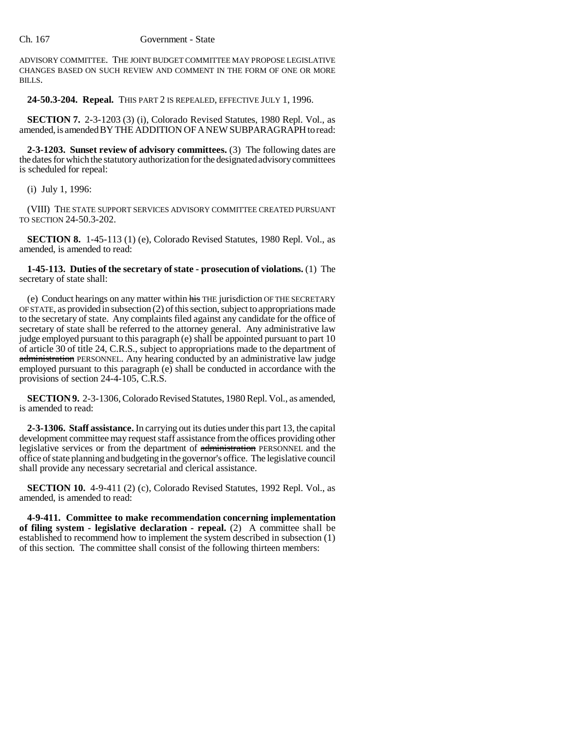ADVISORY COMMITTEE. THE JOINT BUDGET COMMITTEE MAY PROPOSE LEGISLATIVE CHANGES BASED ON SUCH REVIEW AND COMMENT IN THE FORM OF ONE OR MORE BILLS.

**24-50.3-204. Repeal.** THIS PART 2 IS REPEALED, EFFECTIVE JULY 1, 1996.

**SECTION 7.** 2-3-1203 (3) (i), Colorado Revised Statutes, 1980 Repl. Vol., as amended, is amended BY THE ADDITION OF A NEW SUBPARAGRAPH to read:

**2-3-1203. Sunset review of advisory committees.** (3) The following dates are the dates for which the statutory authorization for the designated advisory committees is scheduled for repeal:

(i) July 1, 1996:

(VIII) THE STATE SUPPORT SERVICES ADVISORY COMMITTEE CREATED PURSUANT TO SECTION 24-50.3-202.

**SECTION 8.** 1-45-113 (1) (e), Colorado Revised Statutes, 1980 Repl. Vol., as amended, is amended to read:

**1-45-113. Duties of the secretary of state - prosecution of violations.** (1) The secretary of state shall:

(e) Conduct hearings on any matter within ~~his~~ THE jurisdiction OF THE SECRETARY OF STATE, as provided in subsection (2) of this section, subject to appropriations made to the secretary of state. Any complaints filed against any candidate for the office of secretary of state shall be referred to the attorney general. Any administrative law judge employed pursuant to this paragraph (e) shall be appointed pursuant to part 10 of article 30 of title 24, C.R.S., subject to appropriations made to the department of ~~administration~~ PERSONNEL. Any hearing conducted by an administrative law judge employed pursuant to this paragraph (e) shall be conducted in accordance with the provisions of section 24-4-105, C.R.S.

**SECTION 9.** 2-3-1306, Colorado Revised Statutes, 1980 Repl. Vol., as amended, is amended to read:

**2-3-1306. Staff assistance.** In carrying out its duties under this part 13, the capital development committee may request staff assistance from the offices providing other legislative services or from the department of ~~administration~~ PERSONNEL and the office of state planning and budgeting in the governor's office. The legislative council shall provide any necessary secretarial and clerical assistance.

**SECTION 10.** 4-9-411 (2) (c), Colorado Revised Statutes, 1992 Repl. Vol., as amended, is amended to read:

**4-9-411. Committee to make recommendation concerning implementation of filing system - legislative declaration - repeal.** (2) A committee shall be established to recommend how to implement the system described in subsection (1) of this section. The committee shall consist of the following thirteen members: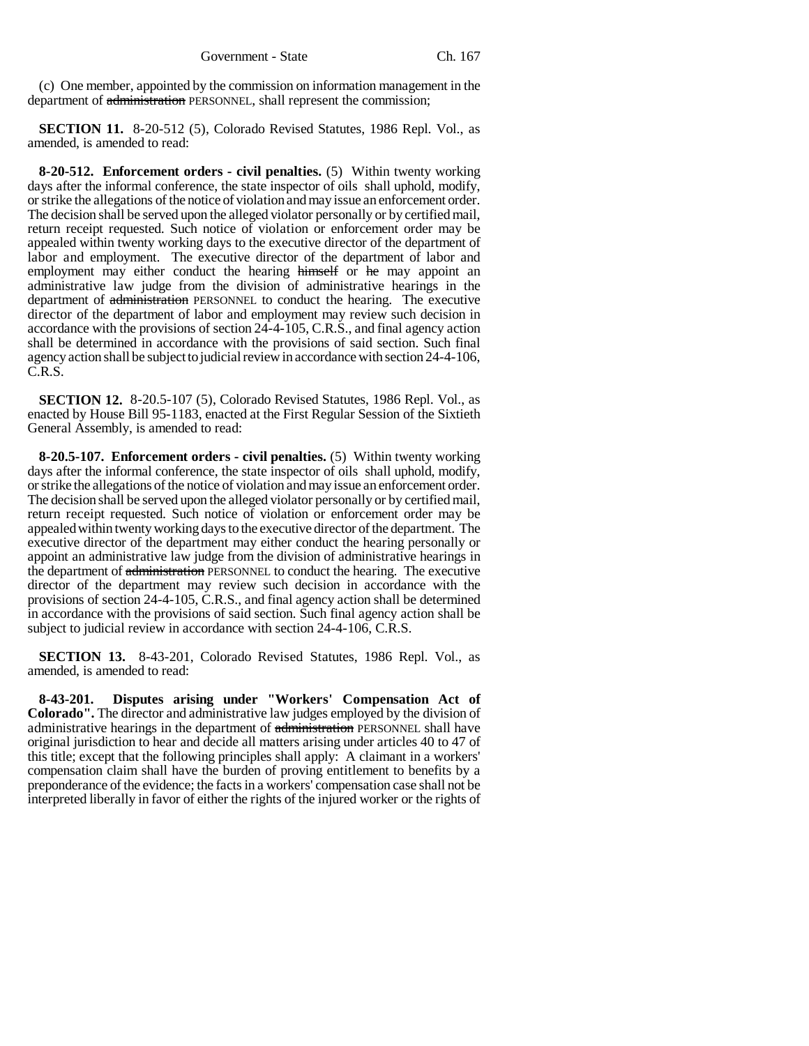(c) One member, appointed by the commission on information management in the department of ~~administration~~ PERSONNEL, shall represent the commission;

**SECTION 11.** 8-20-512 (5), Colorado Revised Statutes, 1986 Repl. Vol., as amended, is amended to read:

**8-20-512. Enforcement orders - civil penalties.** (5) Within twenty working days after the informal conference, the state inspector of oils shall uphold, modify, or strike the allegations of the notice of violation and may issue an enforcement order. The decision shall be served upon the alleged violator personally or by certified mail, return receipt requested. Such notice of violation or enforcement order may be appealed within twenty working days to the executive director of the department of labor and employment. The executive director of the department of labor and employment may either conduct the hearing ~~himself~~ or ~~he~~ may appoint an administrative law judge from the division of administrative hearings in the department of ~~administration~~ PERSONNEL to conduct the hearing. The executive director of the department of labor and employment may review such decision in accordance with the provisions of section 24-4-105, C.R.S., and final agency action shall be determined in accordance with the provisions of said section. Such final agency action shall be subject to judicial review in accordance with section 24-4-106, C.R.S.

**SECTION 12.** 8-20.5-107 (5), Colorado Revised Statutes, 1986 Repl. Vol., as enacted by House Bill 95-1183, enacted at the First Regular Session of the Sixtieth General Assembly, is amended to read:

**8-20.5-107. Enforcement orders - civil penalties.** (5) Within twenty working days after the informal conference, the state inspector of oils shall uphold, modify, or strike the allegations of the notice of violation and may issue an enforcement order. The decision shall be served upon the alleged violator personally or by certified mail, return receipt requested. Such notice of violation or enforcement order may be appealed within twenty working days to the executive director of the department. The executive director of the department may either conduct the hearing personally or appoint an administrative law judge from the division of administrative hearings in the department of ~~administration~~ PERSONNEL to conduct the hearing. The executive director of the department may review such decision in accordance with the provisions of section 24-4-105, C.R.S., and final agency action shall be determined in accordance with the provisions of said section. Such final agency action shall be subject to judicial review in accordance with section 24-4-106, C.R.S.

**SECTION 13.** 8-43-201, Colorado Revised Statutes, 1986 Repl. Vol., as amended, is amended to read:

**8-43-201. Disputes arising under "Workers' Compensation Act of Colorado".** The director and administrative law judges employed by the division of administrative hearings in the department of ~~administration~~ PERSONNEL shall have original jurisdiction to hear and decide all matters arising under articles 40 to 47 of this title; except that the following principles shall apply: A claimant in a workers' compensation claim shall have the burden of proving entitlement to benefits by a preponderance of the evidence; the facts in a workers' compensation case shall not be interpreted liberally in favor of either the rights of the injured worker or the rights of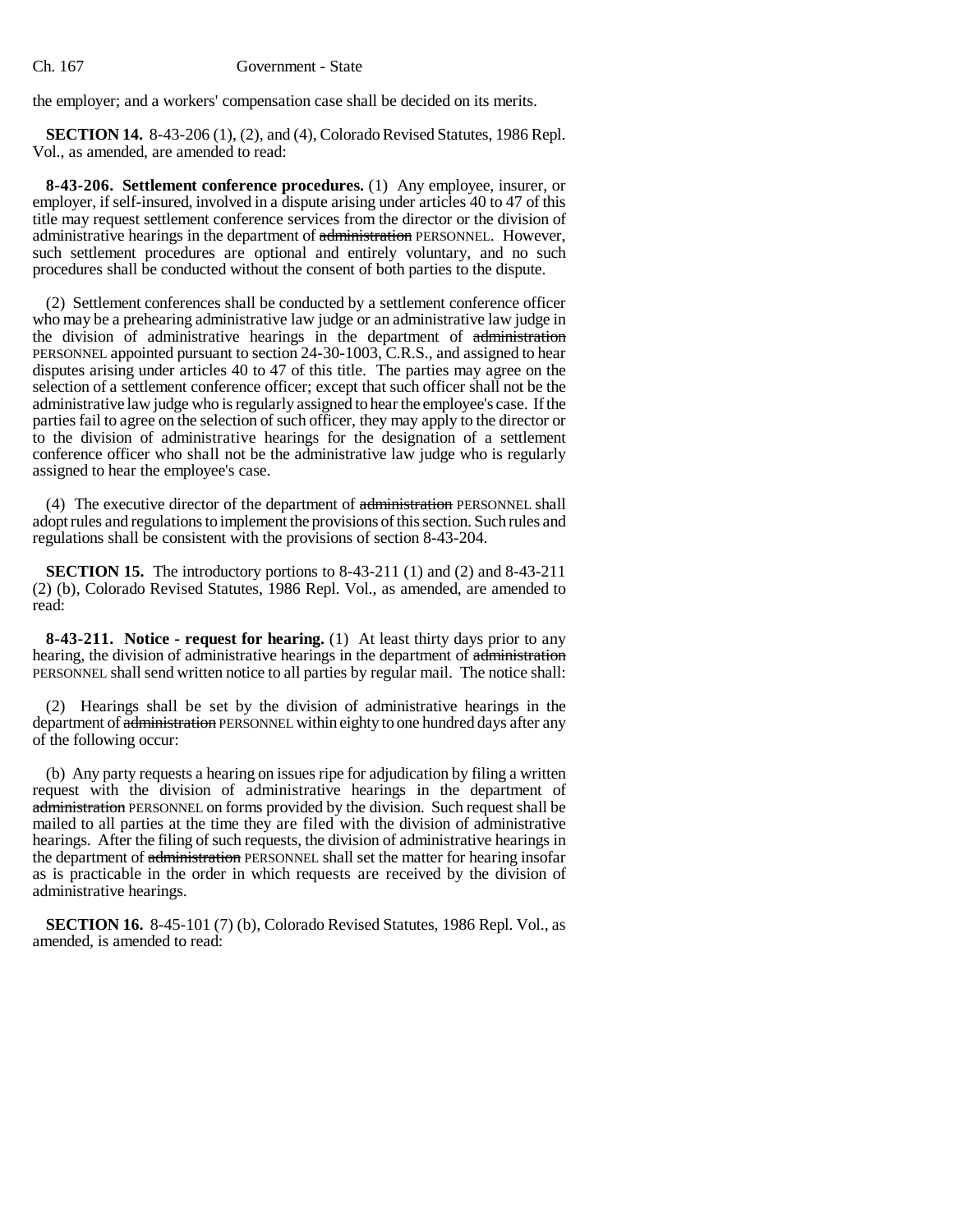the employer; and a workers' compensation case shall be decided on its merits.

**SECTION 14.** 8-43-206 (1), (2), and (4), Colorado Revised Statutes, 1986 Repl. Vol., as amended, are amended to read:

**8-43-206. Settlement conference procedures.** (1) Any employee, insurer, or employer, if self-insured, involved in a dispute arising under articles 40 to 47 of this title may request settlement conference services from the director or the division of administrative hearings in the department of ~~administration~~ PERSONNEL. However, such settlement procedures are optional and entirely voluntary, and no such procedures shall be conducted without the consent of both parties to the dispute.

(2) Settlement conferences shall be conducted by a settlement conference officer who may be a prehearing administrative law judge or an administrative law judge in the division of administrative hearings in the department of ~~administration~~ PERSONNEL appointed pursuant to section 24-30-1003, C.R.S., and assigned to hear disputes arising under articles 40 to 47 of this title. The parties may agree on the selection of a settlement conference officer; except that such officer shall not be the administrative law judge who is regularly assigned to hear the employee's case. If the parties fail to agree on the selection of such officer, they may apply to the director or to the division of administrative hearings for the designation of a settlement conference officer who shall not be the administrative law judge who is regularly assigned to hear the employee's case.

(4) The executive director of the department of ~~administration~~ PERSONNEL shall adopt rules and regulations to implement the provisions of this section. Such rules and regulations shall be consistent with the provisions of section 8-43-204.

**SECTION 15.** The introductory portions to 8-43-211 (1) and (2) and 8-43-211 (2) (b), Colorado Revised Statutes, 1986 Repl. Vol., as amended, are amended to read:

**8-43-211. Notice - request for hearing.** (1) At least thirty days prior to any hearing, the division of administrative hearings in the department of ~~administration~~ PERSONNEL shall send written notice to all parties by regular mail. The notice shall:

(2) Hearings shall be set by the division of administrative hearings in the department of ~~administration~~ PERSONNEL within eighty to one hundred days after any of the following occur:

(b) Any party requests a hearing on issues ripe for adjudication by filing a written request with the division of administrative hearings in the department of ~~administration~~ PERSONNEL on forms provided by the division. Such request shall be mailed to all parties at the time they are filed with the division of administrative hearings. After the filing of such requests, the division of administrative hearings in the department of ~~administration~~ PERSONNEL shall set the matter for hearing insofar as is practicable in the order in which requests are received by the division of administrative hearings.

**SECTION 16.** 8-45-101 (7) (b), Colorado Revised Statutes, 1986 Repl. Vol., as amended, is amended to read: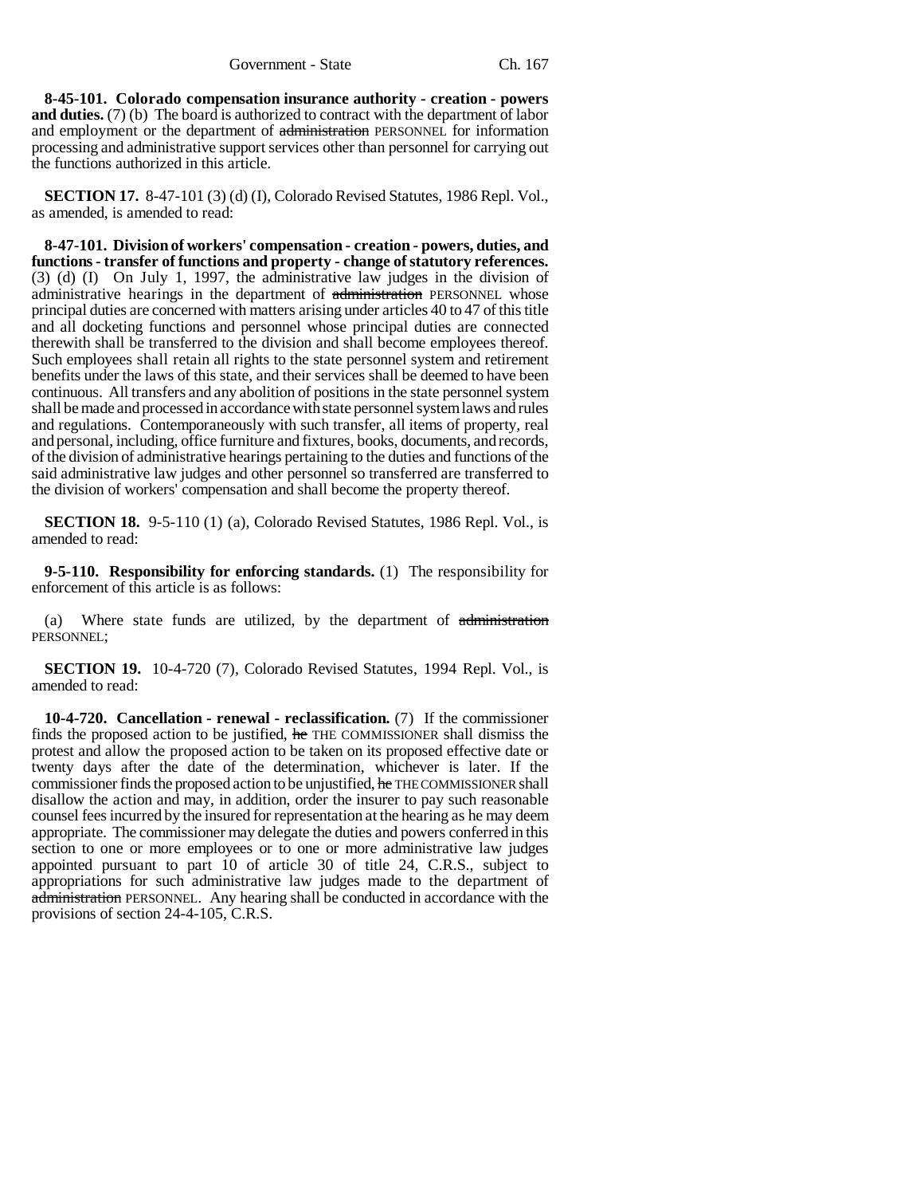**8-45-101. Colorado compensation insurance authority - creation - powers and duties.** (7) (b) The board is authorized to contract with the department of labor and employment or the department of ~~administration~~ PERSONNEL for information processing and administrative support services other than personnel for carrying out the functions authorized in this article.

**SECTION 17.** 8-47-101 (3) (d) (I), Colorado Revised Statutes, 1986 Repl. Vol., as amended, is amended to read:

**8-47-101. Division of workers' compensation - creation - powers, duties, and functions - transfer of functions and property - change of statutory references.** (3) (d) (I) On July 1, 1997, the administrative law judges in the division of administrative hearings in the department of ~~administration~~ PERSONNEL whose principal duties are concerned with matters arising under articles 40 to 47 of this title and all docketing functions and personnel whose principal duties are connected therewith shall be transferred to the division and shall become employees thereof. Such employees shall retain all rights to the state personnel system and retirement benefits under the laws of this state, and their services shall be deemed to have been continuous. All transfers and any abolition of positions in the state personnel system shall be made and processed in accordance with state personnel system laws and rules and regulations. Contemporaneously with such transfer, all items of property, real and personal, including, office furniture and fixtures, books, documents, and records, of the division of administrative hearings pertaining to the duties and functions of the said administrative law judges and other personnel so transferred are transferred to the division of workers' compensation and shall become the property thereof.

**SECTION 18.** 9-5-110 (1) (a), Colorado Revised Statutes, 1986 Repl. Vol., is amended to read:

**9-5-110. Responsibility for enforcing standards.** (1) The responsibility for enforcement of this article is as follows:

(a) Where state funds are utilized, by the department of ~~administration~~ PERSONNEL;

**SECTION 19.** 10-4-720 (7), Colorado Revised Statutes, 1994 Repl. Vol., is amended to read:

**10-4-720. Cancellation - renewal - reclassification.** (7) If the commissioner finds the proposed action to be justified, ~~he~~ THE COMMISSIONER shall dismiss the protest and allow the proposed action to be taken on its proposed effective date or twenty days after the date of the determination, whichever is later. If the commissioner finds the proposed action to be unjustified, ~~he~~ THE COMMISSIONER shall disallow the action and may, in addition, order the insurer to pay such reasonable counsel fees incurred by the insured for representation at the hearing as he may deem appropriate. The commissioner may delegate the duties and powers conferred in this section to one or more employees or to one or more administrative law judges appointed pursuant to part 10 of article 30 of title 24, C.R.S., subject to appropriations for such administrative law judges made to the department of ~~administration~~ PERSONNEL. Any hearing shall be conducted in accordance with the provisions of section 24-4-105, C.R.S.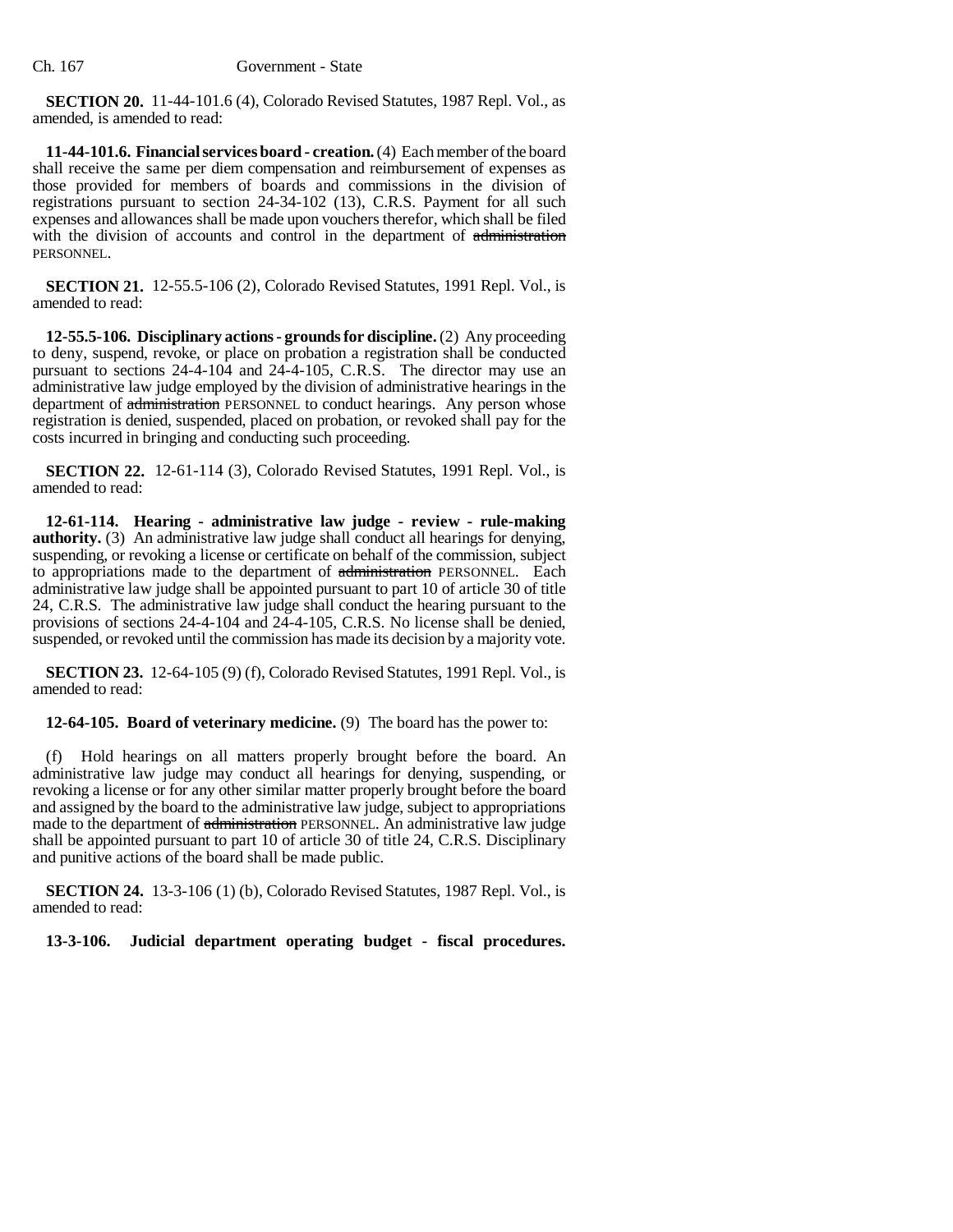**SECTION 20.** 11-44-101.6 (4), Colorado Revised Statutes, 1987 Repl. Vol., as amended, is amended to read:

**11-44-101.6. Financial services board - creation.** (4) Each member of the board shall receive the same per diem compensation and reimbursement of expenses as those provided for members of boards and commissions in the division of registrations pursuant to section 24-34-102 (13), C.R.S. Payment for all such expenses and allowances shall be made upon vouchers therefor, which shall be filed with the division of accounts and control in the department of ~~administration~~ PERSONNEL.

**SECTION 21.** 12-55.5-106 (2), Colorado Revised Statutes, 1991 Repl. Vol., is amended to read:

**12-55.5-106. Disciplinary actions - grounds for discipline.** (2) Any proceeding to deny, suspend, revoke, or place on probation a registration shall be conducted pursuant to sections 24-4-104 and 24-4-105, C.R.S. The director may use an administrative law judge employed by the division of administrative hearings in the department of ~~administration~~ PERSONNEL to conduct hearings. Any person whose registration is denied, suspended, placed on probation, or revoked shall pay for the costs incurred in bringing and conducting such proceeding.

**SECTION 22.** 12-61-114 (3), Colorado Revised Statutes, 1991 Repl. Vol., is amended to read:

**12-61-114. Hearing - administrative law judge - review - rule-making authority.** (3) An administrative law judge shall conduct all hearings for denying, suspending, or revoking a license or certificate on behalf of the commission, subject to appropriations made to the department of ~~administration~~ PERSONNEL. Each administrative law judge shall be appointed pursuant to part 10 of article 30 of title 24, C.R.S. The administrative law judge shall conduct the hearing pursuant to the provisions of sections 24-4-104 and 24-4-105, C.R.S. No license shall be denied, suspended, or revoked until the commission has made its decision by a majority vote.

**SECTION 23.** 12-64-105 (9) (f), Colorado Revised Statutes, 1991 Repl. Vol., is amended to read:

**12-64-105. Board of veterinary medicine.** (9) The board has the power to:

(f) Hold hearings on all matters properly brought before the board. An administrative law judge may conduct all hearings for denying, suspending, or revoking a license or for any other similar matter properly brought before the board and assigned by the board to the administrative law judge, subject to appropriations made to the department of ~~administration~~ PERSONNEL. An administrative law judge shall be appointed pursuant to part 10 of article 30 of title 24, C.R.S. Disciplinary and punitive actions of the board shall be made public.

**SECTION 24.** 13-3-106 (1) (b), Colorado Revised Statutes, 1987 Repl. Vol., is amended to read:

**13-3-106. Judicial department operating budget - fiscal procedures.**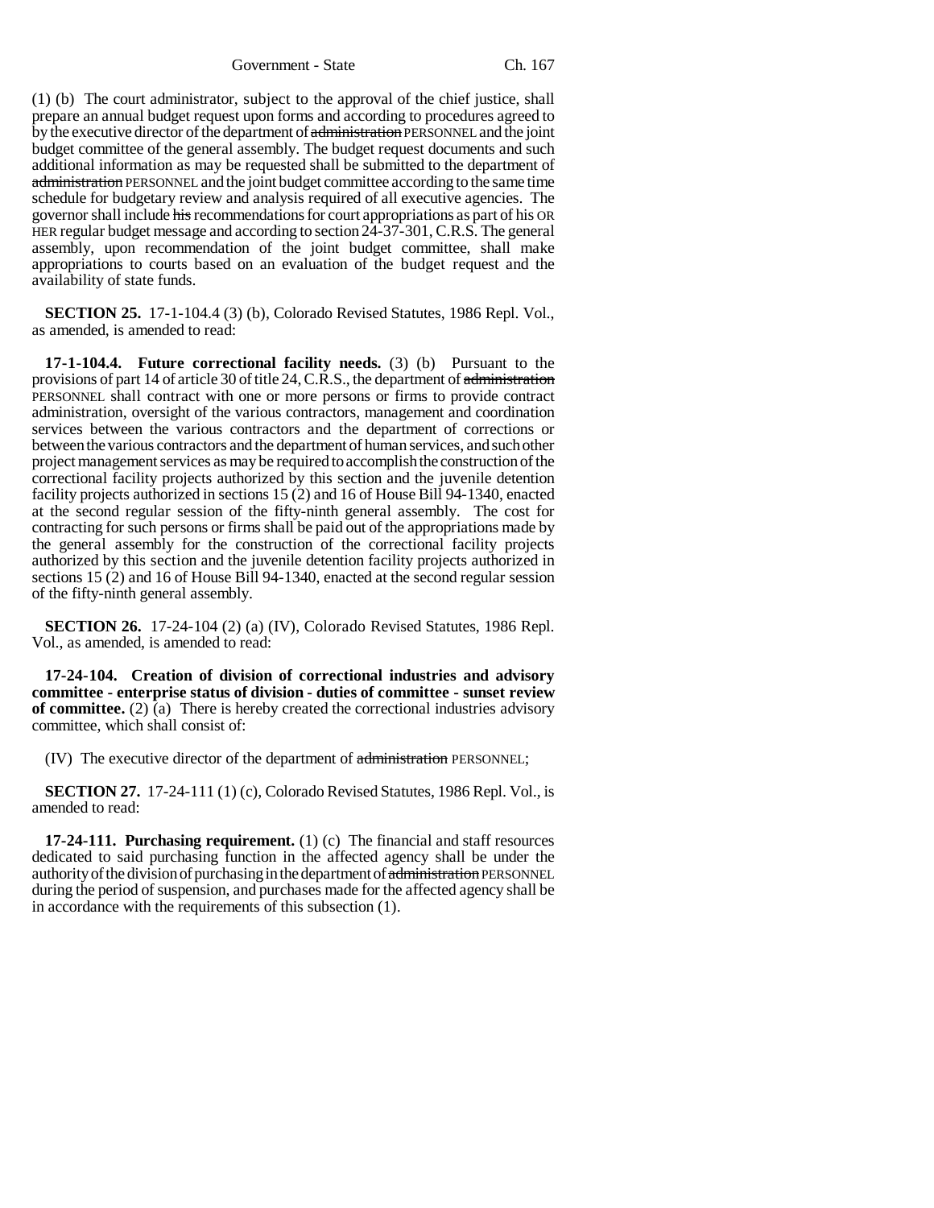(1) (b) The court administrator, subject to the approval of the chief justice, shall prepare an annual budget request upon forms and according to procedures agreed to by the executive director of the department of ~~administration~~ PERSONNEL and the joint budget committee of the general assembly. The budget request documents and such additional information as may be requested shall be submitted to the department of ~~administration~~ PERSONNEL and the joint budget committee according to the same time schedule for budgetary review and analysis required of all executive agencies. The governor shall include ~~his~~ recommendations for court appropriations as part of his OR HER regular budget message and according to section 24-37-301, C.R.S. The general assembly, upon recommendation of the joint budget committee, shall make appropriations to courts based on an evaluation of the budget request and the availability of state funds.

**SECTION 25.** 17-1-104.4 (3) (b), Colorado Revised Statutes, 1986 Repl. Vol., as amended, is amended to read:

**17-1-104.4. Future correctional facility needs.** (3) (b) Pursuant to the provisions of part 14 of article 30 of title 24, C.R.S., the department of ~~administration~~ PERSONNEL shall contract with one or more persons or firms to provide contract administration, oversight of the various contractors, management and coordination services between the various contractors and the department of corrections or between the various contractors and the department of human services, and such other project management services as may be required to accomplish the construction of the correctional facility projects authorized by this section and the juvenile detention facility projects authorized in sections 15 (2) and 16 of House Bill 94-1340, enacted at the second regular session of the fifty-ninth general assembly. The cost for contracting for such persons or firms shall be paid out of the appropriations made by the general assembly for the construction of the correctional facility projects authorized by this section and the juvenile detention facility projects authorized in sections 15 (2) and 16 of House Bill 94-1340, enacted at the second regular session of the fifty-ninth general assembly.

**SECTION 26.** 17-24-104 (2) (a) (IV), Colorado Revised Statutes, 1986 Repl. Vol., as amended, is amended to read:

**17-24-104. Creation of division of correctional industries and advisory committee - enterprise status of division - duties of committee - sunset review of committee.** (2) (a) There is hereby created the correctional industries advisory committee, which shall consist of:

(IV) The executive director of the department of ~~administration~~ PERSONNEL;

**SECTION 27.** 17-24-111 (1) (c), Colorado Revised Statutes, 1986 Repl. Vol., is amended to read:

**17-24-111. Purchasing requirement.** (1) (c) The financial and staff resources dedicated to said purchasing function in the affected agency shall be under the authority of the division of purchasing in the department of ~~administration~~ PERSONNEL during the period of suspension, and purchases made for the affected agency shall be in accordance with the requirements of this subsection (1).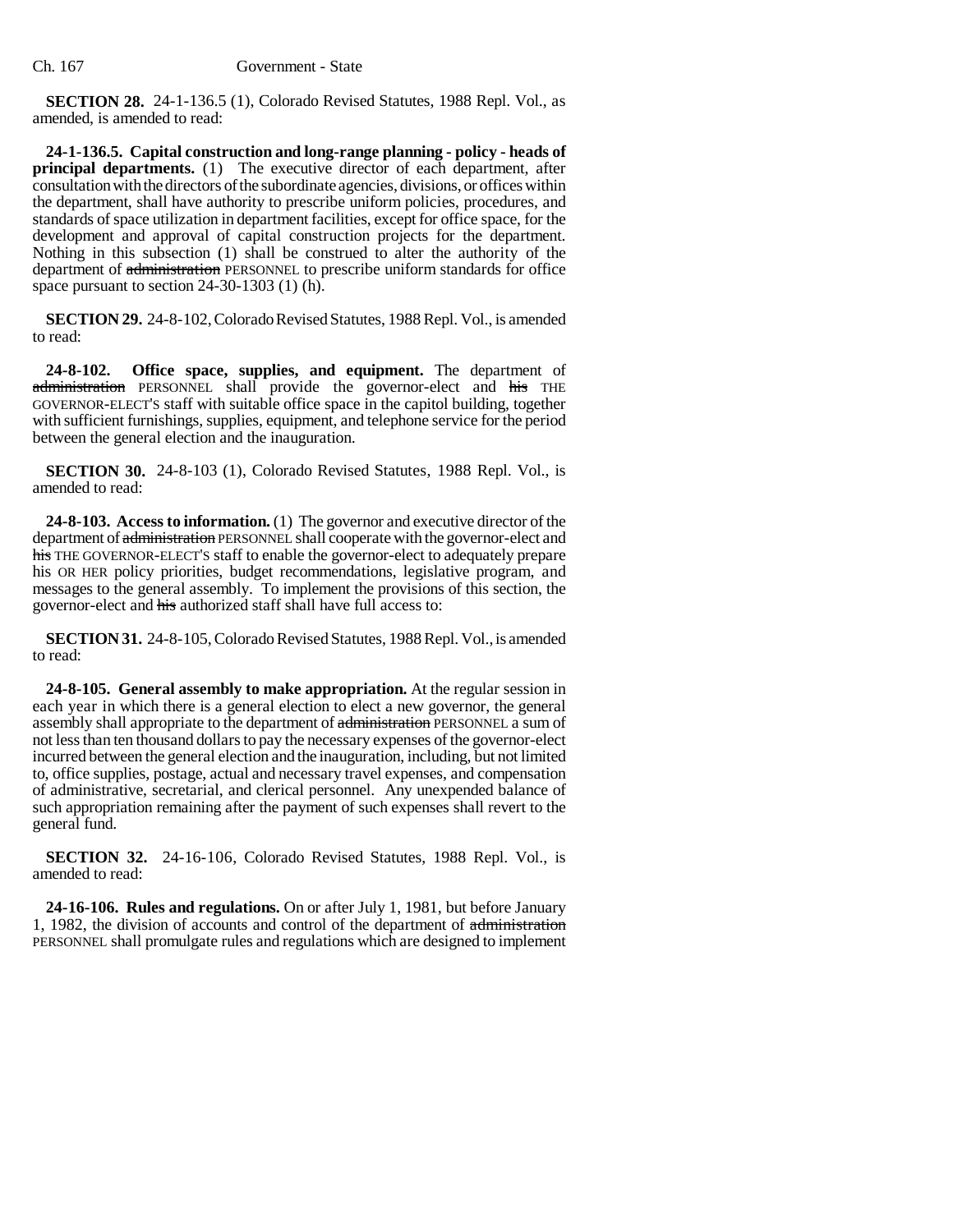**SECTION 28.** 24-1-136.5 (1), Colorado Revised Statutes, 1988 Repl. Vol., as amended, is amended to read:

**24-1-136.5. Capital construction and long-range planning - policy - heads of principal departments.** (1) The executive director of each department, after consultation with the directors of the subordinate agencies, divisions, or offices within the department, shall have authority to prescribe uniform policies, procedures, and standards of space utilization in department facilities, except for office space, for the development and approval of capital construction projects for the department. Nothing in this subsection (1) shall be construed to alter the authority of the department of ~~administration~~ PERSONNEL to prescribe uniform standards for office space pursuant to section 24-30-1303 (1) (h).

**SECTION 29.** 24-8-102, Colorado Revised Statutes, 1988 Repl. Vol., is amended to read:

**24-8-102. Office space, supplies, and equipment.** The department of ~~administration~~ PERSONNEL shall provide the governor-elect and ~~his~~ THE GOVERNOR-ELECT'S staff with suitable office space in the capitol building, together with sufficient furnishings, supplies, equipment, and telephone service for the period between the general election and the inauguration.

**SECTION 30.** 24-8-103 (1), Colorado Revised Statutes, 1988 Repl. Vol., is amended to read:

**24-8-103. Access to information.** (1) The governor and executive director of the department of ~~administration~~ PERSONNEL shall cooperate with the governor-elect and ~~his~~ THE GOVERNOR-ELECT'S staff to enable the governor-elect to adequately prepare his OR HER policy priorities, budget recommendations, legislative program, and messages to the general assembly. To implement the provisions of this section, the governor-elect and ~~his~~ authorized staff shall have full access to:

**SECTION 31.** 24-8-105, Colorado Revised Statutes, 1988 Repl. Vol., is amended to read:

**24-8-105. General assembly to make appropriation.** At the regular session in each year in which there is a general election to elect a new governor, the general assembly shall appropriate to the department of ~~administration~~ PERSONNEL a sum of not less than ten thousand dollars to pay the necessary expenses of the governor-elect incurred between the general election and the inauguration, including, but not limited to, office supplies, postage, actual and necessary travel expenses, and compensation of administrative, secretarial, and clerical personnel. Any unexpended balance of such appropriation remaining after the payment of such expenses shall revert to the general fund.

**SECTION 32.** 24-16-106, Colorado Revised Statutes, 1988 Repl. Vol., is amended to read:

**24-16-106. Rules and regulations.** On or after July 1, 1981, but before January 1, 1982, the division of accounts and control of the department of ~~administration~~ PERSONNEL shall promulgate rules and regulations which are designed to implement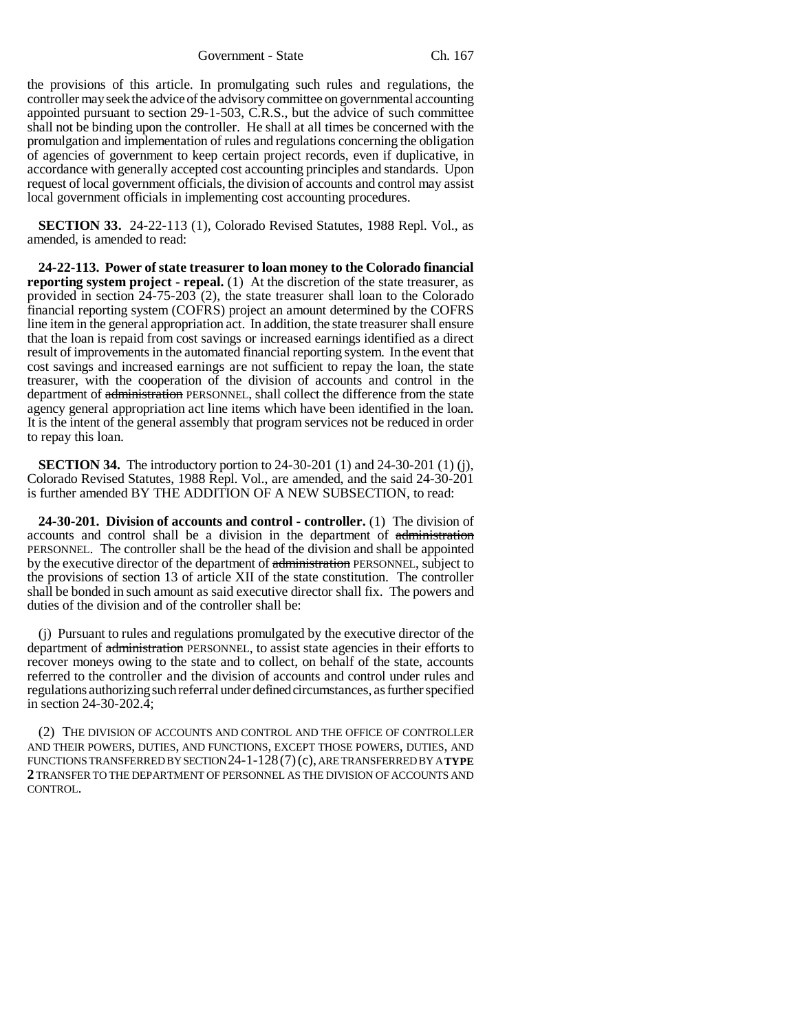the provisions of this article. In promulgating such rules and regulations, the controller may seek the advice of the advisory committee on governmental accounting appointed pursuant to section 29-1-503, C.R.S., but the advice of such committee shall not be binding upon the controller. He shall at all times be concerned with the promulgation and implementation of rules and regulations concerning the obligation of agencies of government to keep certain project records, even if duplicative, in accordance with generally accepted cost accounting principles and standards. Upon request of local government officials, the division of accounts and control may assist local government officials in implementing cost accounting procedures.

**SECTION 33.** 24-22-113 (1), Colorado Revised Statutes, 1988 Repl. Vol., as amended, is amended to read:

**24-22-113. Power of state treasurer to loan money to the Colorado financial reporting system project - repeal.** (1) At the discretion of the state treasurer, as provided in section 24-75-203 (2), the state treasurer shall loan to the Colorado financial reporting system (COFRS) project an amount determined by the COFRS line item in the general appropriation act. In addition, the state treasurer shall ensure that the loan is repaid from cost savings or increased earnings identified as a direct result of improvements in the automated financial reporting system. In the event that cost savings and increased earnings are not sufficient to repay the loan, the state treasurer, with the cooperation of the division of accounts and control in the department of ~~administration~~ PERSONNEL, shall collect the difference from the state agency general appropriation act line items which have been identified in the loan. It is the intent of the general assembly that program services not be reduced in order to repay this loan.

**SECTION 34.** The introductory portion to 24-30-201 (1) and 24-30-201 (1) (j), Colorado Revised Statutes, 1988 Repl. Vol., are amended, and the said 24-30-201 is further amended BY THE ADDITION OF A NEW SUBSECTION, to read:

**24-30-201. Division of accounts and control - controller.** (1) The division of accounts and control shall be a division in the department of ~~administration~~ PERSONNEL. The controller shall be the head of the division and shall be appointed by the executive director of the department of ~~administration~~ PERSONNEL, subject to the provisions of section 13 of article XII of the state constitution. The controller shall be bonded in such amount as said executive director shall fix. The powers and duties of the division and of the controller shall be:

(j) Pursuant to rules and regulations promulgated by the executive director of the department of ~~administration~~ PERSONNEL, to assist state agencies in their efforts to recover moneys owing to the state and to collect, on behalf of the state, accounts referred to the controller and the division of accounts and control under rules and regulations authorizing such referral under defined circumstances, as further specified in section 24-30-202.4;

(2) THE DIVISION OF ACCOUNTS AND CONTROL AND THE OFFICE OF CONTROLLER AND THEIR POWERS, DUTIES, AND FUNCTIONS, EXCEPT THOSE POWERS, DUTIES, AND FUNCTIONS TRANSFERRED BY SECTION 24-1-128 (7) (c), ARE TRANSFERRED BY A **TYPE 2** TRANSFER TO THE DEPARTMENT OF PERSONNEL AS THE DIVISION OF ACCOUNTS AND CONTROL.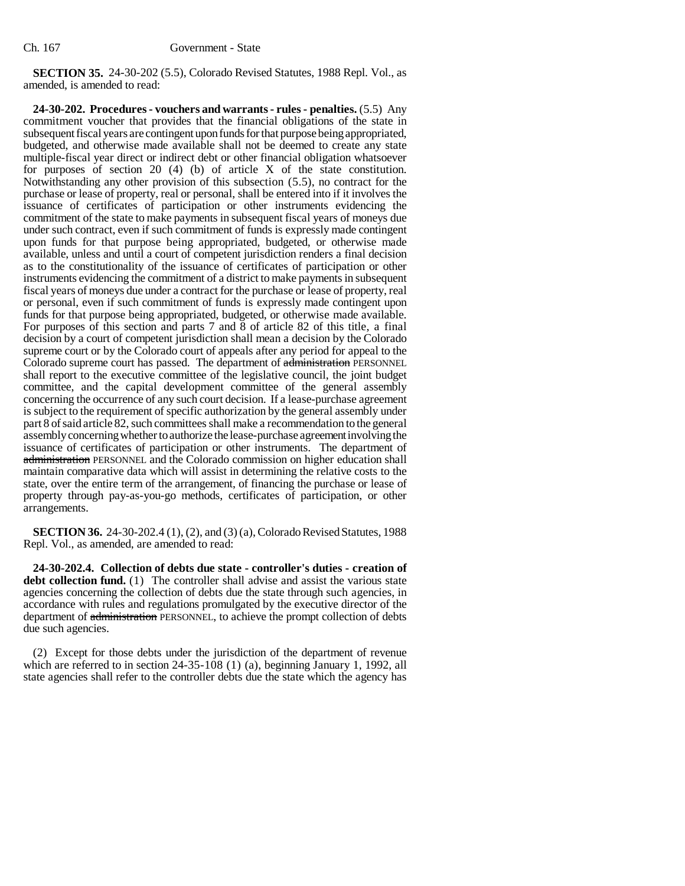**SECTION 35.** 24-30-202 (5.5), Colorado Revised Statutes, 1988 Repl. Vol., as amended, is amended to read:

**24-30-202. Procedures - vouchers and warrants - rules - penalties.** (5.5) Any commitment voucher that provides that the financial obligations of the state in subsequent fiscal years are contingent upon funds for that purpose being appropriated, budgeted, and otherwise made available shall not be deemed to create any state multiple-fiscal year direct or indirect debt or other financial obligation whatsoever for purposes of section 20 (4) (b) of article X of the state constitution. Notwithstanding any other provision of this subsection (5.5), no contract for the purchase or lease of property, real or personal, shall be entered into if it involves the issuance of certificates of participation or other instruments evidencing the commitment of the state to make payments in subsequent fiscal years of moneys due under such contract, even if such commitment of funds is expressly made contingent upon funds for that purpose being appropriated, budgeted, or otherwise made available, unless and until a court of competent jurisdiction renders a final decision as to the constitutionality of the issuance of certificates of participation or other instruments evidencing the commitment of a district to make payments in subsequent fiscal years of moneys due under a contract for the purchase or lease of property, real or personal, even if such commitment of funds is expressly made contingent upon funds for that purpose being appropriated, budgeted, or otherwise made available. For purposes of this section and parts 7 and 8 of article 82 of this title, a final decision by a court of competent jurisdiction shall mean a decision by the Colorado supreme court or by the Colorado court of appeals after any period for appeal to the Colorado supreme court has passed. The department of ~~administration~~ PERSONNEL shall report to the executive committee of the legislative council, the joint budget committee, and the capital development committee of the general assembly concerning the occurrence of any such court decision. If a lease-purchase agreement is subject to the requirement of specific authorization by the general assembly under part 8 of said article 82, such committees shall make a recommendation to the general assembly concerning whether to authorize the lease-purchase agreement involving the issuance of certificates of participation or other instruments. The department of ~~administration~~ PERSONNEL and the Colorado commission on higher education shall maintain comparative data which will assist in determining the relative costs to the state, over the entire term of the arrangement, of financing the purchase or lease of property through pay-as-you-go methods, certificates of participation, or other arrangements.

**SECTION 36.** 24-30-202.4 (1), (2), and (3) (a), Colorado Revised Statutes, 1988 Repl. Vol., as amended, are amended to read:

**24-30-202.4. Collection of debts due state - controller's duties - creation of debt collection fund.** (1) The controller shall advise and assist the various state agencies concerning the collection of debts due the state through such agencies, in accordance with rules and regulations promulgated by the executive director of the department of ~~administration~~ PERSONNEL, to achieve the prompt collection of debts due such agencies.

(2) Except for those debts under the jurisdiction of the department of revenue which are referred to in section 24-35-108 (1) (a), beginning January 1, 1992, all state agencies shall refer to the controller debts due the state which the agency has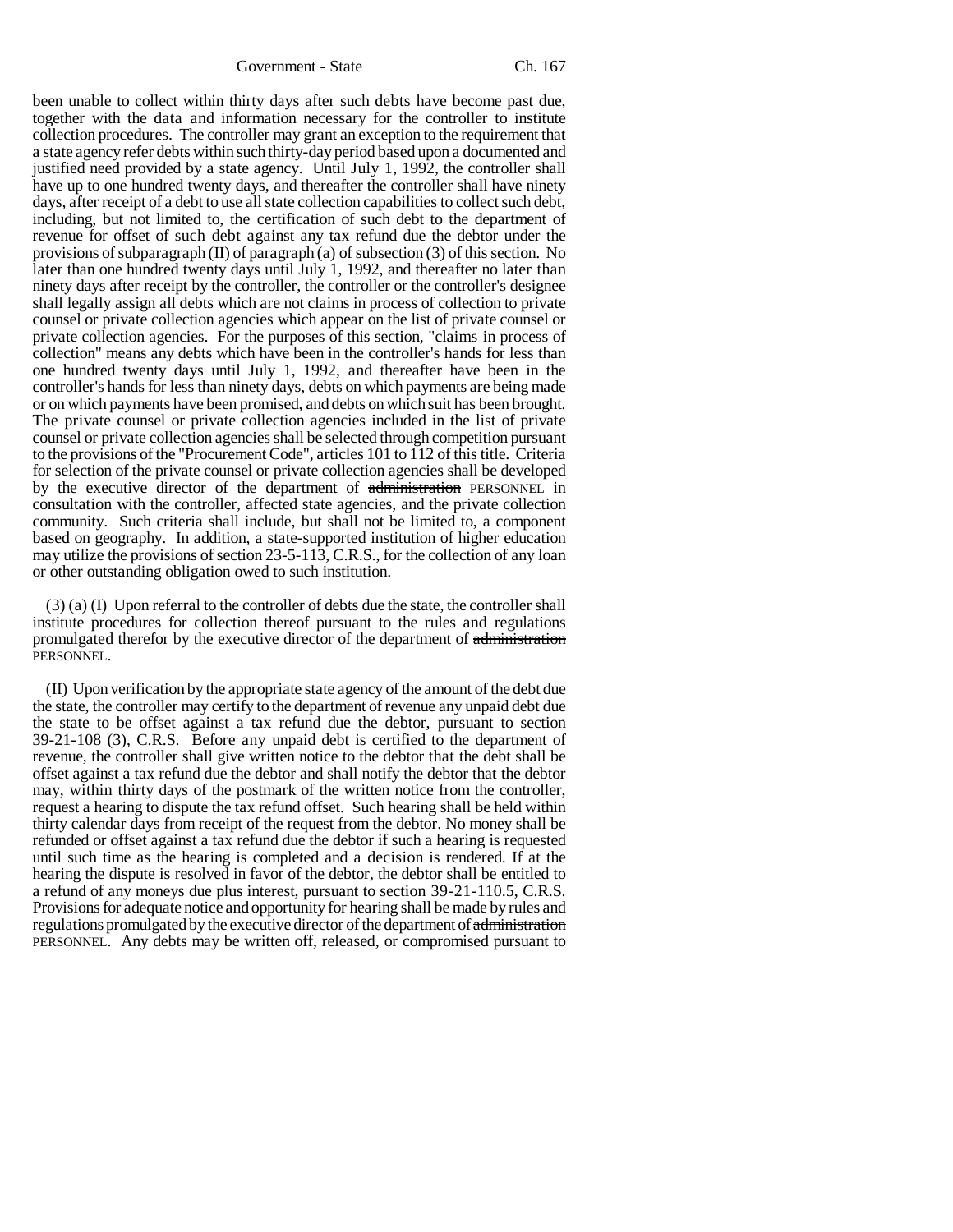been unable to collect within thirty days after such debts have become past due, together with the data and information necessary for the controller to institute collection procedures. The controller may grant an exception to the requirement that a state agency refer debts within such thirty-day period based upon a documented and justified need provided by a state agency. Until July 1, 1992, the controller shall have up to one hundred twenty days, and thereafter the controller shall have ninety days, after receipt of a debt to use all state collection capabilities to collect such debt, including, but not limited to, the certification of such debt to the department of revenue for offset of such debt against any tax refund due the debtor under the provisions of subparagraph (II) of paragraph (a) of subsection (3) of this section. No later than one hundred twenty days until July 1, 1992, and thereafter no later than ninety days after receipt by the controller, the controller or the controller's designee shall legally assign all debts which are not claims in process of collection to private counsel or private collection agencies which appear on the list of private counsel or private collection agencies. For the purposes of this section, "claims in process of collection" means any debts which have been in the controller's hands for less than one hundred twenty days until July 1, 1992, and thereafter have been in the controller's hands for less than ninety days, debts on which payments are being made or on which payments have been promised, and debts on which suit has been brought. The private counsel or private collection agencies included in the list of private counsel or private collection agencies shall be selected through competition pursuant to the provisions of the "Procurement Code", articles 101 to 112 of this title. Criteria for selection of the private counsel or private collection agencies shall be developed by the executive director of the department of ~~administration~~ PERSONNEL in consultation with the controller, affected state agencies, and the private collection community. Such criteria shall include, but shall not be limited to, a component based on geography. In addition, a state-supported institution of higher education may utilize the provisions of section 23-5-113, C.R.S., for the collection of any loan or other outstanding obligation owed to such institution.

(3) (a) (I) Upon referral to the controller of debts due the state, the controller shall institute procedures for collection thereof pursuant to the rules and regulations promulgated therefor by the executive director of the department of ~~administration~~ PERSONNEL.

(II) Upon verification by the appropriate state agency of the amount of the debt due the state, the controller may certify to the department of revenue any unpaid debt due the state to be offset against a tax refund due the debtor, pursuant to section 39-21-108 (3), C.R.S. Before any unpaid debt is certified to the department of revenue, the controller shall give written notice to the debtor that the debt shall be offset against a tax refund due the debtor and shall notify the debtor that the debtor may, within thirty days of the postmark of the written notice from the controller, request a hearing to dispute the tax refund offset. Such hearing shall be held within thirty calendar days from receipt of the request from the debtor. No money shall be refunded or offset against a tax refund due the debtor if such a hearing is requested until such time as the hearing is completed and a decision is rendered. If at the hearing the dispute is resolved in favor of the debtor, the debtor shall be entitled to a refund of any moneys due plus interest, pursuant to section 39-21-110.5, C.R.S. Provisions for adequate notice and opportunity for hearing shall be made by rules and regulations promulgated by the executive director of the department of ~~administration~~ PERSONNEL. Any debts may be written off, released, or compromised pursuant to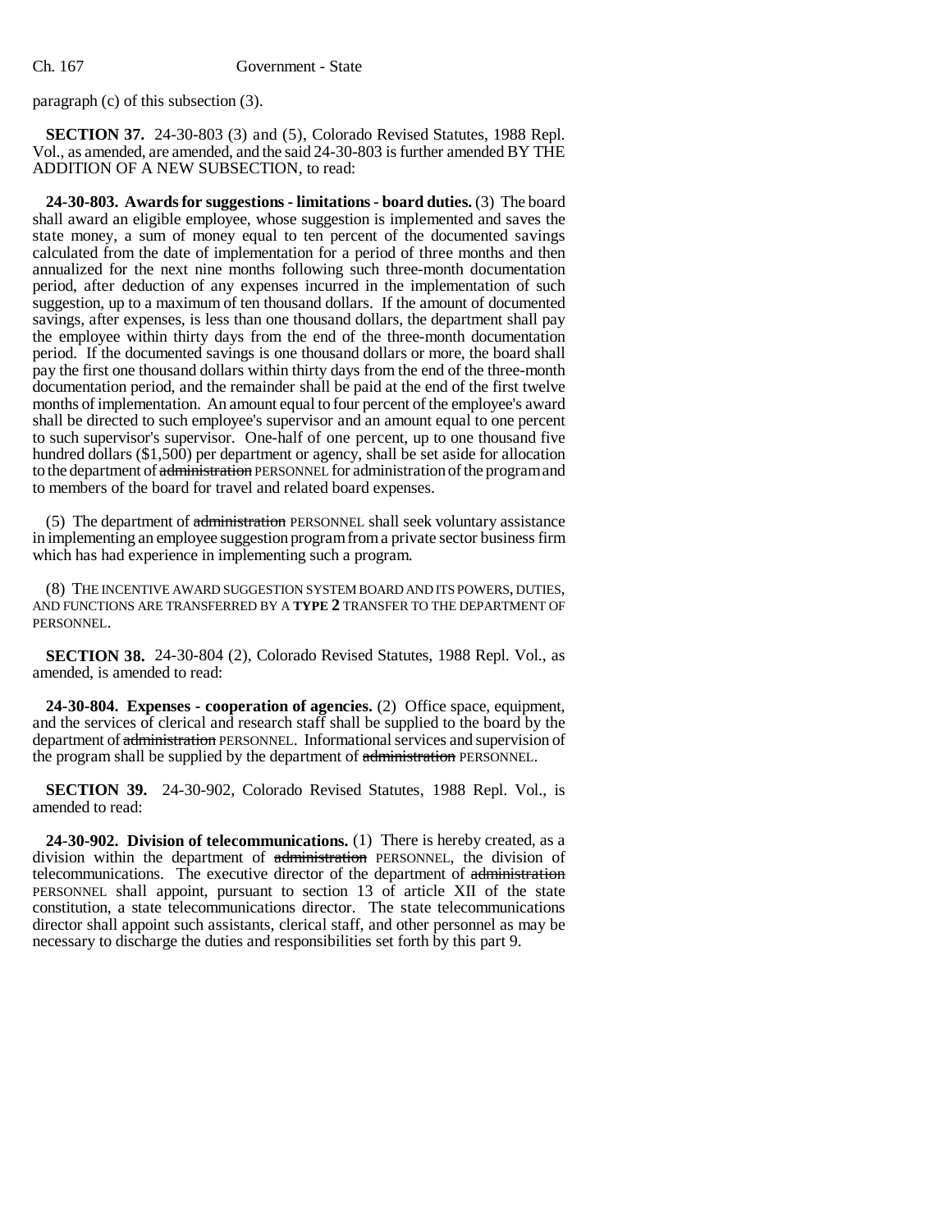paragraph (c) of this subsection (3).

**SECTION 37.** 24-30-803 (3) and (5), Colorado Revised Statutes, 1988 Repl. Vol., as amended, are amended, and the said 24-30-803 is further amended BY THE ADDITION OF A NEW SUBSECTION, to read:

**24-30-803. Awards for suggestions - limitations - board duties.** (3) The board shall award an eligible employee, whose suggestion is implemented and saves the state money, a sum of money equal to ten percent of the documented savings calculated from the date of implementation for a period of three months and then annualized for the next nine months following such three-month documentation period, after deduction of any expenses incurred in the implementation of such suggestion, up to a maximum of ten thousand dollars. If the amount of documented savings, after expenses, is less than one thousand dollars, the department shall pay the employee within thirty days from the end of the three-month documentation period. If the documented savings is one thousand dollars or more, the board shall pay the first one thousand dollars within thirty days from the end of the three-month documentation period, and the remainder shall be paid at the end of the first twelve months of implementation. An amount equal to four percent of the employee's award shall be directed to such employee's supervisor and an amount equal to one percent to such supervisor's supervisor. One-half of one percent, up to one thousand five hundred dollars ($1,500) per department or agency, shall be set aside for allocation to the department of ~~administration~~ PERSONNEL for administration of the program and to members of the board for travel and related board expenses.

(5) The department of ~~administration~~ PERSONNEL shall seek voluntary assistance in implementing an employee suggestion program from a private sector business firm which has had experience in implementing such a program.

(8) THE INCENTIVE AWARD SUGGESTION SYSTEM BOARD AND ITS POWERS, DUTIES, AND FUNCTIONS ARE TRANSFERRED BY A **TYPE 2** TRANSFER TO THE DEPARTMENT OF PERSONNEL.

**SECTION 38.** 24-30-804 (2), Colorado Revised Statutes, 1988 Repl. Vol., as amended, is amended to read:

**24-30-804. Expenses - cooperation of agencies.** (2) Office space, equipment, and the services of clerical and research staff shall be supplied to the board by the department of ~~administration~~ PERSONNEL. Informational services and supervision of the program shall be supplied by the department of ~~administration~~ PERSONNEL.

**SECTION 39.** 24-30-902, Colorado Revised Statutes, 1988 Repl. Vol., is amended to read:

**24-30-902. Division of telecommunications.** (1) There is hereby created, as a division within the department of ~~administration~~ PERSONNEL, the division of telecommunications. The executive director of the department of ~~administration~~ PERSONNEL shall appoint, pursuant to section 13 of article XII of the state constitution, a state telecommunications director. The state telecommunications director shall appoint such assistants, clerical staff, and other personnel as may be necessary to discharge the duties and responsibilities set forth by this part 9.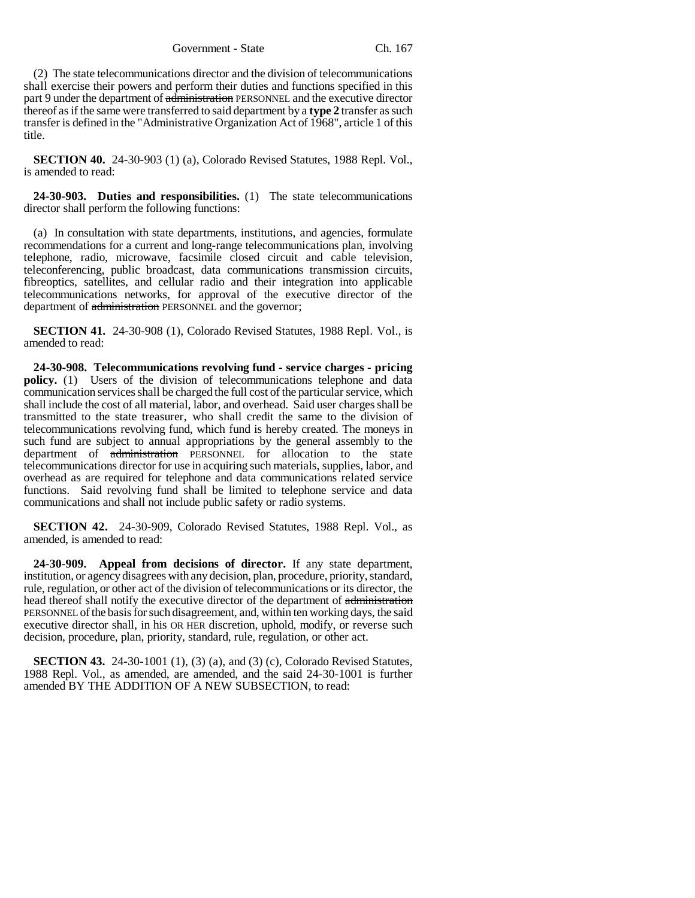(2) The state telecommunications director and the division of telecommunications shall exercise their powers and perform their duties and functions specified in this part 9 under the department of ~~administration~~ PERSONNEL and the executive director thereof as if the same were transferred to said department by a **type 2** transfer as such transfer is defined in the "Administrative Organization Act of 1968", article 1 of this title.

**SECTION 40.** 24-30-903 (1) (a), Colorado Revised Statutes, 1988 Repl. Vol., is amended to read:

**24-30-903. Duties and responsibilities.** (1) The state telecommunications director shall perform the following functions:

(a) In consultation with state departments, institutions, and agencies, formulate recommendations for a current and long-range telecommunications plan, involving telephone, radio, microwave, facsimile closed circuit and cable television, teleconferencing, public broadcast, data communications transmission circuits, fibreoptics, satellites, and cellular radio and their integration into applicable telecommunications networks, for approval of the executive director of the department of ~~administration~~ PERSONNEL and the governor;

**SECTION 41.** 24-30-908 (1), Colorado Revised Statutes, 1988 Repl. Vol., is amended to read:

**24-30-908. Telecommunications revolving fund - service charges - pricing policy.** (1) Users of the division of telecommunications telephone and data communication services shall be charged the full cost of the particular service, which shall include the cost of all material, labor, and overhead. Said user charges shall be transmitted to the state treasurer, who shall credit the same to the division of telecommunications revolving fund, which fund is hereby created. The moneys in such fund are subject to annual appropriations by the general assembly to the department of ~~administration~~ PERSONNEL for allocation to the state telecommunications director for use in acquiring such materials, supplies, labor, and overhead as are required for telephone and data communications related service functions. Said revolving fund shall be limited to telephone service and data communications and shall not include public safety or radio systems.

**SECTION 42.** 24-30-909, Colorado Revised Statutes, 1988 Repl. Vol., as amended, is amended to read:

**24-30-909. Appeal from decisions of director.** If any state department, institution, or agency disagrees with any decision, plan, procedure, priority, standard, rule, regulation, or other act of the division of telecommunications or its director, the head thereof shall notify the executive director of the department of ~~administration~~ PERSONNEL of the basis for such disagreement, and, within ten working days, the said executive director shall, in his OR HER discretion, uphold, modify, or reverse such decision, procedure, plan, priority, standard, rule, regulation, or other act.

**SECTION 43.** 24-30-1001 (1), (3) (a), and (3) (c), Colorado Revised Statutes, 1988 Repl. Vol., as amended, are amended, and the said 24-30-1001 is further amended BY THE ADDITION OF A NEW SUBSECTION, to read: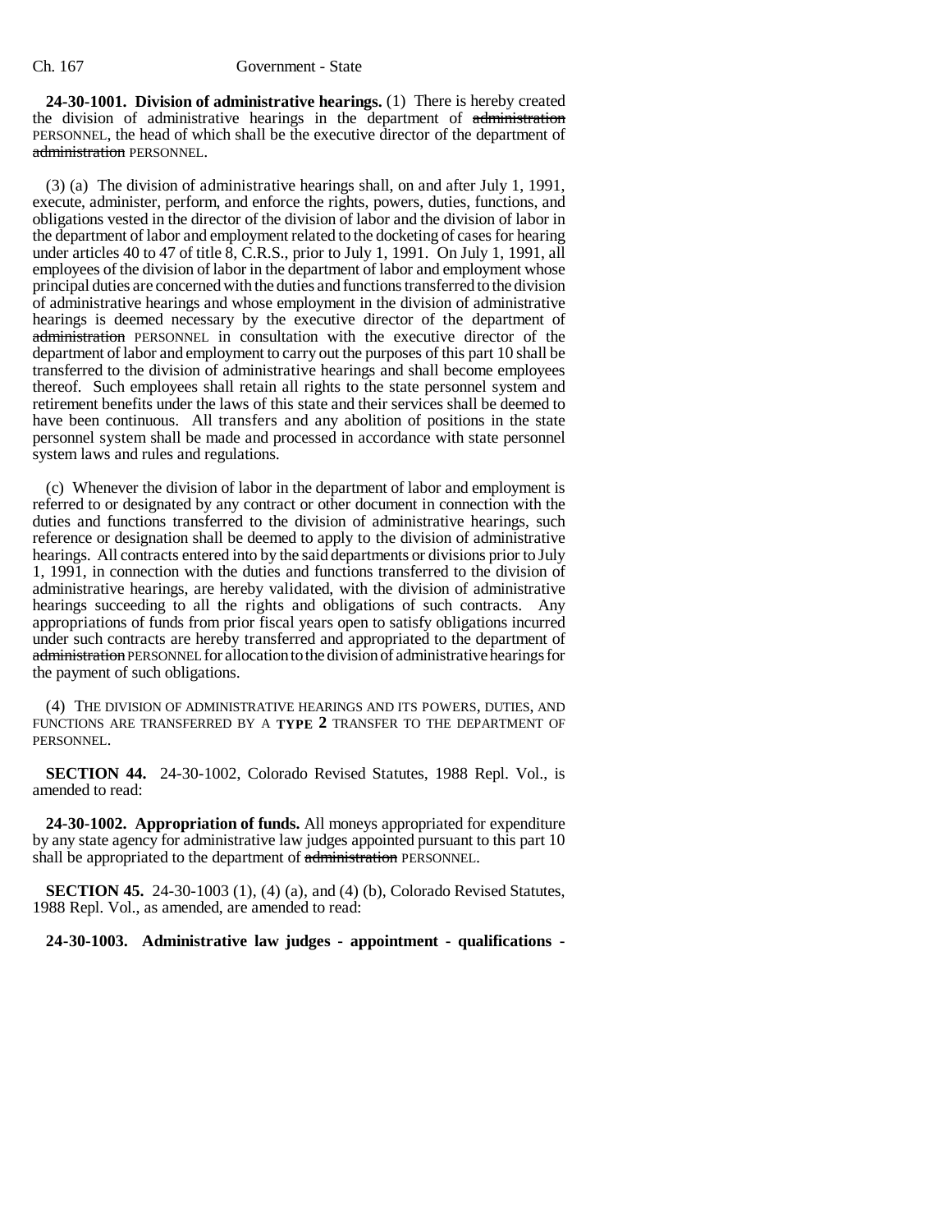**24-30-1001. Division of administrative hearings.** (1) There is hereby created the division of administrative hearings in the department of ~~administration~~ PERSONNEL, the head of which shall be the executive director of the department of ~~administration~~ PERSONNEL.

(3) (a) The division of administrative hearings shall, on and after July 1, 1991, execute, administer, perform, and enforce the rights, powers, duties, functions, and obligations vested in the director of the division of labor and the division of labor in the department of labor and employment related to the docketing of cases for hearing under articles 40 to 47 of title 8, C.R.S., prior to July 1, 1991. On July 1, 1991, all employees of the division of labor in the department of labor and employment whose principal duties are concerned with the duties and functions transferred to the division of administrative hearings and whose employment in the division of administrative hearings is deemed necessary by the executive director of the department of ~~administration~~ PERSONNEL in consultation with the executive director of the department of labor and employment to carry out the purposes of this part 10 shall be transferred to the division of administrative hearings and shall become employees thereof. Such employees shall retain all rights to the state personnel system and retirement benefits under the laws of this state and their services shall be deemed to have been continuous. All transfers and any abolition of positions in the state personnel system shall be made and processed in accordance with state personnel system laws and rules and regulations.

(c) Whenever the division of labor in the department of labor and employment is referred to or designated by any contract or other document in connection with the duties and functions transferred to the division of administrative hearings, such reference or designation shall be deemed to apply to the division of administrative hearings. All contracts entered into by the said departments or divisions prior to July 1, 1991, in connection with the duties and functions transferred to the division of administrative hearings, are hereby validated, with the division of administrative hearings succeeding to all the rights and obligations of such contracts. Any appropriations of funds from prior fiscal years open to satisfy obligations incurred under such contracts are hereby transferred and appropriated to the department of ~~administration~~ PERSONNEL for allocation to the division of administrative hearings for the payment of such obligations.

(4) THE DIVISION OF ADMINISTRATIVE HEARINGS AND ITS POWERS, DUTIES, AND FUNCTIONS ARE TRANSFERRED BY A **TYPE 2** TRANSFER TO THE DEPARTMENT OF PERSONNEL.

**SECTION 44.** 24-30-1002, Colorado Revised Statutes, 1988 Repl. Vol., is amended to read:

**24-30-1002. Appropriation of funds.** All moneys appropriated for expenditure by any state agency for administrative law judges appointed pursuant to this part 10 shall be appropriated to the department of ~~administration~~ PERSONNEL.

**SECTION 45.** 24-30-1003 (1), (4) (a), and (4) (b), Colorado Revised Statutes, 1988 Repl. Vol., as amended, are amended to read:

**24-30-1003. Administrative law judges - appointment - qualifications -**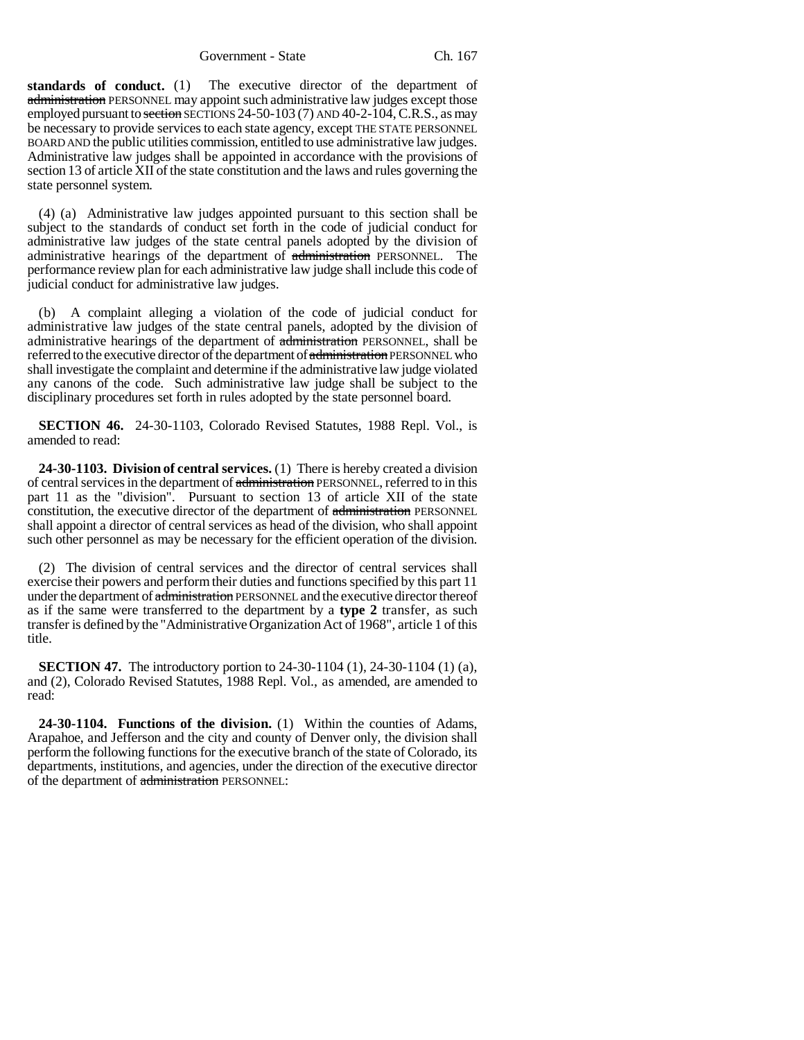**standards of conduct.** (1) The executive director of the department of ~~administration~~ PERSONNEL may appoint such administrative law judges except those employed pursuant to ~~section~~ SECTIONS 24-50-103 (7) AND 40-2-104, C.R.S., as may be necessary to provide services to each state agency, except THE STATE PERSONNEL BOARD AND the public utilities commission, entitled to use administrative law judges. Administrative law judges shall be appointed in accordance with the provisions of section 13 of article XII of the state constitution and the laws and rules governing the state personnel system.

(4) (a) Administrative law judges appointed pursuant to this section shall be subject to the standards of conduct set forth in the code of judicial conduct for administrative law judges of the state central panels adopted by the division of administrative hearings of the department of ~~administration~~ PERSONNEL. The performance review plan for each administrative law judge shall include this code of judicial conduct for administrative law judges.

(b) A complaint alleging a violation of the code of judicial conduct for administrative law judges of the state central panels, adopted by the division of administrative hearings of the department of ~~administration~~ PERSONNEL, shall be referred to the executive director of the department of ~~administration~~ PERSONNEL who shall investigate the complaint and determine if the administrative law judge violated any canons of the code. Such administrative law judge shall be subject to the disciplinary procedures set forth in rules adopted by the state personnel board.

**SECTION 46.** 24-30-1103, Colorado Revised Statutes, 1988 Repl. Vol., is amended to read:

**24-30-1103. Division of central services.** (1) There is hereby created a division of central services in the department of ~~administration~~ PERSONNEL, referred to in this part 11 as the "division". Pursuant to section 13 of article XII of the state constitution, the executive director of the department of ~~administration~~ PERSONNEL shall appoint a director of central services as head of the division, who shall appoint such other personnel as may be necessary for the efficient operation of the division.

(2) The division of central services and the director of central services shall exercise their powers and perform their duties and functions specified by this part 11 under the department of ~~administration~~ PERSONNEL and the executive director thereof as if the same were transferred to the department by a **type 2** transfer, as such transfer is defined by the "Administrative Organization Act of 1968", article 1 of this title.

**SECTION 47.** The introductory portion to 24-30-1104 (1), 24-30-1104 (1) (a), and (2), Colorado Revised Statutes, 1988 Repl. Vol., as amended, are amended to read:

**24-30-1104. Functions of the division.** (1) Within the counties of Adams, Arapahoe, and Jefferson and the city and county of Denver only, the division shall perform the following functions for the executive branch of the state of Colorado, its departments, institutions, and agencies, under the direction of the executive director of the department of ~~administration~~ PERSONNEL: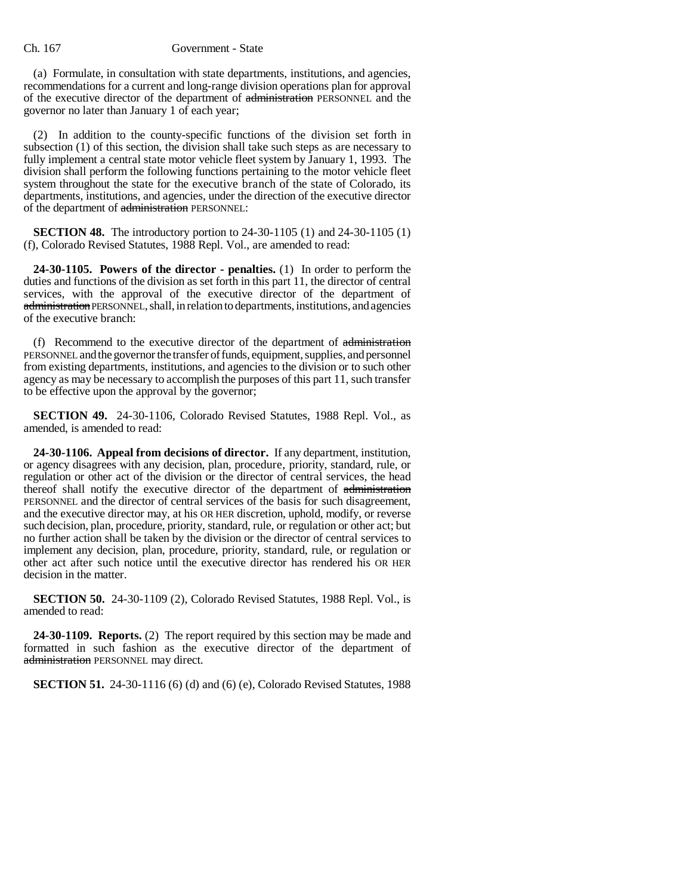(a) Formulate, in consultation with state departments, institutions, and agencies, recommendations for a current and long-range division operations plan for approval of the executive director of the department of ~~administration~~ PERSONNEL and the governor no later than January 1 of each year;

(2) In addition to the county-specific functions of the division set forth in subsection (1) of this section, the division shall take such steps as are necessary to fully implement a central state motor vehicle fleet system by January 1, 1993. The division shall perform the following functions pertaining to the motor vehicle fleet system throughout the state for the executive branch of the state of Colorado, its departments, institutions, and agencies, under the direction of the executive director of the department of ~~administration~~ PERSONNEL:

**SECTION 48.** The introductory portion to 24-30-1105 (1) and 24-30-1105 (1) (f), Colorado Revised Statutes, 1988 Repl. Vol., are amended to read:

**24-30-1105. Powers of the director - penalties.** (1) In order to perform the duties and functions of the division as set forth in this part 11, the director of central services, with the approval of the executive director of the department of ~~administration~~ PERSONNEL, shall, in relation to departments, institutions, and agencies of the executive branch:

(f) Recommend to the executive director of the department of ~~administration~~ PERSONNEL and the governor the transfer of funds, equipment, supplies, and personnel from existing departments, institutions, and agencies to the division or to such other agency as may be necessary to accomplish the purposes of this part 11, such transfer to be effective upon the approval by the governor;

**SECTION 49.** 24-30-1106, Colorado Revised Statutes, 1988 Repl. Vol., as amended, is amended to read:

**24-30-1106. Appeal from decisions of director.** If any department, institution, or agency disagrees with any decision, plan, procedure, priority, standard, rule, or regulation or other act of the division or the director of central services, the head thereof shall notify the executive director of the department of ~~administration~~ PERSONNEL and the director of central services of the basis for such disagreement, and the executive director may, at his OR HER discretion, uphold, modify, or reverse such decision, plan, procedure, priority, standard, rule, or regulation or other act; but no further action shall be taken by the division or the director of central services to implement any decision, plan, procedure, priority, standard, rule, or regulation or other act after such notice until the executive director has rendered his OR HER decision in the matter.

**SECTION 50.** 24-30-1109 (2), Colorado Revised Statutes, 1988 Repl. Vol., is amended to read:

**24-30-1109. Reports.** (2) The report required by this section may be made and formatted in such fashion as the executive director of the department of ~~administration~~ PERSONNEL may direct.

**SECTION 51.** 24-30-1116 (6) (d) and (6) (e), Colorado Revised Statutes, 1988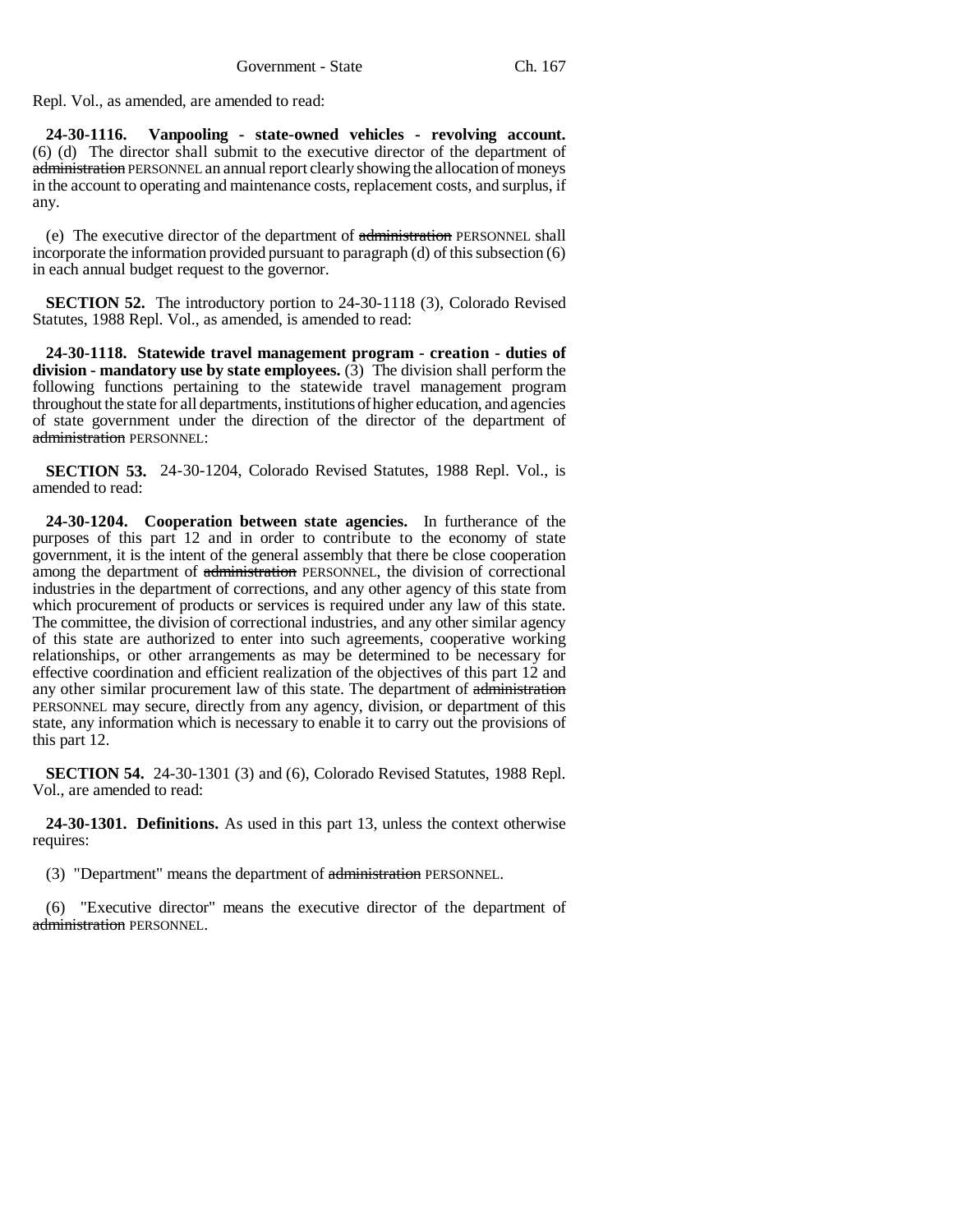Repl. Vol., as amended, are amended to read:

**24-30-1116. Vanpooling - state-owned vehicles - revolving account.** (6) (d) The director shall submit to the executive director of the department of ~~administration~~ PERSONNEL an annual report clearly showing the allocation of moneys in the account to operating and maintenance costs, replacement costs, and surplus, if any.

(e) The executive director of the department of ~~administration~~ PERSONNEL shall incorporate the information provided pursuant to paragraph (d) of this subsection (6) in each annual budget request to the governor.

**SECTION 52.** The introductory portion to 24-30-1118 (3), Colorado Revised Statutes, 1988 Repl. Vol., as amended, is amended to read:

**24-30-1118. Statewide travel management program - creation - duties of division - mandatory use by state employees.** (3) The division shall perform the following functions pertaining to the statewide travel management program throughout the state for all departments, institutions of higher education, and agencies of state government under the direction of the director of the department of ~~administration~~ PERSONNEL:

**SECTION 53.** 24-30-1204, Colorado Revised Statutes, 1988 Repl. Vol., is amended to read:

**24-30-1204. Cooperation between state agencies.** In furtherance of the purposes of this part 12 and in order to contribute to the economy of state government, it is the intent of the general assembly that there be close cooperation among the department of ~~administration~~ PERSONNEL, the division of correctional industries in the department of corrections, and any other agency of this state from which procurement of products or services is required under any law of this state. The committee, the division of correctional industries, and any other similar agency of this state are authorized to enter into such agreements, cooperative working relationships, or other arrangements as may be determined to be necessary for effective coordination and efficient realization of the objectives of this part 12 and any other similar procurement law of this state. The department of ~~administration~~ PERSONNEL may secure, directly from any agency, division, or department of this state, any information which is necessary to enable it to carry out the provisions of this part 12.

**SECTION 54.** 24-30-1301 (3) and (6), Colorado Revised Statutes, 1988 Repl. Vol., are amended to read:

**24-30-1301. Definitions.** As used in this part 13, unless the context otherwise requires:

(3) "Department" means the department of ~~administration~~ PERSONNEL.

(6) "Executive director" means the executive director of the department of ~~administration~~ PERSONNEL.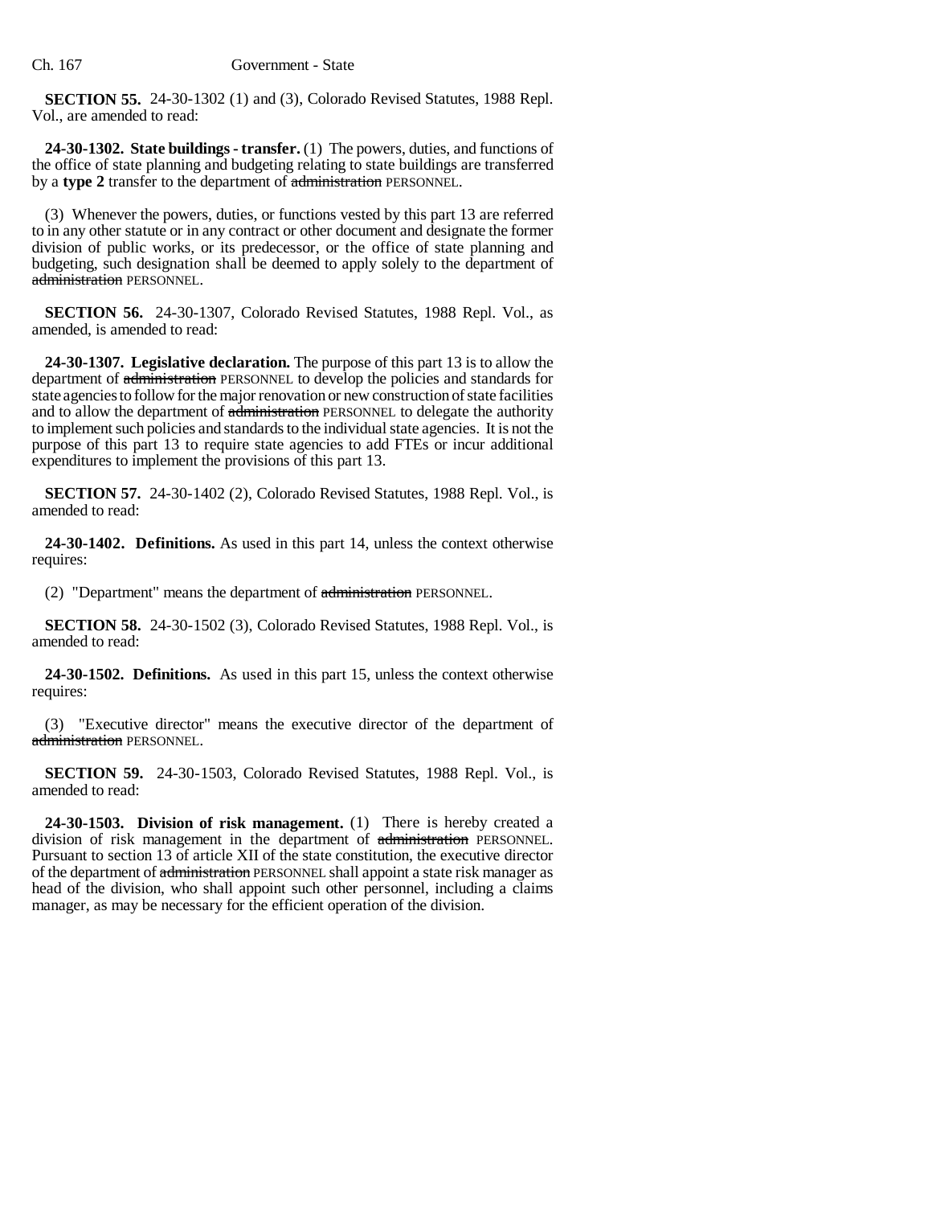**SECTION 55.** 24-30-1302 (1) and (3), Colorado Revised Statutes, 1988 Repl. Vol., are amended to read:

**24-30-1302. State buildings - transfer.** (1) The powers, duties, and functions of the office of state planning and budgeting relating to state buildings are transferred by a **type 2** transfer to the department of ~~administration~~ PERSONNEL.

(3) Whenever the powers, duties, or functions vested by this part 13 are referred to in any other statute or in any contract or other document and designate the former division of public works, or its predecessor, or the office of state planning and budgeting, such designation shall be deemed to apply solely to the department of ~~administration~~ PERSONNEL.

**SECTION 56.** 24-30-1307, Colorado Revised Statutes, 1988 Repl. Vol., as amended, is amended to read:

**24-30-1307. Legislative declaration.** The purpose of this part 13 is to allow the department of ~~administration~~ PERSONNEL to develop the policies and standards for state agencies to follow for the major renovation or new construction of state facilities and to allow the department of ~~administration~~ PERSONNEL to delegate the authority to implement such policies and standards to the individual state agencies. It is not the purpose of this part 13 to require state agencies to add FTEs or incur additional expenditures to implement the provisions of this part 13.

**SECTION 57.** 24-30-1402 (2), Colorado Revised Statutes, 1988 Repl. Vol., is amended to read:

**24-30-1402. Definitions.** As used in this part 14, unless the context otherwise requires:

(2) "Department" means the department of ~~administration~~ PERSONNEL.

**SECTION 58.** 24-30-1502 (3), Colorado Revised Statutes, 1988 Repl. Vol., is amended to read:

**24-30-1502. Definitions.** As used in this part 15, unless the context otherwise requires:

(3) "Executive director" means the executive director of the department of ~~administration~~ PERSONNEL.

**SECTION 59.** 24-30-1503, Colorado Revised Statutes, 1988 Repl. Vol., is amended to read:

**24-30-1503. Division of risk management.** (1) There is hereby created a division of risk management in the department of ~~administration~~ PERSONNEL. Pursuant to section 13 of article XII of the state constitution, the executive director of the department of ~~administration~~ PERSONNEL shall appoint a state risk manager as head of the division, who shall appoint such other personnel, including a claims manager, as may be necessary for the efficient operation of the division.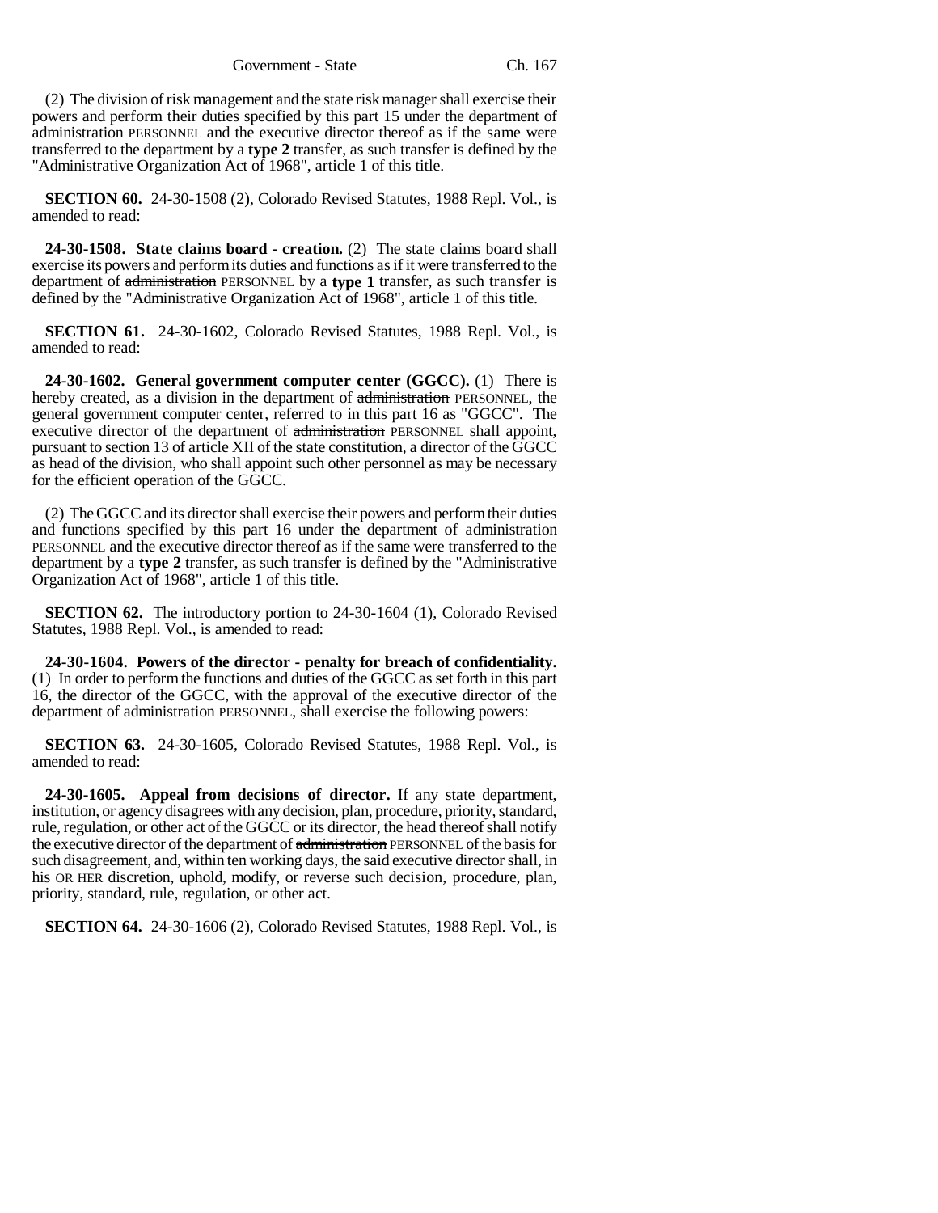(2) The division of risk management and the state risk manager shall exercise their powers and perform their duties specified by this part 15 under the department of ~~administration~~ PERSONNEL and the executive director thereof as if the same were transferred to the department by a **type 2** transfer, as such transfer is defined by the "Administrative Organization Act of 1968", article 1 of this title.

**SECTION 60.** 24-30-1508 (2), Colorado Revised Statutes, 1988 Repl. Vol., is amended to read:

**24-30-1508. State claims board - creation.** (2) The state claims board shall exercise its powers and perform its duties and functions as if it were transferred to the department of ~~administration~~ PERSONNEL by a **type 1** transfer, as such transfer is defined by the "Administrative Organization Act of 1968", article 1 of this title.

**SECTION 61.** 24-30-1602, Colorado Revised Statutes, 1988 Repl. Vol., is amended to read:

**24-30-1602. General government computer center (GGCC).** (1) There is hereby created, as a division in the department of ~~administration~~ PERSONNEL, the general government computer center, referred to in this part 16 as "GGCC". The executive director of the department of ~~administration~~ PERSONNEL shall appoint, pursuant to section 13 of article XII of the state constitution, a director of the GGCC as head of the division, who shall appoint such other personnel as may be necessary for the efficient operation of the GGCC.

(2) The GGCC and its director shall exercise their powers and perform their duties and functions specified by this part 16 under the department of ~~administration~~ PERSONNEL and the executive director thereof as if the same were transferred to the department by a **type 2** transfer, as such transfer is defined by the "Administrative Organization Act of 1968", article 1 of this title.

**SECTION 62.** The introductory portion to 24-30-1604 (1), Colorado Revised Statutes, 1988 Repl. Vol., is amended to read:

**24-30-1604. Powers of the director - penalty for breach of confidentiality.** (1) In order to perform the functions and duties of the GGCC as set forth in this part 16, the director of the GGCC, with the approval of the executive director of the department of ~~administration~~ PERSONNEL, shall exercise the following powers:

**SECTION 63.** 24-30-1605, Colorado Revised Statutes, 1988 Repl. Vol., is amended to read:

**24-30-1605. Appeal from decisions of director.** If any state department, institution, or agency disagrees with any decision, plan, procedure, priority, standard, rule, regulation, or other act of the GGCC or its director, the head thereof shall notify the executive director of the department of ~~administration~~ PERSONNEL of the basis for such disagreement, and, within ten working days, the said executive director shall, in his OR HER discretion, uphold, modify, or reverse such decision, procedure, plan, priority, standard, rule, regulation, or other act.

**SECTION 64.** 24-30-1606 (2), Colorado Revised Statutes, 1988 Repl. Vol., is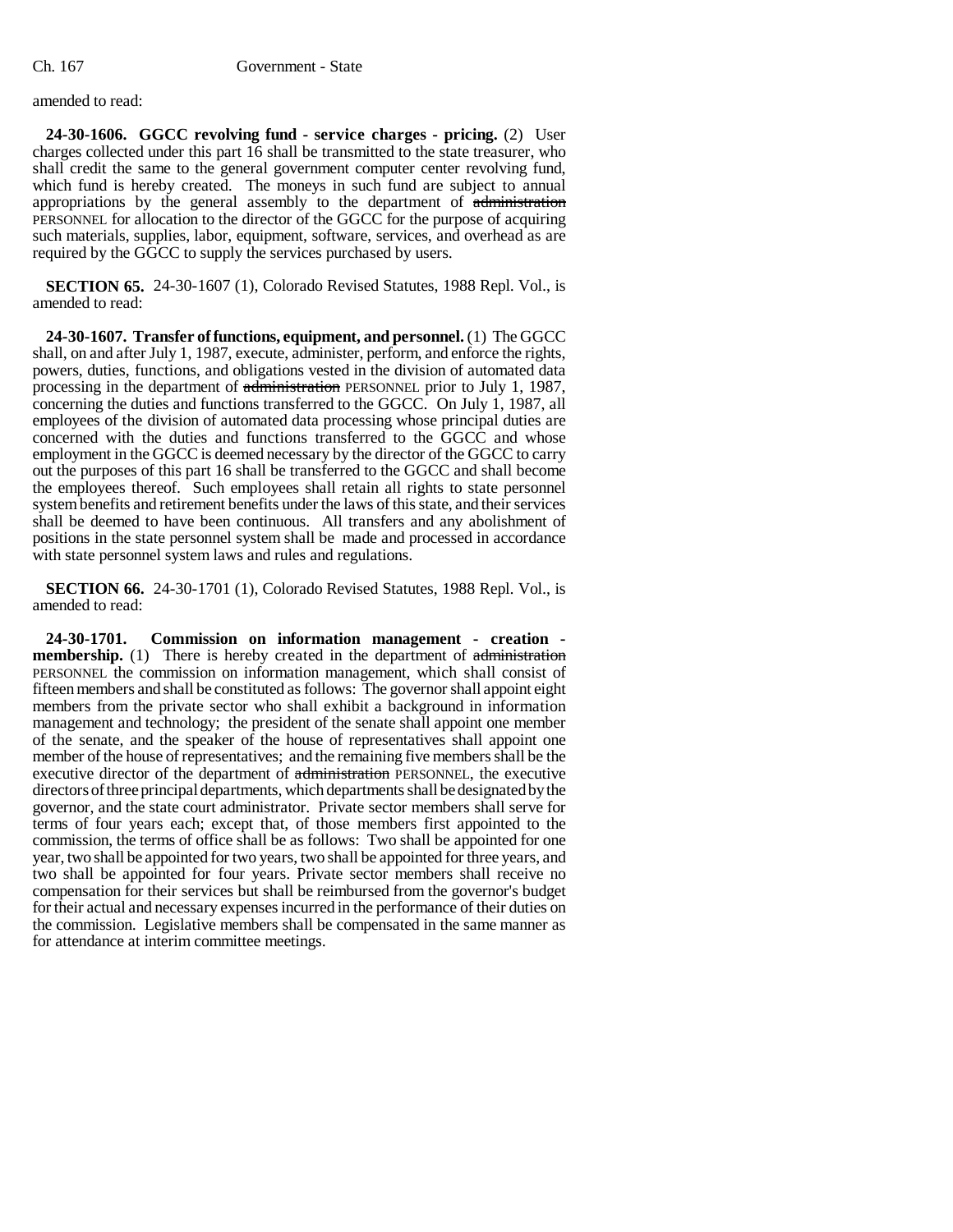amended to read:

**24-30-1606. GGCC revolving fund - service charges - pricing.** (2) User charges collected under this part 16 shall be transmitted to the state treasurer, who shall credit the same to the general government computer center revolving fund, which fund is hereby created. The moneys in such fund are subject to annual appropriations by the general assembly to the department of ~~administration~~ PERSONNEL for allocation to the director of the GGCC for the purpose of acquiring such materials, supplies, labor, equipment, software, services, and overhead as are required by the GGCC to supply the services purchased by users.

**SECTION 65.** 24-30-1607 (1), Colorado Revised Statutes, 1988 Repl. Vol., is amended to read:

**24-30-1607. Transfer of functions, equipment, and personnel.** (1) The GGCC shall, on and after July 1, 1987, execute, administer, perform, and enforce the rights, powers, duties, functions, and obligations vested in the division of automated data processing in the department of ~~administration~~ PERSONNEL prior to July 1, 1987, concerning the duties and functions transferred to the GGCC. On July 1, 1987, all employees of the division of automated data processing whose principal duties are concerned with the duties and functions transferred to the GGCC and whose employment in the GGCC is deemed necessary by the director of the GGCC to carry out the purposes of this part 16 shall be transferred to the GGCC and shall become the employees thereof. Such employees shall retain all rights to state personnel system benefits and retirement benefits under the laws of this state, and their services shall be deemed to have been continuous. All transfers and any abolishment of positions in the state personnel system shall be made and processed in accordance with state personnel system laws and rules and regulations.

**SECTION 66.** 24-30-1701 (1), Colorado Revised Statutes, 1988 Repl. Vol., is amended to read:

**24-30-1701. Commission on information management - creation - membership.** (1) There is hereby created in the department of ~~administration~~ PERSONNEL the commission on information management, which shall consist of fifteen members and shall be constituted as follows: The governor shall appoint eight members from the private sector who shall exhibit a background in information management and technology; the president of the senate shall appoint one member of the senate, and the speaker of the house of representatives shall appoint one member of the house of representatives; and the remaining five members shall be the executive director of the department of ~~administration~~ PERSONNEL, the executive directors of three principal departments, which departments shall be designated by the governor, and the state court administrator. Private sector members shall serve for terms of four years each; except that, of those members first appointed to the commission, the terms of office shall be as follows: Two shall be appointed for one year, two shall be appointed for two years, two shall be appointed for three years, and two shall be appointed for four years. Private sector members shall receive no compensation for their services but shall be reimbursed from the governor's budget for their actual and necessary expenses incurred in the performance of their duties on the commission. Legislative members shall be compensated in the same manner as for attendance at interim committee meetings.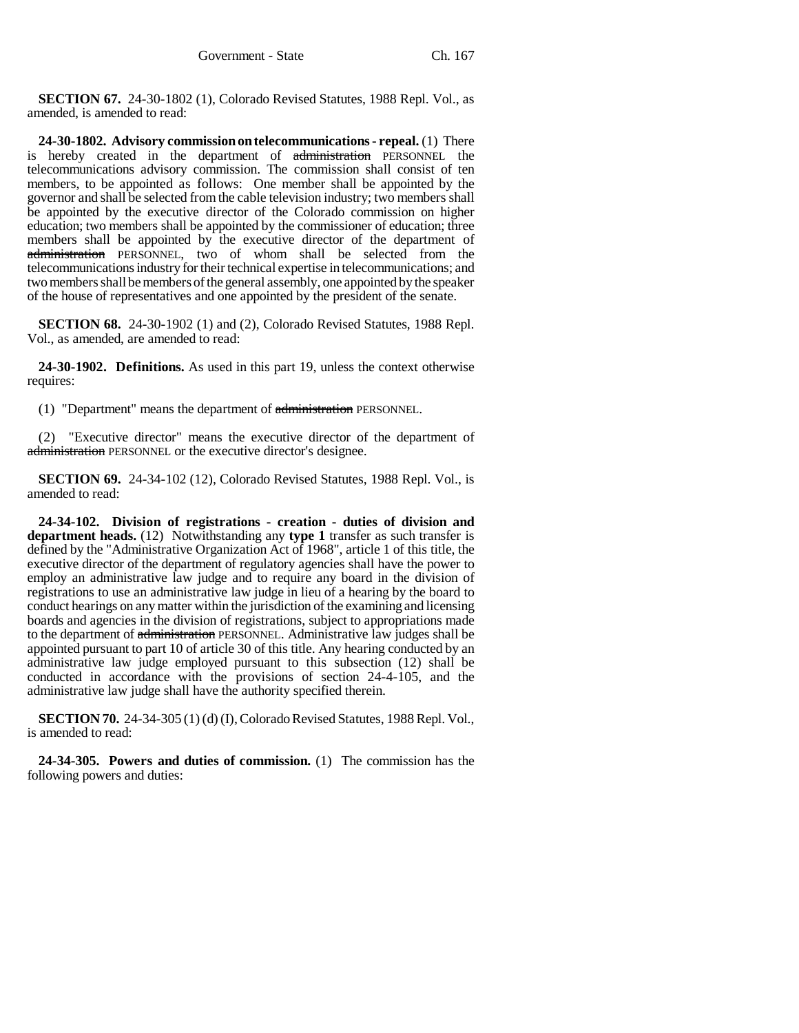**SECTION 67.** 24-30-1802 (1), Colorado Revised Statutes, 1988 Repl. Vol., as amended, is amended to read:

**24-30-1802. Advisory commission on telecommunications - repeal.** (1) There is hereby created in the department of ~~administration~~ PERSONNEL the telecommunications advisory commission. The commission shall consist of ten members, to be appointed as follows: One member shall be appointed by the governor and shall be selected from the cable television industry; two members shall be appointed by the executive director of the Colorado commission on higher education; two members shall be appointed by the commissioner of education; three members shall be appointed by the executive director of the department of ~~administration~~ PERSONNEL, two of whom shall be selected from the telecommunications industry for their technical expertise in telecommunications; and two members shall be members of the general assembly, one appointed by the speaker of the house of representatives and one appointed by the president of the senate.

**SECTION 68.** 24-30-1902 (1) and (2), Colorado Revised Statutes, 1988 Repl. Vol., as amended, are amended to read:

**24-30-1902. Definitions.** As used in this part 19, unless the context otherwise requires:

(1) "Department" means the department of ~~administration~~ PERSONNEL.

(2) "Executive director" means the executive director of the department of ~~administration~~ PERSONNEL or the executive director's designee.

**SECTION 69.** 24-34-102 (12), Colorado Revised Statutes, 1988 Repl. Vol., is amended to read:

**24-34-102. Division of registrations - creation - duties of division and department heads.** (12) Notwithstanding any **type 1** transfer as such transfer is defined by the "Administrative Organization Act of 1968", article 1 of this title, the executive director of the department of regulatory agencies shall have the power to employ an administrative law judge and to require any board in the division of registrations to use an administrative law judge in lieu of a hearing by the board to conduct hearings on any matter within the jurisdiction of the examining and licensing boards and agencies in the division of registrations, subject to appropriations made to the department of ~~administration~~ PERSONNEL. Administrative law judges shall be appointed pursuant to part 10 of article 30 of this title. Any hearing conducted by an administrative law judge employed pursuant to this subsection (12) shall be conducted in accordance with the provisions of section 24-4-105, and the administrative law judge shall have the authority specified therein.

**SECTION 70.** 24-34-305 (1) (d) (I), Colorado Revised Statutes, 1988 Repl. Vol., is amended to read:

**24-34-305. Powers and duties of commission.** (1) The commission has the following powers and duties: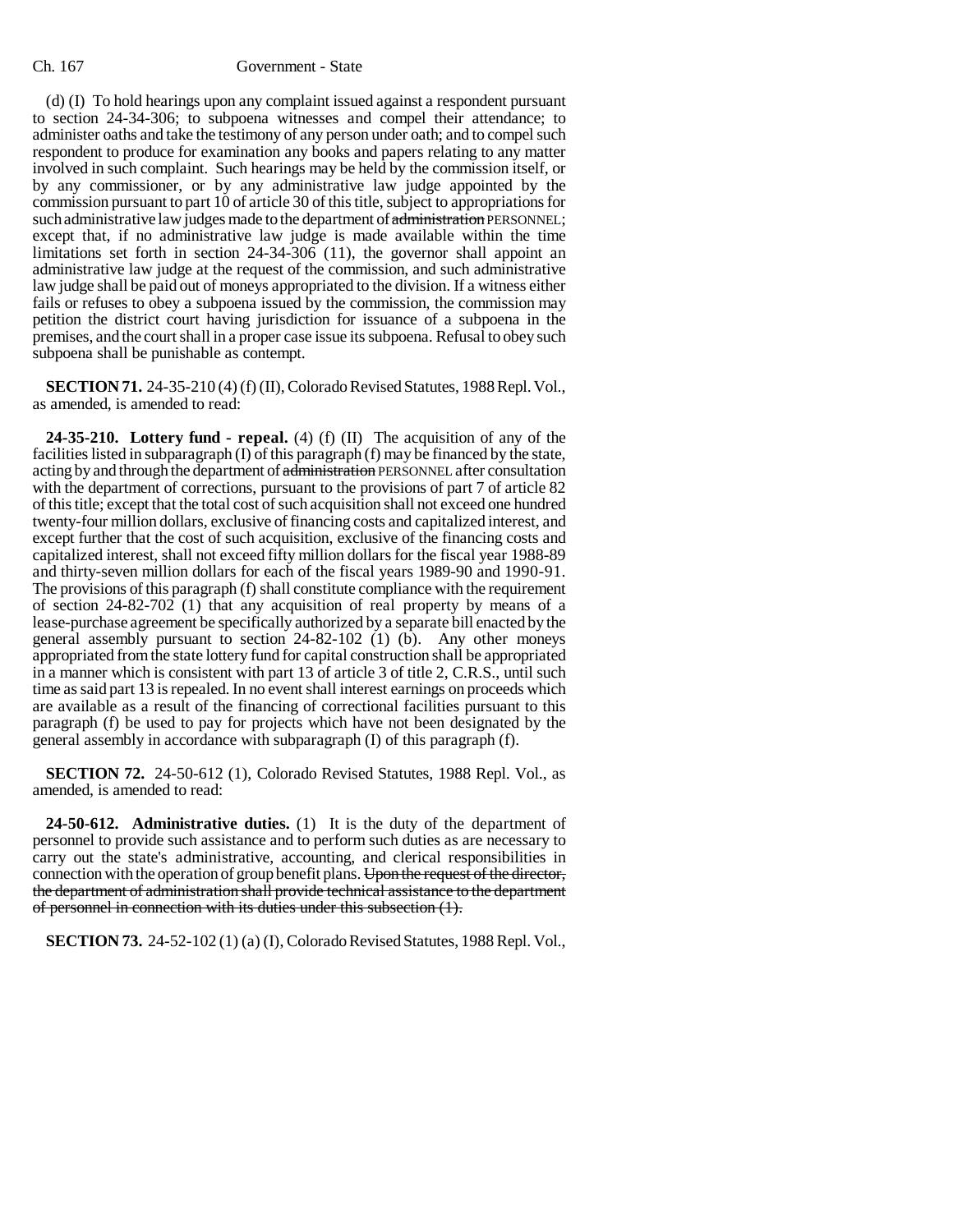(d) (I) To hold hearings upon any complaint issued against a respondent pursuant to section 24-34-306; to subpoena witnesses and compel their attendance; to administer oaths and take the testimony of any person under oath; and to compel such respondent to produce for examination any books and papers relating to any matter involved in such complaint. Such hearings may be held by the commission itself, or by any commissioner, or by any administrative law judge appointed by the commission pursuant to part 10 of article 30 of this title, subject to appropriations for such administrative law judges made to the department of ~~administration~~ PERSONNEL; except that, if no administrative law judge is made available within the time limitations set forth in section 24-34-306 (11), the governor shall appoint an administrative law judge at the request of the commission, and such administrative law judge shall be paid out of moneys appropriated to the division. If a witness either fails or refuses to obey a subpoena issued by the commission, the commission may petition the district court having jurisdiction for issuance of a subpoena in the premises, and the court shall in a proper case issue its subpoena. Refusal to obey such subpoena shall be punishable as contempt.

**SECTION 71.** 24-35-210 (4) (f) (II), Colorado Revised Statutes, 1988 Repl. Vol., as amended, is amended to read:

**24-35-210. Lottery fund - repeal.** (4) (f) (II) The acquisition of any of the facilities listed in subparagraph (I) of this paragraph (f) may be financed by the state, acting by and through the department of ~~administration~~ PERSONNEL after consultation with the department of corrections, pursuant to the provisions of part 7 of article 82 of this title; except that the total cost of such acquisition shall not exceed one hundred twenty-four million dollars, exclusive of financing costs and capitalized interest, and except further that the cost of such acquisition, exclusive of the financing costs and capitalized interest, shall not exceed fifty million dollars for the fiscal year 1988-89 and thirty-seven million dollars for each of the fiscal years 1989-90 and 1990-91. The provisions of this paragraph (f) shall constitute compliance with the requirement of section 24-82-702 (1) that any acquisition of real property by means of a lease-purchase agreement be specifically authorized by a separate bill enacted by the general assembly pursuant to section 24-82-102 (1) (b). Any other moneys appropriated from the state lottery fund for capital construction shall be appropriated in a manner which is consistent with part 13 of article 3 of title 2, C.R.S., until such time as said part 13 is repealed. In no event shall interest earnings on proceeds which are available as a result of the financing of correctional facilities pursuant to this paragraph (f) be used to pay for projects which have not been designated by the general assembly in accordance with subparagraph (I) of this paragraph (f).

**SECTION 72.** 24-50-612 (1), Colorado Revised Statutes, 1988 Repl. Vol., as amended, is amended to read:

**24-50-612. Administrative duties.** (1) It is the duty of the department of personnel to provide such assistance and to perform such duties as are necessary to carry out the state's administrative, accounting, and clerical responsibilities in connection with the operation of group benefit plans. ~~Upon the request of the director, the department of administration shall provide technical assistance to the department of personnel in connection with its duties under this subsection (1).~~

**SECTION 73.** 24-52-102 (1) (a) (I), Colorado Revised Statutes, 1988 Repl. Vol.,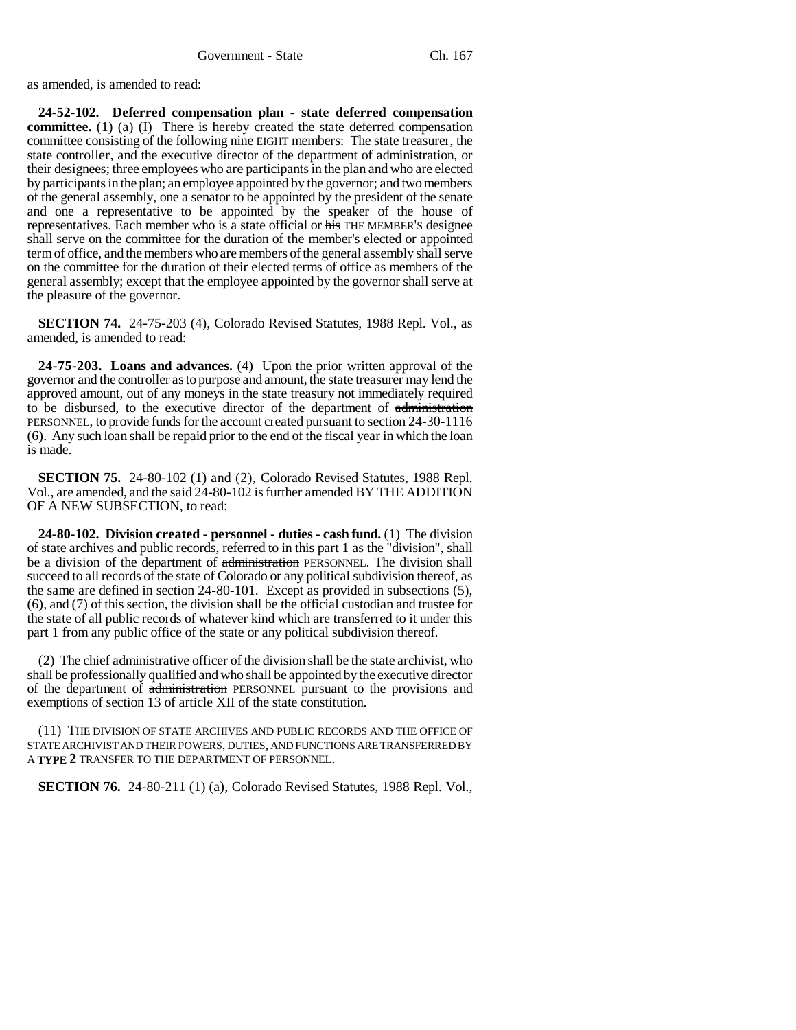as amended, is amended to read:

**24-52-102. Deferred compensation plan - state deferred compensation committee.** (1) (a) (I) There is hereby created the state deferred compensation committee consisting of the following ~~nine~~ EIGHT members: The state treasurer, the state controller, ~~and the executive director of the department of administration,~~ or their designees; three employees who are participants in the plan and who are elected by participants in the plan; an employee appointed by the governor; and two members of the general assembly, one a senator to be appointed by the president of the senate and one a representative to be appointed by the speaker of the house of representatives. Each member who is a state official or ~~his~~ THE MEMBER'S designee shall serve on the committee for the duration of the member's elected or appointed term of office, and the members who are members of the general assembly shall serve on the committee for the duration of their elected terms of office as members of the general assembly; except that the employee appointed by the governor shall serve at the pleasure of the governor.

**SECTION 74.** 24-75-203 (4), Colorado Revised Statutes, 1988 Repl. Vol., as amended, is amended to read:

**24-75-203. Loans and advances.** (4) Upon the prior written approval of the governor and the controller as to purpose and amount, the state treasurer may lend the approved amount, out of any moneys in the state treasury not immediately required to be disbursed, to the executive director of the department of ~~administration~~ PERSONNEL, to provide funds for the account created pursuant to section 24-30-1116 (6). Any such loan shall be repaid prior to the end of the fiscal year in which the loan is made.

**SECTION 75.** 24-80-102 (1) and (2), Colorado Revised Statutes, 1988 Repl. Vol., are amended, and the said 24-80-102 is further amended BY THE ADDITION OF A NEW SUBSECTION, to read:

**24-80-102. Division created - personnel - duties - cash fund.** (1) The division of state archives and public records, referred to in this part 1 as the "division", shall be a division of the department of ~~administration~~ PERSONNEL. The division shall succeed to all records of the state of Colorado or any political subdivision thereof, as the same are defined in section 24-80-101. Except as provided in subsections (5), (6), and (7) of this section, the division shall be the official custodian and trustee for the state of all public records of whatever kind which are transferred to it under this part 1 from any public office of the state or any political subdivision thereof.

(2) The chief administrative officer of the division shall be the state archivist, who shall be professionally qualified and who shall be appointed by the executive director of the department of ~~administration~~ PERSONNEL pursuant to the provisions and exemptions of section 13 of article XII of the state constitution.

(11) THE DIVISION OF STATE ARCHIVES AND PUBLIC RECORDS AND THE OFFICE OF STATE ARCHIVIST AND THEIR POWERS, DUTIES, AND FUNCTIONS ARE TRANSFERRED BY A **TYPE 2** TRANSFER TO THE DEPARTMENT OF PERSONNEL.

**SECTION 76.** 24-80-211 (1) (a), Colorado Revised Statutes, 1988 Repl. Vol.,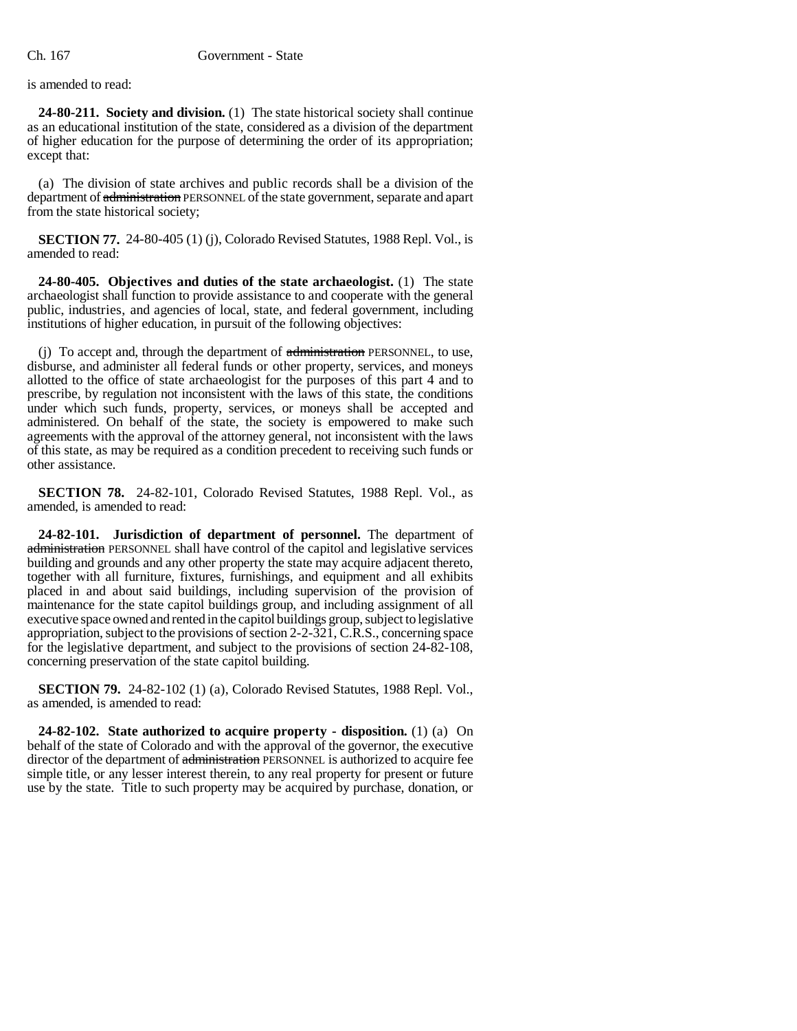is amended to read:

**24-80-211. Society and division.** (1) The state historical society shall continue as an educational institution of the state, considered as a division of the department of higher education for the purpose of determining the order of its appropriation; except that:

(a) The division of state archives and public records shall be a division of the department of ~~administration~~ PERSONNEL of the state government, separate and apart from the state historical society;

**SECTION 77.** 24-80-405 (1) (j), Colorado Revised Statutes, 1988 Repl. Vol., is amended to read:

**24-80-405. Objectives and duties of the state archaeologist.** (1) The state archaeologist shall function to provide assistance to and cooperate with the general public, industries, and agencies of local, state, and federal government, including institutions of higher education, in pursuit of the following objectives:

(j) To accept and, through the department of ~~administration~~ PERSONNEL, to use, disburse, and administer all federal funds or other property, services, and moneys allotted to the office of state archaeologist for the purposes of this part 4 and to prescribe, by regulation not inconsistent with the laws of this state, the conditions under which such funds, property, services, or moneys shall be accepted and administered. On behalf of the state, the society is empowered to make such agreements with the approval of the attorney general, not inconsistent with the laws of this state, as may be required as a condition precedent to receiving such funds or other assistance.

**SECTION 78.** 24-82-101, Colorado Revised Statutes, 1988 Repl. Vol., as amended, is amended to read:

**24-82-101. Jurisdiction of department of personnel.** The department of ~~administration~~ PERSONNEL shall have control of the capitol and legislative services building and grounds and any other property the state may acquire adjacent thereto, together with all furniture, fixtures, furnishings, and equipment and all exhibits placed in and about said buildings, including supervision of the provision of maintenance for the state capitol buildings group, and including assignment of all executive space owned and rented in the capitol buildings group, subject to legislative appropriation, subject to the provisions of section 2-2-321, C.R.S., concerning space for the legislative department, and subject to the provisions of section 24-82-108, concerning preservation of the state capitol building.

**SECTION 79.** 24-82-102 (1) (a), Colorado Revised Statutes, 1988 Repl. Vol., as amended, is amended to read:

**24-82-102. State authorized to acquire property - disposition.** (1) (a) On behalf of the state of Colorado and with the approval of the governor, the executive director of the department of ~~administration~~ PERSONNEL is authorized to acquire fee simple title, or any lesser interest therein, to any real property for present or future use by the state. Title to such property may be acquired by purchase, donation, or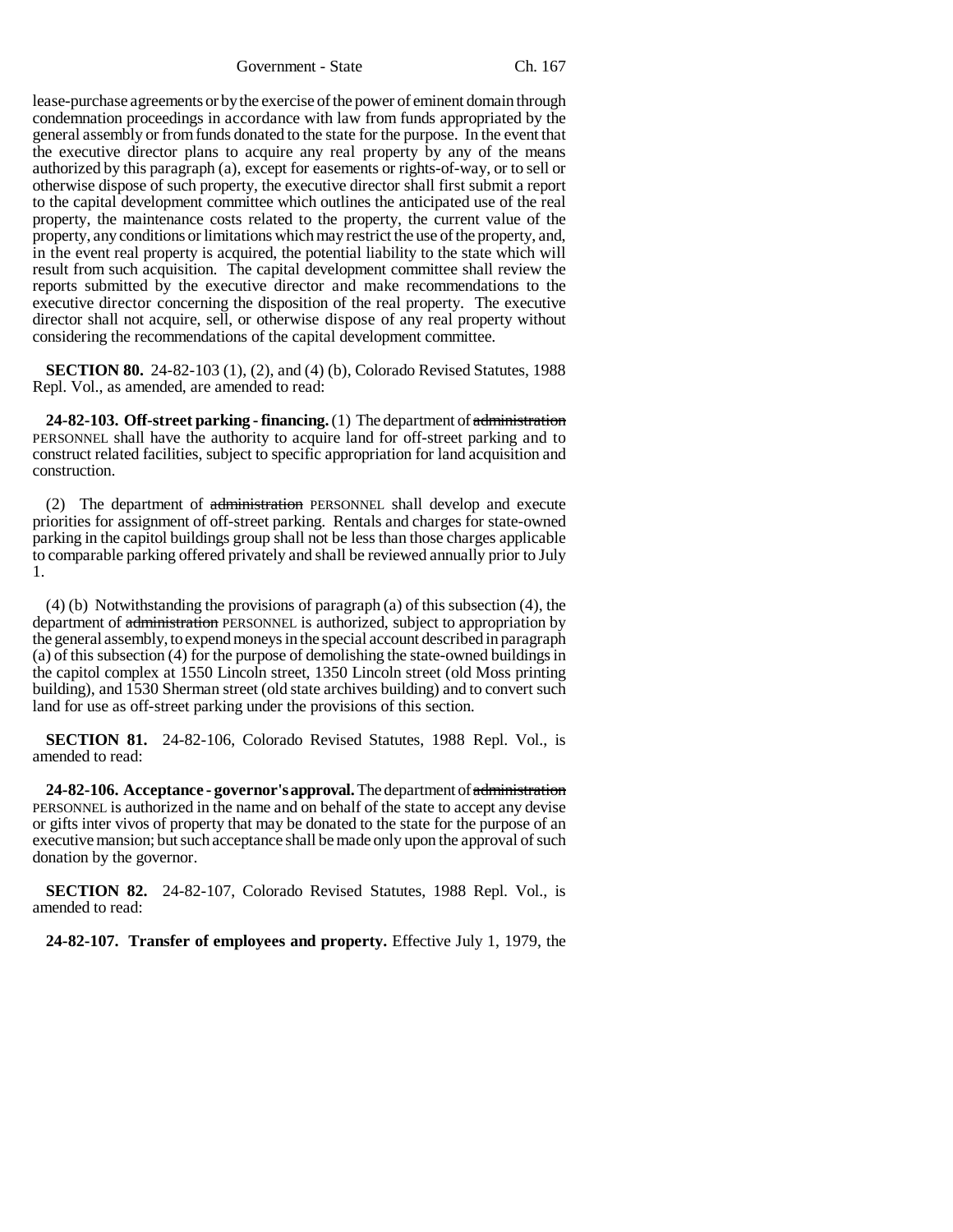lease-purchase agreements or by the exercise of the power of eminent domain through condemnation proceedings in accordance with law from funds appropriated by the general assembly or from funds donated to the state for the purpose. In the event that the executive director plans to acquire any real property by any of the means authorized by this paragraph (a), except for easements or rights-of-way, or to sell or otherwise dispose of such property, the executive director shall first submit a report to the capital development committee which outlines the anticipated use of the real property, the maintenance costs related to the property, the current value of the property, any conditions or limitations which may restrict the use of the property, and, in the event real property is acquired, the potential liability to the state which will result from such acquisition. The capital development committee shall review the reports submitted by the executive director and make recommendations to the executive director concerning the disposition of the real property. The executive director shall not acquire, sell, or otherwise dispose of any real property without considering the recommendations of the capital development committee.

**SECTION 80.** 24-82-103 (1), (2), and (4) (b), Colorado Revised Statutes, 1988 Repl. Vol., as amended, are amended to read:

**24-82-103. Off-street parking - financing.** (1) The department of ~~administration~~ PERSONNEL shall have the authority to acquire land for off-street parking and to construct related facilities, subject to specific appropriation for land acquisition and construction.

(2) The department of ~~administration~~ PERSONNEL shall develop and execute priorities for assignment of off-street parking. Rentals and charges for state-owned parking in the capitol buildings group shall not be less than those charges applicable to comparable parking offered privately and shall be reviewed annually prior to July 1.

(4) (b) Notwithstanding the provisions of paragraph (a) of this subsection (4), the department of ~~administration~~ PERSONNEL is authorized, subject to appropriation by the general assembly, to expend moneys in the special account described in paragraph (a) of this subsection (4) for the purpose of demolishing the state-owned buildings in the capitol complex at 1550 Lincoln street, 1350 Lincoln street (old Moss printing building), and 1530 Sherman street (old state archives building) and to convert such land for use as off-street parking under the provisions of this section.

**SECTION 81.** 24-82-106, Colorado Revised Statutes, 1988 Repl. Vol., is amended to read:

**24-82-106. Acceptance - governor's approval.** The department of ~~administration~~ PERSONNEL is authorized in the name and on behalf of the state to accept any devise or gifts inter vivos of property that may be donated to the state for the purpose of an executive mansion; but such acceptance shall be made only upon the approval of such donation by the governor.

**SECTION 82.** 24-82-107, Colorado Revised Statutes, 1988 Repl. Vol., is amended to read:

**24-82-107. Transfer of employees and property.** Effective July 1, 1979, the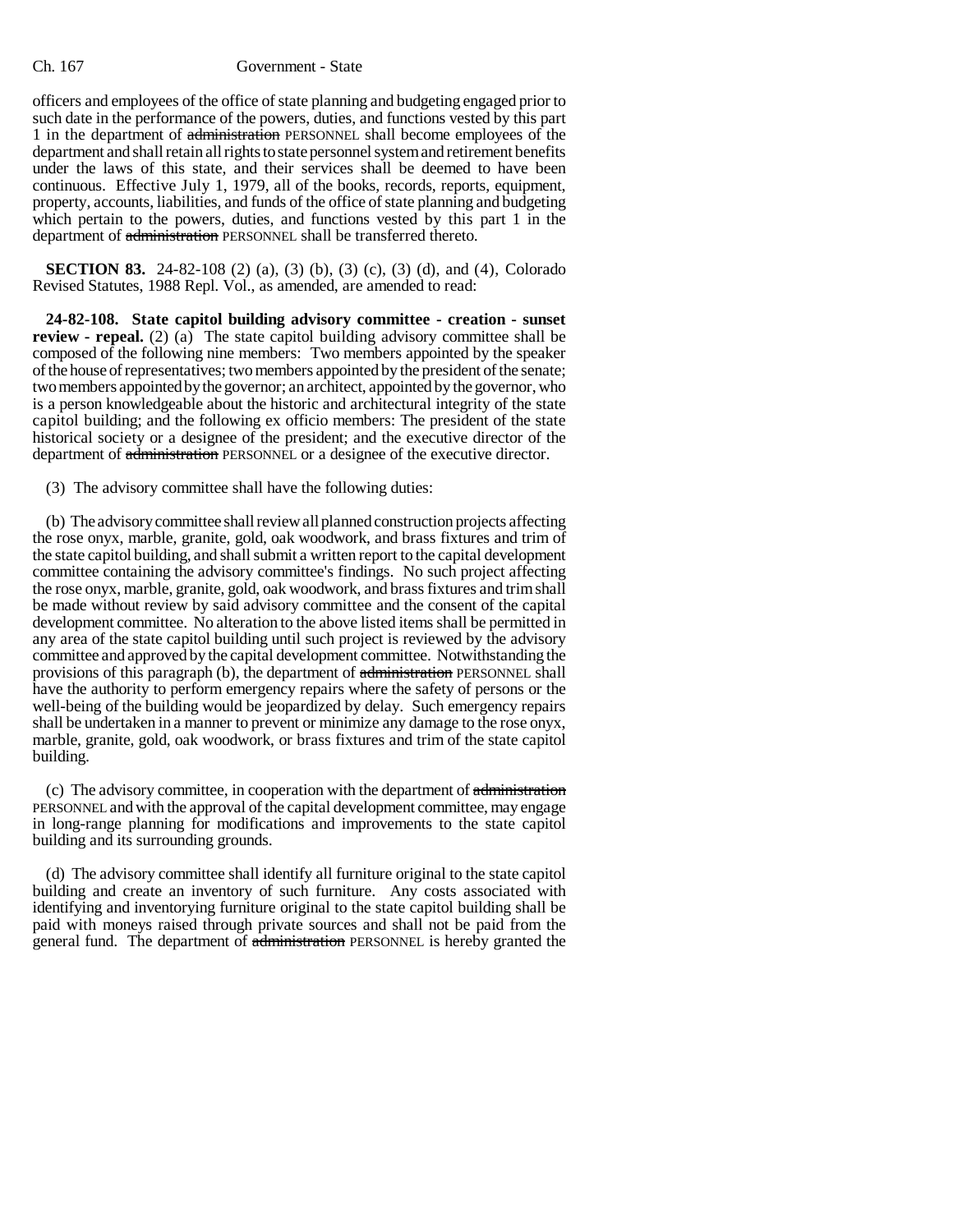officers and employees of the office of state planning and budgeting engaged prior to such date in the performance of the powers, duties, and functions vested by this part 1 in the department of ~~administration~~ PERSONNEL shall become employees of the department and shall retain all rights to state personnel system and retirement benefits under the laws of this state, and their services shall be deemed to have been continuous. Effective July 1, 1979, all of the books, records, reports, equipment, property, accounts, liabilities, and funds of the office of state planning and budgeting which pertain to the powers, duties, and functions vested by this part 1 in the department of ~~administration~~ PERSONNEL shall be transferred thereto.

**SECTION 83.** 24-82-108 (2) (a), (3) (b), (3) (c), (3) (d), and (4), Colorado Revised Statutes, 1988 Repl. Vol., as amended, are amended to read:

**24-82-108. State capitol building advisory committee - creation - sunset review - repeal.** (2) (a) The state capitol building advisory committee shall be composed of the following nine members: Two members appointed by the speaker of the house of representatives; two members appointed by the president of the senate; two members appointed by the governor; an architect, appointed by the governor, who is a person knowledgeable about the historic and architectural integrity of the state capitol building; and the following ex officio members: The president of the state historical society or a designee of the president; and the executive director of the department of ~~administration~~ PERSONNEL or a designee of the executive director.

(3) The advisory committee shall have the following duties:

(b) The advisory committee shall review all planned construction projects affecting the rose onyx, marble, granite, gold, oak woodwork, and brass fixtures and trim of the state capitol building, and shall submit a written report to the capital development committee containing the advisory committee's findings. No such project affecting the rose onyx, marble, granite, gold, oak woodwork, and brass fixtures and trim shall be made without review by said advisory committee and the consent of the capital development committee. No alteration to the above listed items shall be permitted in any area of the state capitol building until such project is reviewed by the advisory committee and approved by the capital development committee. Notwithstanding the provisions of this paragraph (b), the department of ~~administration~~ PERSONNEL shall have the authority to perform emergency repairs where the safety of persons or the well-being of the building would be jeopardized by delay. Such emergency repairs shall be undertaken in a manner to prevent or minimize any damage to the rose onyx, marble, granite, gold, oak woodwork, or brass fixtures and trim of the state capitol building.

(c) The advisory committee, in cooperation with the department of ~~administration~~ PERSONNEL and with the approval of the capital development committee, may engage in long-range planning for modifications and improvements to the state capitol building and its surrounding grounds.

(d) The advisory committee shall identify all furniture original to the state capitol building and create an inventory of such furniture. Any costs associated with identifying and inventorying furniture original to the state capitol building shall be paid with moneys raised through private sources and shall not be paid from the general fund. The department of ~~administration~~ PERSONNEL is hereby granted the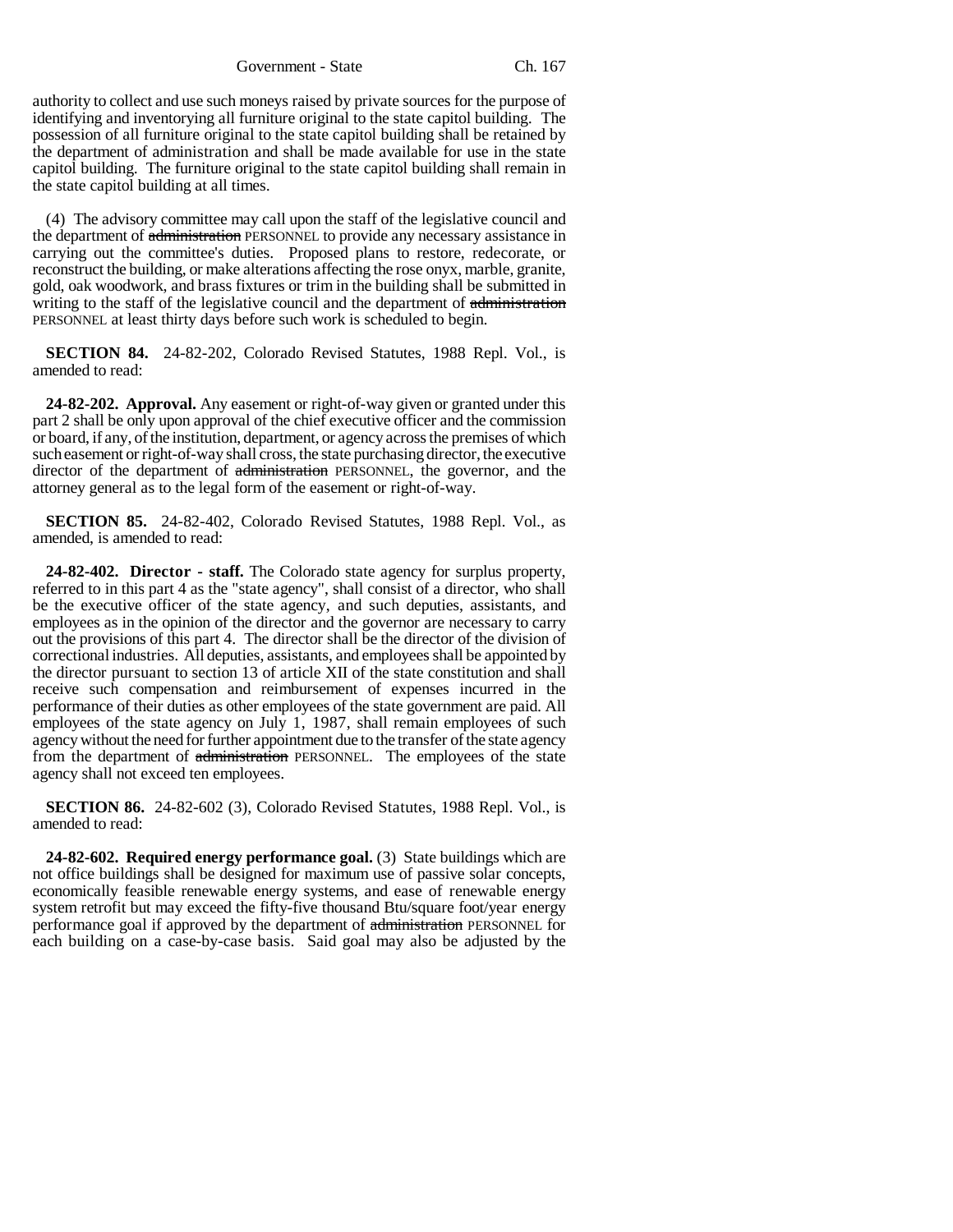authority to collect and use such moneys raised by private sources for the purpose of identifying and inventorying all furniture original to the state capitol building. The possession of all furniture original to the state capitol building shall be retained by the department of administration and shall be made available for use in the state capitol building. The furniture original to the state capitol building shall remain in the state capitol building at all times.

(4) The advisory committee may call upon the staff of the legislative council and the department of ~~administration~~ PERSONNEL to provide any necessary assistance in carrying out the committee's duties. Proposed plans to restore, redecorate, or reconstruct the building, or make alterations affecting the rose onyx, marble, granite, gold, oak woodwork, and brass fixtures or trim in the building shall be submitted in writing to the staff of the legislative council and the department of ~~administration~~ PERSONNEL at least thirty days before such work is scheduled to begin.

**SECTION 84.** 24-82-202, Colorado Revised Statutes, 1988 Repl. Vol., is amended to read:

**24-82-202. Approval.** Any easement or right-of-way given or granted under this part 2 shall be only upon approval of the chief executive officer and the commission or board, if any, of the institution, department, or agency across the premises of which such easement or right-of-way shall cross, the state purchasing director, the executive director of the department of ~~administration~~ PERSONNEL, the governor, and the attorney general as to the legal form of the easement or right-of-way.

**SECTION 85.** 24-82-402, Colorado Revised Statutes, 1988 Repl. Vol., as amended, is amended to read:

**24-82-402. Director - staff.** The Colorado state agency for surplus property, referred to in this part 4 as the "state agency", shall consist of a director, who shall be the executive officer of the state agency, and such deputies, assistants, and employees as in the opinion of the director and the governor are necessary to carry out the provisions of this part 4. The director shall be the director of the division of correctional industries. All deputies, assistants, and employees shall be appointed by the director pursuant to section 13 of article XII of the state constitution and shall receive such compensation and reimbursement of expenses incurred in the performance of their duties as other employees of the state government are paid. All employees of the state agency on July 1, 1987, shall remain employees of such agency without the need for further appointment due to the transfer of the state agency from the department of ~~administration~~ PERSONNEL. The employees of the state agency shall not exceed ten employees.

**SECTION 86.** 24-82-602 (3), Colorado Revised Statutes, 1988 Repl. Vol., is amended to read:

**24-82-602. Required energy performance goal.** (3) State buildings which are not office buildings shall be designed for maximum use of passive solar concepts, economically feasible renewable energy systems, and ease of renewable energy system retrofit but may exceed the fifty-five thousand Btu/square foot/year energy performance goal if approved by the department of ~~administration~~ PERSONNEL for each building on a case-by-case basis. Said goal may also be adjusted by the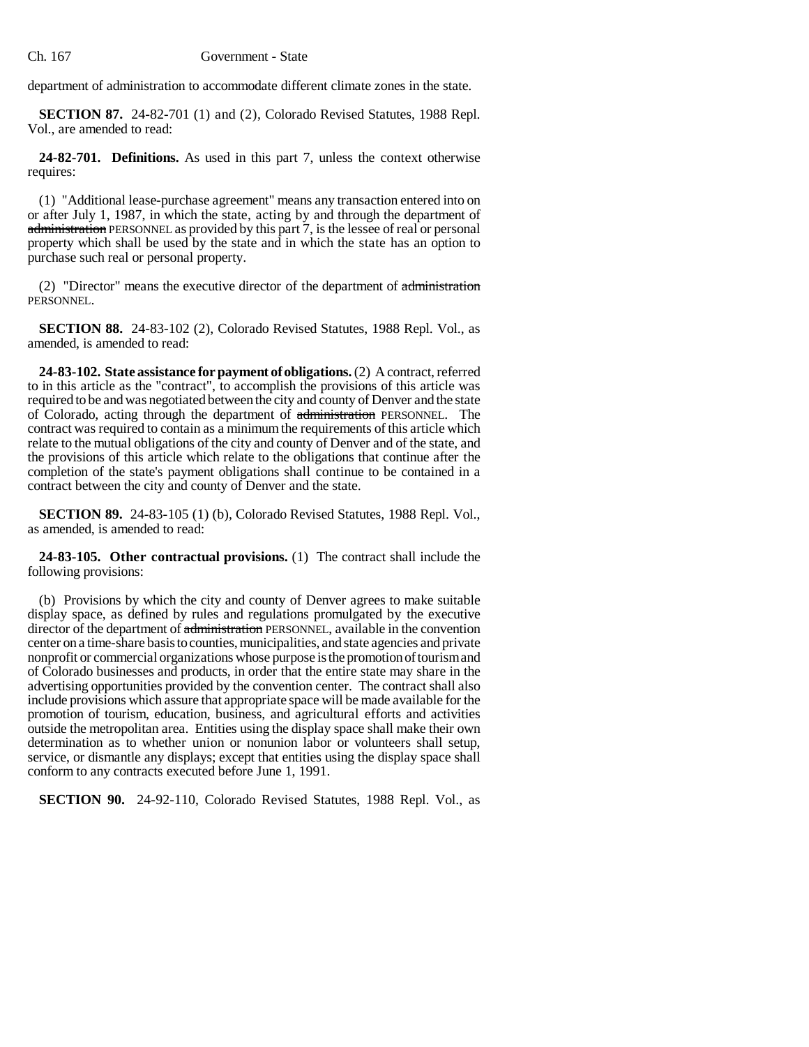department of administration to accommodate different climate zones in the state.

**SECTION 87.** 24-82-701 (1) and (2), Colorado Revised Statutes, 1988 Repl. Vol., are amended to read:

**24-82-701. Definitions.** As used in this part 7, unless the context otherwise requires:

(1) "Additional lease-purchase agreement" means any transaction entered into on or after July 1, 1987, in which the state, acting by and through the department of ~~administration~~ PERSONNEL as provided by this part 7, is the lessee of real or personal property which shall be used by the state and in which the state has an option to purchase such real or personal property.

(2) "Director" means the executive director of the department of ~~administration~~ PERSONNEL.

**SECTION 88.** 24-83-102 (2), Colorado Revised Statutes, 1988 Repl. Vol., as amended, is amended to read:

**24-83-102. State assistance for payment of obligations.** (2) A contract, referred to in this article as the "contract", to accomplish the provisions of this article was required to be and was negotiated between the city and county of Denver and the state of Colorado, acting through the department of ~~administration~~ PERSONNEL. The contract was required to contain as a minimum the requirements of this article which relate to the mutual obligations of the city and county of Denver and of the state, and the provisions of this article which relate to the obligations that continue after the completion of the state's payment obligations shall continue to be contained in a contract between the city and county of Denver and the state.

**SECTION 89.** 24-83-105 (1) (b), Colorado Revised Statutes, 1988 Repl. Vol., as amended, is amended to read:

**24-83-105. Other contractual provisions.** (1) The contract shall include the following provisions:

(b) Provisions by which the city and county of Denver agrees to make suitable display space, as defined by rules and regulations promulgated by the executive director of the department of ~~administration~~ PERSONNEL, available in the convention center on a time-share basis to counties, municipalities, and state agencies and private nonprofit or commercial organizations whose purpose is the promotion of tourism and of Colorado businesses and products, in order that the entire state may share in the advertising opportunities provided by the convention center. The contract shall also include provisions which assure that appropriate space will be made available for the promotion of tourism, education, business, and agricultural efforts and activities outside the metropolitan area. Entities using the display space shall make their own determination as to whether union or nonunion labor or volunteers shall setup, service, or dismantle any displays; except that entities using the display space shall conform to any contracts executed before June 1, 1991.

**SECTION 90.** 24-92-110, Colorado Revised Statutes, 1988 Repl. Vol., as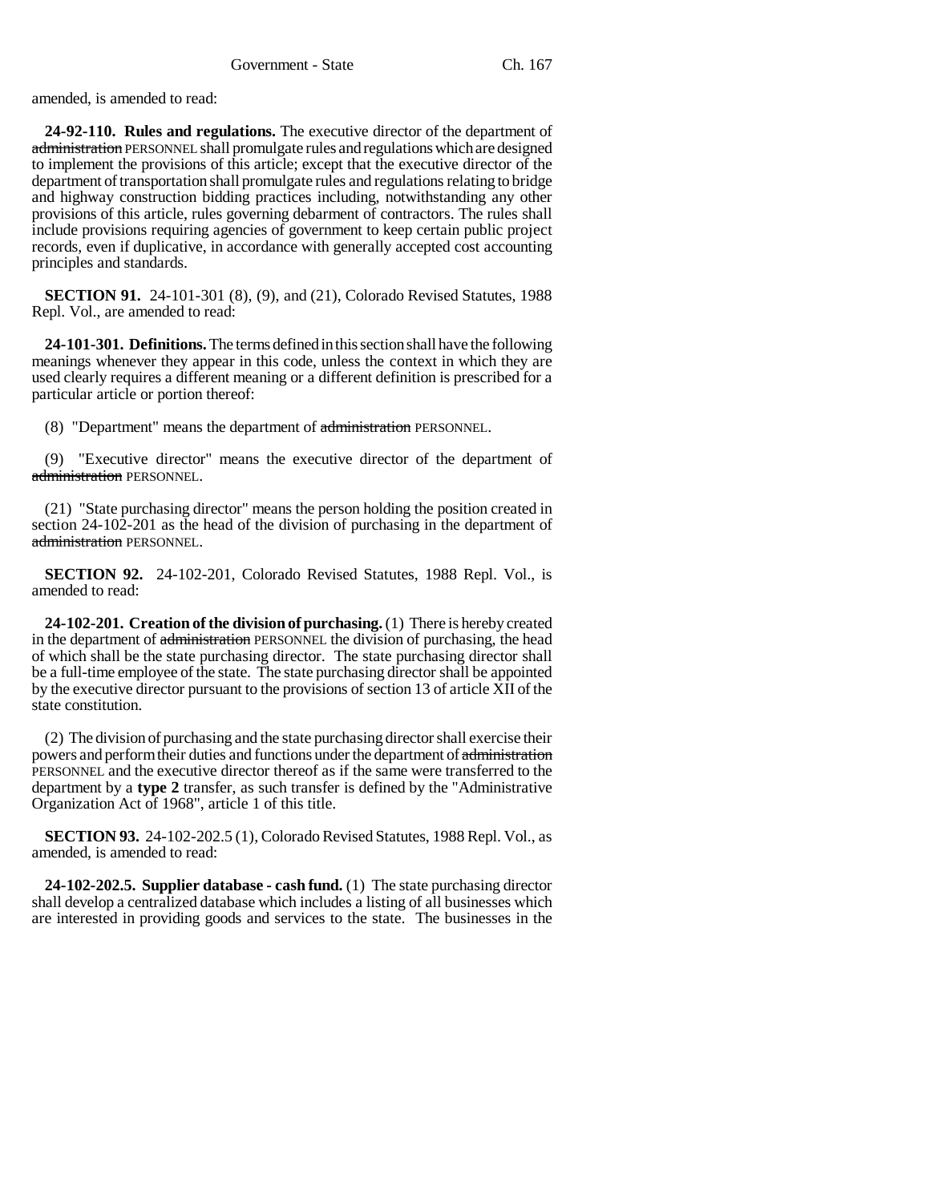amended, is amended to read:

**24-92-110. Rules and regulations.** The executive director of the department of ~~administration~~ PERSONNEL shall promulgate rules and regulations which are designed to implement the provisions of this article; except that the executive director of the department of transportation shall promulgate rules and regulations relating to bridge and highway construction bidding practices including, notwithstanding any other provisions of this article, rules governing debarment of contractors. The rules shall include provisions requiring agencies of government to keep certain public project records, even if duplicative, in accordance with generally accepted cost accounting principles and standards.

**SECTION 91.** 24-101-301 (8), (9), and (21), Colorado Revised Statutes, 1988 Repl. Vol., are amended to read:

**24-101-301. Definitions.** The terms defined in this section shall have the following meanings whenever they appear in this code, unless the context in which they are used clearly requires a different meaning or a different definition is prescribed for a particular article or portion thereof:

(8) "Department" means the department of ~~administration~~ PERSONNEL.

(9) "Executive director" means the executive director of the department of ~~administration~~ PERSONNEL.

(21) "State purchasing director" means the person holding the position created in section 24-102-201 as the head of the division of purchasing in the department of ~~administration~~ PERSONNEL.

**SECTION 92.** 24-102-201, Colorado Revised Statutes, 1988 Repl. Vol., is amended to read:

**24-102-201. Creation of the division of purchasing.** (1) There is hereby created in the department of ~~administration~~ PERSONNEL the division of purchasing, the head of which shall be the state purchasing director. The state purchasing director shall be a full-time employee of the state. The state purchasing director shall be appointed by the executive director pursuant to the provisions of section 13 of article XII of the state constitution.

(2) The division of purchasing and the state purchasing director shall exercise their powers and perform their duties and functions under the department of ~~administration~~ PERSONNEL and the executive director thereof as if the same were transferred to the department by a **type 2** transfer, as such transfer is defined by the "Administrative Organization Act of 1968", article 1 of this title.

**SECTION 93.** 24-102-202.5 (1), Colorado Revised Statutes, 1988 Repl. Vol., as amended, is amended to read:

**24-102-202.5. Supplier database - cash fund.** (1) The state purchasing director shall develop a centralized database which includes a listing of all businesses which are interested in providing goods and services to the state. The businesses in the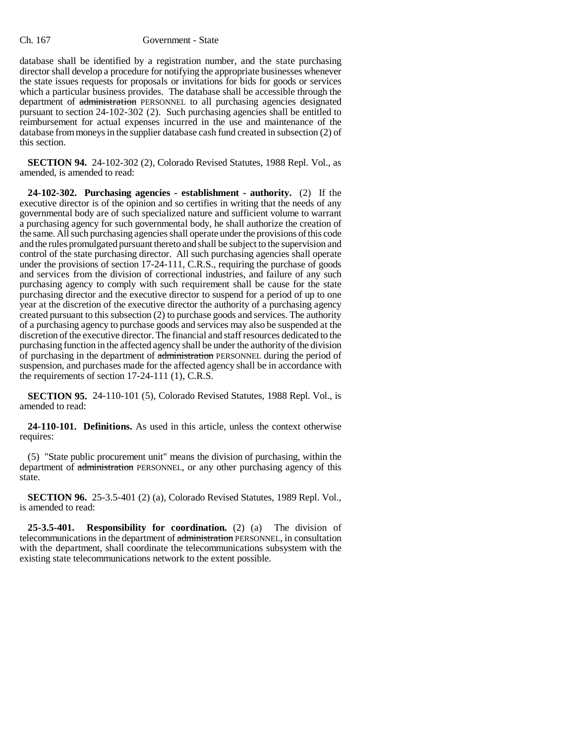database shall be identified by a registration number, and the state purchasing director shall develop a procedure for notifying the appropriate businesses whenever the state issues requests for proposals or invitations for bids for goods or services which a particular business provides. The database shall be accessible through the department of ~~administration~~ PERSONNEL to all purchasing agencies designated pursuant to section 24-102-302 (2). Such purchasing agencies shall be entitled to reimbursement for actual expenses incurred in the use and maintenance of the database from moneys in the supplier database cash fund created in subsection (2) of this section.

**SECTION 94.** 24-102-302 (2), Colorado Revised Statutes, 1988 Repl. Vol., as amended, is amended to read:

**24-102-302. Purchasing agencies - establishment - authority.** (2) If the executive director is of the opinion and so certifies in writing that the needs of any governmental body are of such specialized nature and sufficient volume to warrant a purchasing agency for such governmental body, he shall authorize the creation of the same. All such purchasing agencies shall operate under the provisions of this code and the rules promulgated pursuant thereto and shall be subject to the supervision and control of the state purchasing director. All such purchasing agencies shall operate under the provisions of section 17-24-111, C.R.S., requiring the purchase of goods and services from the division of correctional industries, and failure of any such purchasing agency to comply with such requirement shall be cause for the state purchasing director and the executive director to suspend for a period of up to one year at the discretion of the executive director the authority of a purchasing agency created pursuant to this subsection (2) to purchase goods and services. The authority of a purchasing agency to purchase goods and services may also be suspended at the discretion of the executive director. The financial and staff resources dedicated to the purchasing function in the affected agency shall be under the authority of the division of purchasing in the department of ~~administration~~ PERSONNEL during the period of suspension, and purchases made for the affected agency shall be in accordance with the requirements of section 17-24-111 (1), C.R.S.

**SECTION 95.** 24-110-101 (5), Colorado Revised Statutes, 1988 Repl. Vol., is amended to read:

**24-110-101. Definitions.** As used in this article, unless the context otherwise requires:

(5) "State public procurement unit" means the division of purchasing, within the department of ~~administration~~ PERSONNEL, or any other purchasing agency of this state.

**SECTION 96.** 25-3.5-401 (2) (a), Colorado Revised Statutes, 1989 Repl. Vol., is amended to read:

**25-3.5-401. Responsibility for coordination.** (2) (a) The division of telecommunications in the department of ~~administration~~ PERSONNEL, in consultation with the department, shall coordinate the telecommunications subsystem with the existing state telecommunications network to the extent possible.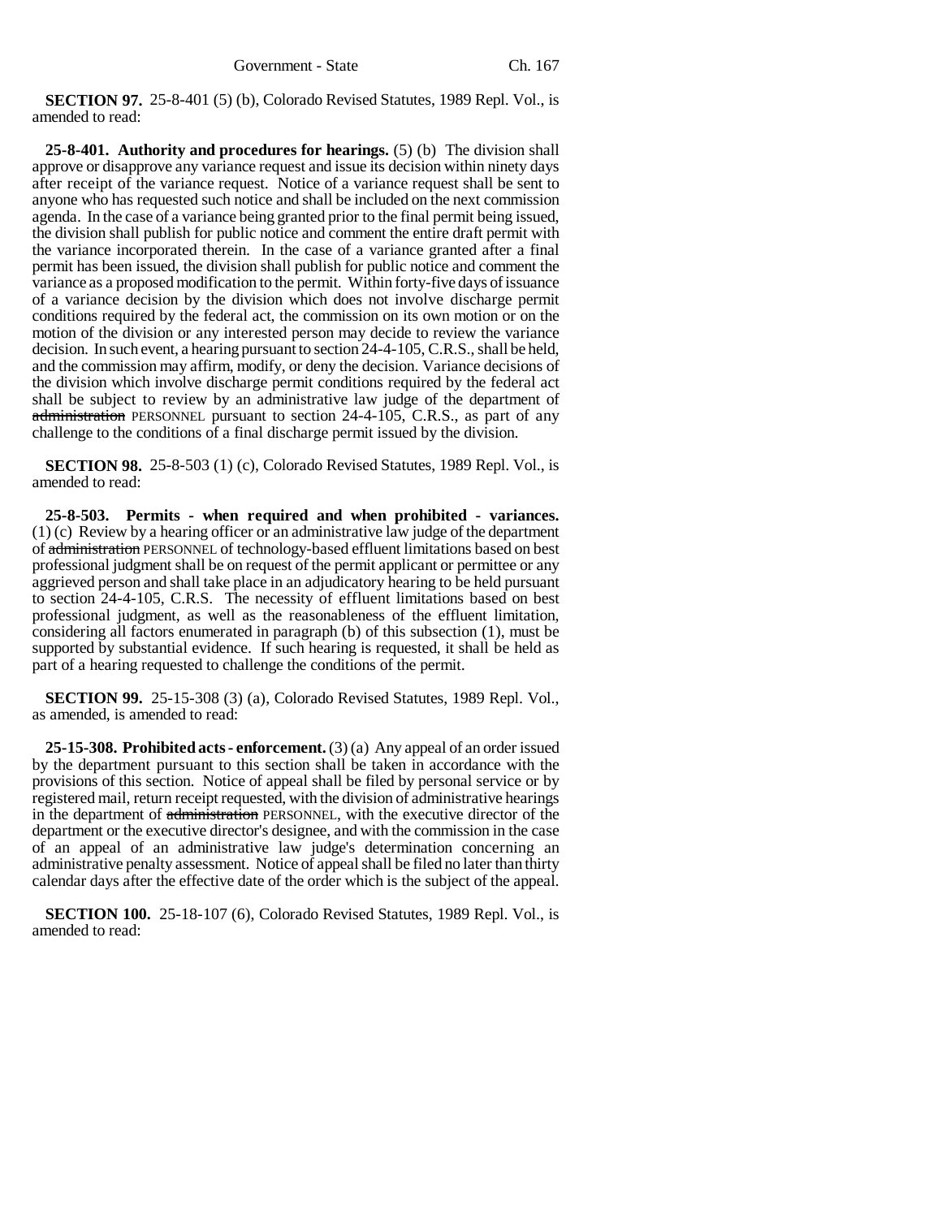**SECTION 97.** 25-8-401 (5) (b), Colorado Revised Statutes, 1989 Repl. Vol., is amended to read:

**25-8-401. Authority and procedures for hearings.** (5) (b) The division shall approve or disapprove any variance request and issue its decision within ninety days after receipt of the variance request. Notice of a variance request shall be sent to anyone who has requested such notice and shall be included on the next commission agenda. In the case of a variance being granted prior to the final permit being issued, the division shall publish for public notice and comment the entire draft permit with the variance incorporated therein. In the case of a variance granted after a final permit has been issued, the division shall publish for public notice and comment the variance as a proposed modification to the permit. Within forty-five days of issuance of a variance decision by the division which does not involve discharge permit conditions required by the federal act, the commission on its own motion or on the motion of the division or any interested person may decide to review the variance decision. In such event, a hearing pursuant to section 24-4-105, C.R.S., shall be held, and the commission may affirm, modify, or deny the decision. Variance decisions of the division which involve discharge permit conditions required by the federal act shall be subject to review by an administrative law judge of the department of ~~administration~~ PERSONNEL pursuant to section 24-4-105, C.R.S., as part of any challenge to the conditions of a final discharge permit issued by the division.

**SECTION 98.** 25-8-503 (1) (c), Colorado Revised Statutes, 1989 Repl. Vol., is amended to read:

**25-8-503. Permits - when required and when prohibited - variances.** (1) (c) Review by a hearing officer or an administrative law judge of the department of ~~administration~~ PERSONNEL of technology-based effluent limitations based on best professional judgment shall be on request of the permit applicant or permittee or any aggrieved person and shall take place in an adjudicatory hearing to be held pursuant to section 24-4-105, C.R.S. The necessity of effluent limitations based on best professional judgment, as well as the reasonableness of the effluent limitation, considering all factors enumerated in paragraph (b) of this subsection (1), must be supported by substantial evidence. If such hearing is requested, it shall be held as part of a hearing requested to challenge the conditions of the permit.

**SECTION 99.** 25-15-308 (3) (a), Colorado Revised Statutes, 1989 Repl. Vol., as amended, is amended to read:

**25-15-308. Prohibited acts - enforcement.** (3) (a) Any appeal of an order issued by the department pursuant to this section shall be taken in accordance with the provisions of this section. Notice of appeal shall be filed by personal service or by registered mail, return receipt requested, with the division of administrative hearings in the department of ~~administration~~ PERSONNEL, with the executive director of the department or the executive director's designee, and with the commission in the case of an appeal of an administrative law judge's determination concerning an administrative penalty assessment. Notice of appeal shall be filed no later than thirty calendar days after the effective date of the order which is the subject of the appeal.

**SECTION 100.** 25-18-107 (6), Colorado Revised Statutes, 1989 Repl. Vol., is amended to read: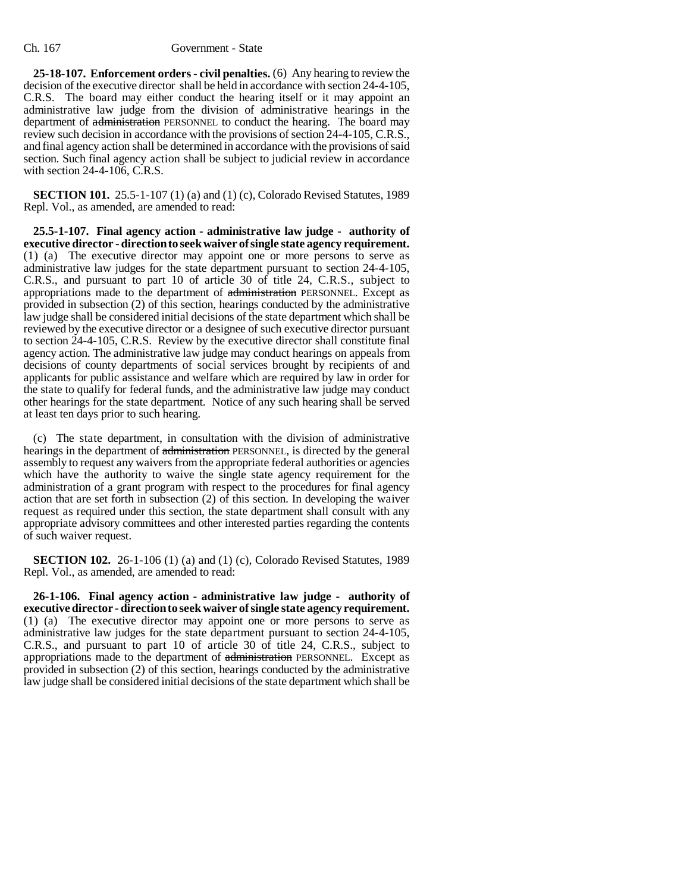**25-18-107. Enforcement orders - civil penalties.** (6) Any hearing to review the decision of the executive director shall be held in accordance with section 24-4-105, C.R.S. The board may either conduct the hearing itself or it may appoint an administrative law judge from the division of administrative hearings in the department of ~~administration~~ PERSONNEL to conduct the hearing. The board may review such decision in accordance with the provisions of section 24-4-105, C.R.S., and final agency action shall be determined in accordance with the provisions of said section. Such final agency action shall be subject to judicial review in accordance with section 24-4-106, C.R.S.

**SECTION 101.** 25.5-1-107 (1) (a) and (1) (c), Colorado Revised Statutes, 1989 Repl. Vol., as amended, are amended to read:

**25.5-1-107. Final agency action - administrative law judge - authority of executive director - direction to seek waiver of single state agency requirement.** (1) (a) The executive director may appoint one or more persons to serve as administrative law judges for the state department pursuant to section 24-4-105, C.R.S., and pursuant to part 10 of article 30 of title 24, C.R.S., subject to appropriations made to the department of ~~administration~~ PERSONNEL. Except as provided in subsection (2) of this section, hearings conducted by the administrative law judge shall be considered initial decisions of the state department which shall be reviewed by the executive director or a designee of such executive director pursuant to section 24-4-105, C.R.S. Review by the executive director shall constitute final agency action. The administrative law judge may conduct hearings on appeals from decisions of county departments of social services brought by recipients of and applicants for public assistance and welfare which are required by law in order for the state to qualify for federal funds, and the administrative law judge may conduct other hearings for the state department. Notice of any such hearing shall be served at least ten days prior to such hearing.

(c) The state department, in consultation with the division of administrative hearings in the department of ~~administration~~ PERSONNEL, is directed by the general assembly to request any waivers from the appropriate federal authorities or agencies which have the authority to waive the single state agency requirement for the administration of a grant program with respect to the procedures for final agency action that are set forth in subsection (2) of this section. In developing the waiver request as required under this section, the state department shall consult with any appropriate advisory committees and other interested parties regarding the contents of such waiver request.

**SECTION 102.** 26-1-106 (1) (a) and (1) (c), Colorado Revised Statutes, 1989 Repl. Vol., as amended, are amended to read:

**26-1-106. Final agency action - administrative law judge - authority of executive director - direction to seek waiver of single state agency requirement.** (1) (a) The executive director may appoint one or more persons to serve as administrative law judges for the state department pursuant to section 24-4-105, C.R.S., and pursuant to part 10 of article 30 of title 24, C.R.S., subject to appropriations made to the department of ~~administration~~ PERSONNEL. Except as provided in subsection (2) of this section, hearings conducted by the administrative law judge shall be considered initial decisions of the state department which shall be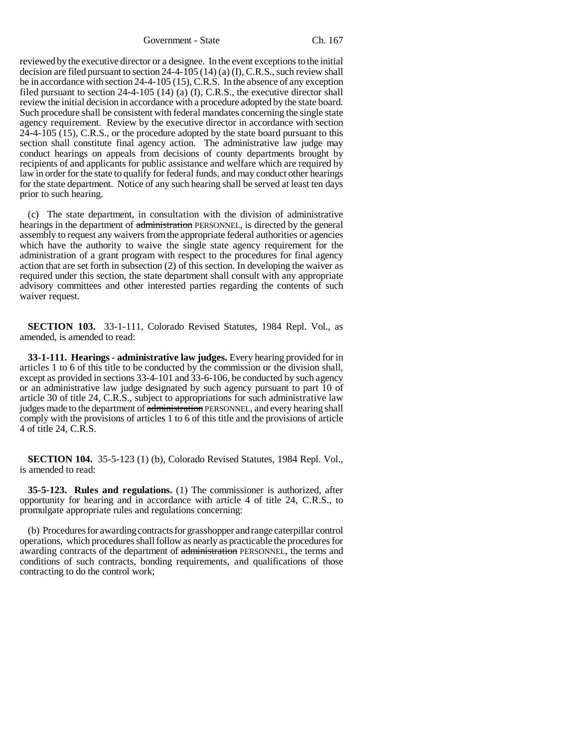reviewed by the executive director or a designee. In the event exceptions to the initial decision are filed pursuant to section 24-4-105 (14) (a) (I), C.R.S., such review shall be in accordance with section 24-4-105 (15), C.R.S. In the absence of any exception filed pursuant to section 24-4-105 (14) (a) (I), C.R.S., the executive director shall review the initial decision in accordance with a procedure adopted by the state board. Such procedure shall be consistent with federal mandates concerning the single state agency requirement. Review by the executive director in accordance with section 24-4-105 (15), C.R.S., or the procedure adopted by the state board pursuant to this section shall constitute final agency action. The administrative law judge may conduct hearings on appeals from decisions of county departments brought by recipients of and applicants for public assistance and welfare which are required by law in order for the state to qualify for federal funds, and may conduct other hearings for the state department. Notice of any such hearing shall be served at least ten days prior to such hearing.

(c) The state department, in consultation with the division of administrative hearings in the department of ~~administration~~ PERSONNEL, is directed by the general assembly to request any waivers from the appropriate federal authorities or agencies which have the authority to waive the single state agency requirement for the administration of a grant program with respect to the procedures for final agency action that are set forth in subsection (2) of this section. In developing the waiver as required under this section, the state department shall consult with any appropriate advisory committees and other interested parties regarding the contents of such waiver request.

**SECTION 103.** 33-1-111, Colorado Revised Statutes, 1984 Repl. Vol., as amended, is amended to read:

**33-1-111. Hearings - administrative law judges.** Every hearing provided for in articles 1 to 6 of this title to be conducted by the commission or the division shall, except as provided in sections 33-4-101 and 33-6-106, be conducted by such agency or an administrative law judge designated by such agency pursuant to part 10 of article 30 of title 24, C.R.S., subject to appropriations for such administrative law judges made to the department of ~~administration~~ PERSONNEL, and every hearing shall comply with the provisions of articles 1 to 6 of this title and the provisions of article 4 of title 24, C.R.S.

**SECTION 104.** 35-5-123 (1) (b), Colorado Revised Statutes, 1984 Repl. Vol., is amended to read:

**35-5-123. Rules and regulations.** (1) The commissioner is authorized, after opportunity for hearing and in accordance with article 4 of title 24, C.R.S., to promulgate appropriate rules and regulations concerning:

(b) Procedures for awarding contracts for grasshopper and range caterpillar control operations, which procedures shall follow as nearly as practicable the procedures for awarding contracts of the department of ~~administration~~ PERSONNEL, the terms and conditions of such contracts, bonding requirements, and qualifications of those contracting to do the control work;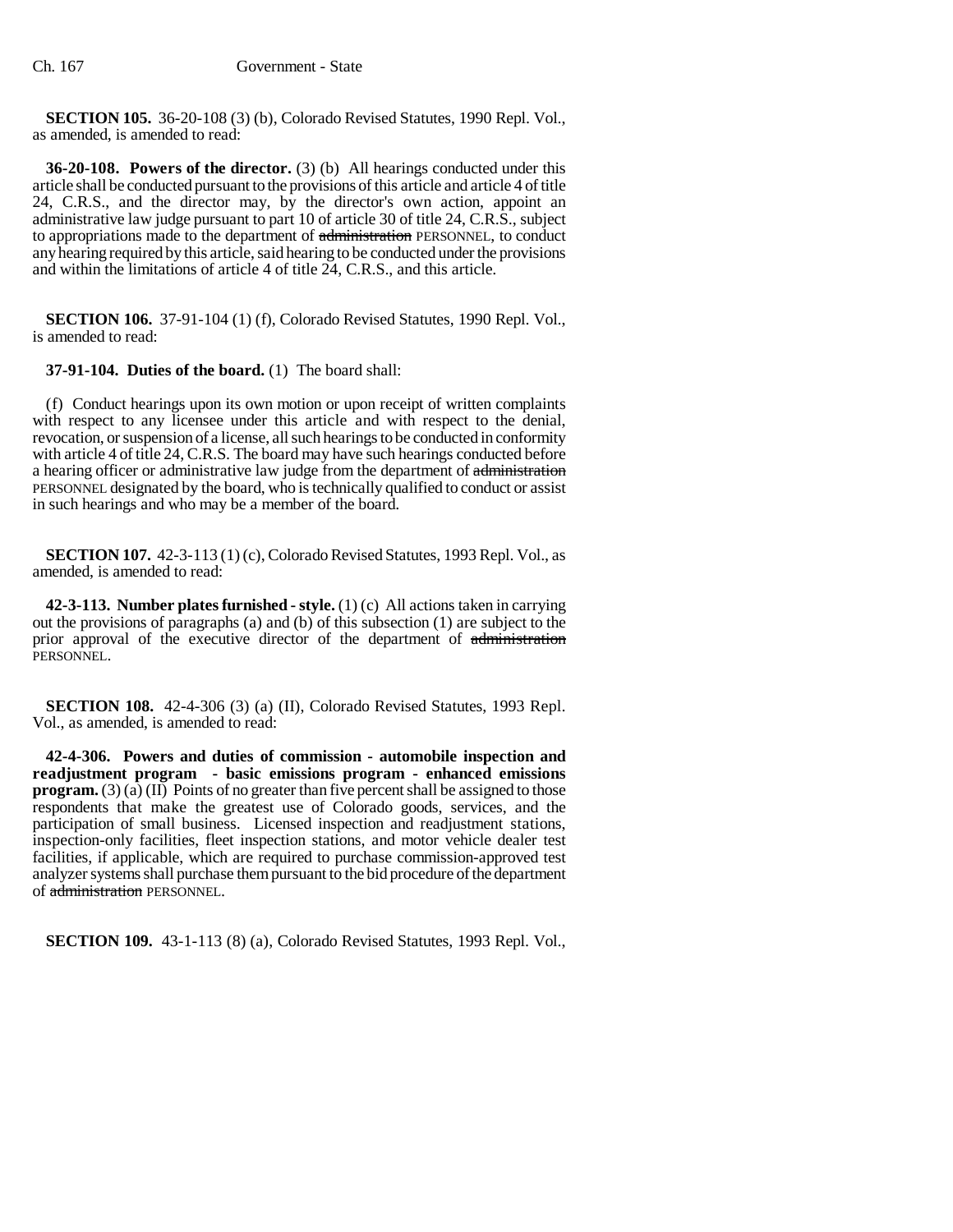**SECTION 105.** 36-20-108 (3) (b), Colorado Revised Statutes, 1990 Repl. Vol., as amended, is amended to read:

**36-20-108. Powers of the director.** (3) (b) All hearings conducted under this article shall be conducted pursuant to the provisions of this article and article 4 of title 24, C.R.S., and the director may, by the director's own action, appoint an administrative law judge pursuant to part 10 of article 30 of title 24, C.R.S., subject to appropriations made to the department of ~~administration~~ PERSONNEL, to conduct any hearing required by this article, said hearing to be conducted under the provisions and within the limitations of article 4 of title 24, C.R.S., and this article.

**SECTION 106.** 37-91-104 (1) (f), Colorado Revised Statutes, 1990 Repl. Vol., is amended to read:

**37-91-104. Duties of the board.** (1) The board shall:

(f) Conduct hearings upon its own motion or upon receipt of written complaints with respect to any licensee under this article and with respect to the denial, revocation, or suspension of a license, all such hearings to be conducted in conformity with article 4 of title 24, C.R.S. The board may have such hearings conducted before a hearing officer or administrative law judge from the department of ~~administration~~ PERSONNEL designated by the board, who is technically qualified to conduct or assist in such hearings and who may be a member of the board.

**SECTION 107.** 42-3-113 (1) (c), Colorado Revised Statutes, 1993 Repl. Vol., as amended, is amended to read:

**42-3-113. Number plates furnished - style.** (1) (c) All actions taken in carrying out the provisions of paragraphs (a) and (b) of this subsection (1) are subject to the prior approval of the executive director of the department of ~~administration~~ PERSONNEL.

**SECTION 108.** 42-4-306 (3) (a) (II), Colorado Revised Statutes, 1993 Repl. Vol., as amended, is amended to read:

**42-4-306. Powers and duties of commission - automobile inspection and readjustment program - basic emissions program - enhanced emissions program.** (3) (a) (II) Points of no greater than five percent shall be assigned to those respondents that make the greatest use of Colorado goods, services, and the participation of small business. Licensed inspection and readjustment stations, inspection-only facilities, fleet inspection stations, and motor vehicle dealer test facilities, if applicable, which are required to purchase commission-approved test analyzer systems shall purchase them pursuant to the bid procedure of the department of ~~administration~~ PERSONNEL.

**SECTION 109.** 43-1-113 (8) (a), Colorado Revised Statutes, 1993 Repl. Vol.,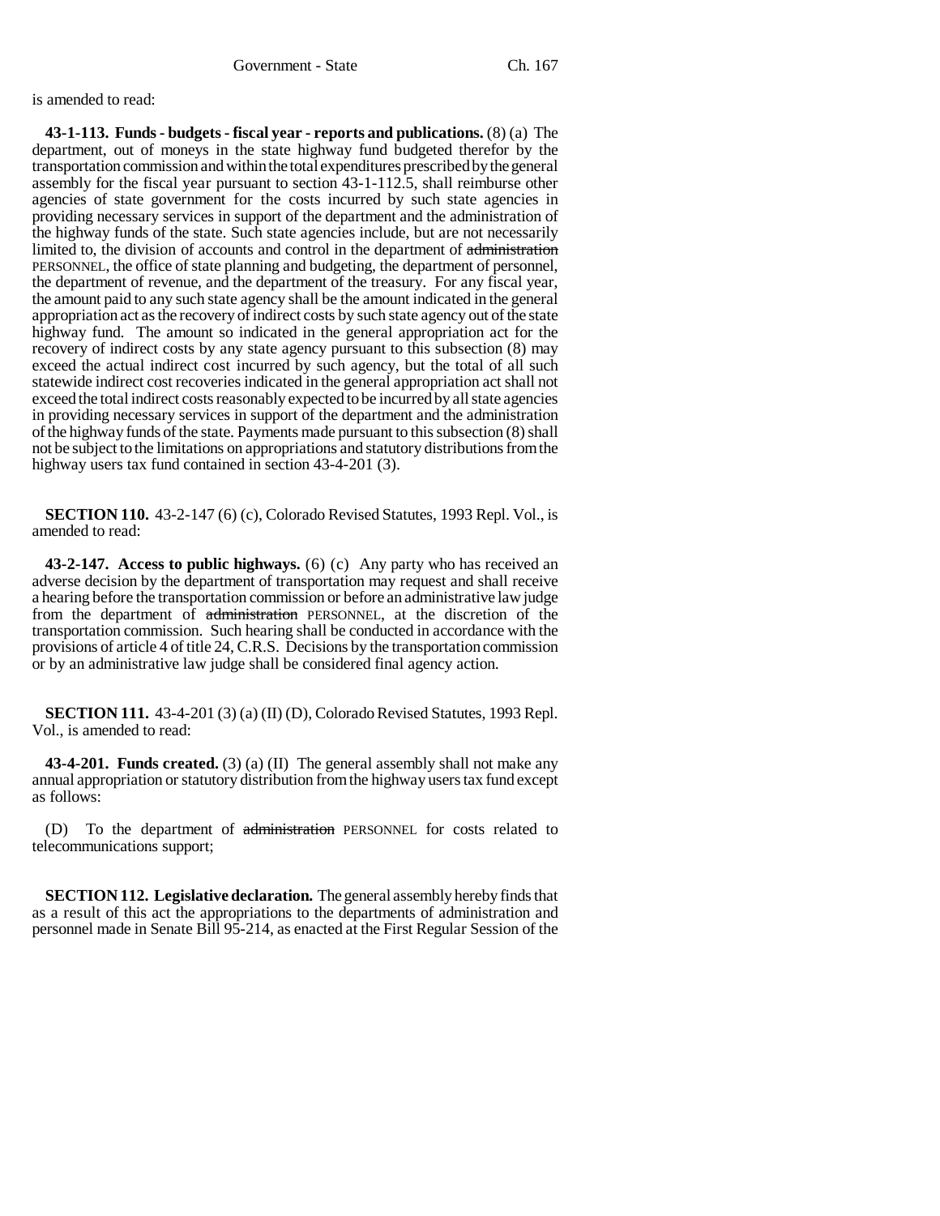is amended to read:

**43-1-113. Funds - budgets - fiscal year - reports and publications.** (8) (a) The department, out of moneys in the state highway fund budgeted therefor by the transportation commission and within the total expenditures prescribed by the general assembly for the fiscal year pursuant to section 43-1-112.5, shall reimburse other agencies of state government for the costs incurred by such state agencies in providing necessary services in support of the department and the administration of the highway funds of the state. Such state agencies include, but are not necessarily limited to, the division of accounts and control in the department of ~~administration~~ PERSONNEL, the office of state planning and budgeting, the department of personnel, the department of revenue, and the department of the treasury. For any fiscal year, the amount paid to any such state agency shall be the amount indicated in the general appropriation act as the recovery of indirect costs by such state agency out of the state highway fund. The amount so indicated in the general appropriation act for the recovery of indirect costs by any state agency pursuant to this subsection (8) may exceed the actual indirect cost incurred by such agency, but the total of all such statewide indirect cost recoveries indicated in the general appropriation act shall not exceed the total indirect costs reasonably expected to be incurred by all state agencies in providing necessary services in support of the department and the administration of the highway funds of the state. Payments made pursuant to this subsection (8) shall not be subject to the limitations on appropriations and statutory distributions from the highway users tax fund contained in section 43-4-201 (3).

**SECTION 110.** 43-2-147 (6) (c), Colorado Revised Statutes, 1993 Repl. Vol., is amended to read:

**43-2-147. Access to public highways.** (6) (c) Any party who has received an adverse decision by the department of transportation may request and shall receive a hearing before the transportation commission or before an administrative law judge from the department of ~~administration~~ PERSONNEL, at the discretion of the transportation commission. Such hearing shall be conducted in accordance with the provisions of article 4 of title 24, C.R.S. Decisions by the transportation commission or by an administrative law judge shall be considered final agency action.

**SECTION 111.** 43-4-201 (3) (a) (II) (D), Colorado Revised Statutes, 1993 Repl. Vol., is amended to read:

**43-4-201. Funds created.** (3) (a) (II) The general assembly shall not make any annual appropriation or statutory distribution from the highway users tax fund except as follows:

(D) To the department of ~~administration~~ PERSONNEL for costs related to telecommunications support;

**SECTION 112. Legislative declaration.** The general assembly hereby finds that as a result of this act the appropriations to the departments of administration and personnel made in Senate Bill 95-214, as enacted at the First Regular Session of the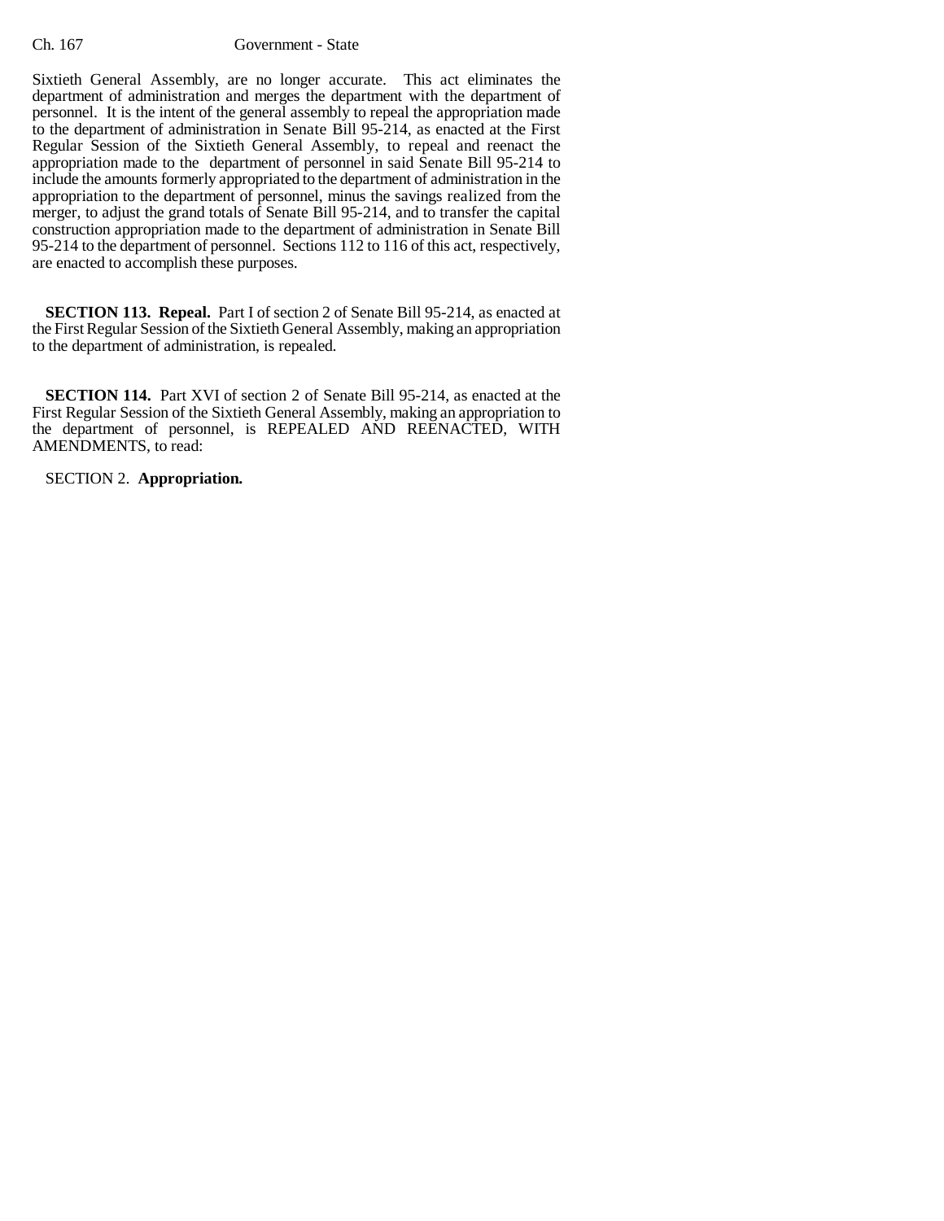Sixtieth General Assembly, are no longer accurate. This act eliminates the department of administration and merges the department with the department of personnel. It is the intent of the general assembly to repeal the appropriation made to the department of administration in Senate Bill 95-214, as enacted at the First Regular Session of the Sixtieth General Assembly, to repeal and reenact the appropriation made to the department of personnel in said Senate Bill 95-214 to include the amounts formerly appropriated to the department of administration in the appropriation to the department of personnel, minus the savings realized from the merger, to adjust the grand totals of Senate Bill 95-214, and to transfer the capital construction appropriation made to the department of administration in Senate Bill 95-214 to the department of personnel. Sections 112 to 116 of this act, respectively, are enacted to accomplish these purposes.

**SECTION 113. Repeal.** Part I of section 2 of Senate Bill 95-214, as enacted at the First Regular Session of the Sixtieth General Assembly, making an appropriation to the department of administration, is repealed.

**SECTION 114.** Part XVI of section 2 of Senate Bill 95-214, as enacted at the First Regular Session of the Sixtieth General Assembly, making an appropriation to the department of personnel, is REPEALED AND REENACTED, WITH AMENDMENTS, to read:

SECTION 2. **Appropriation.**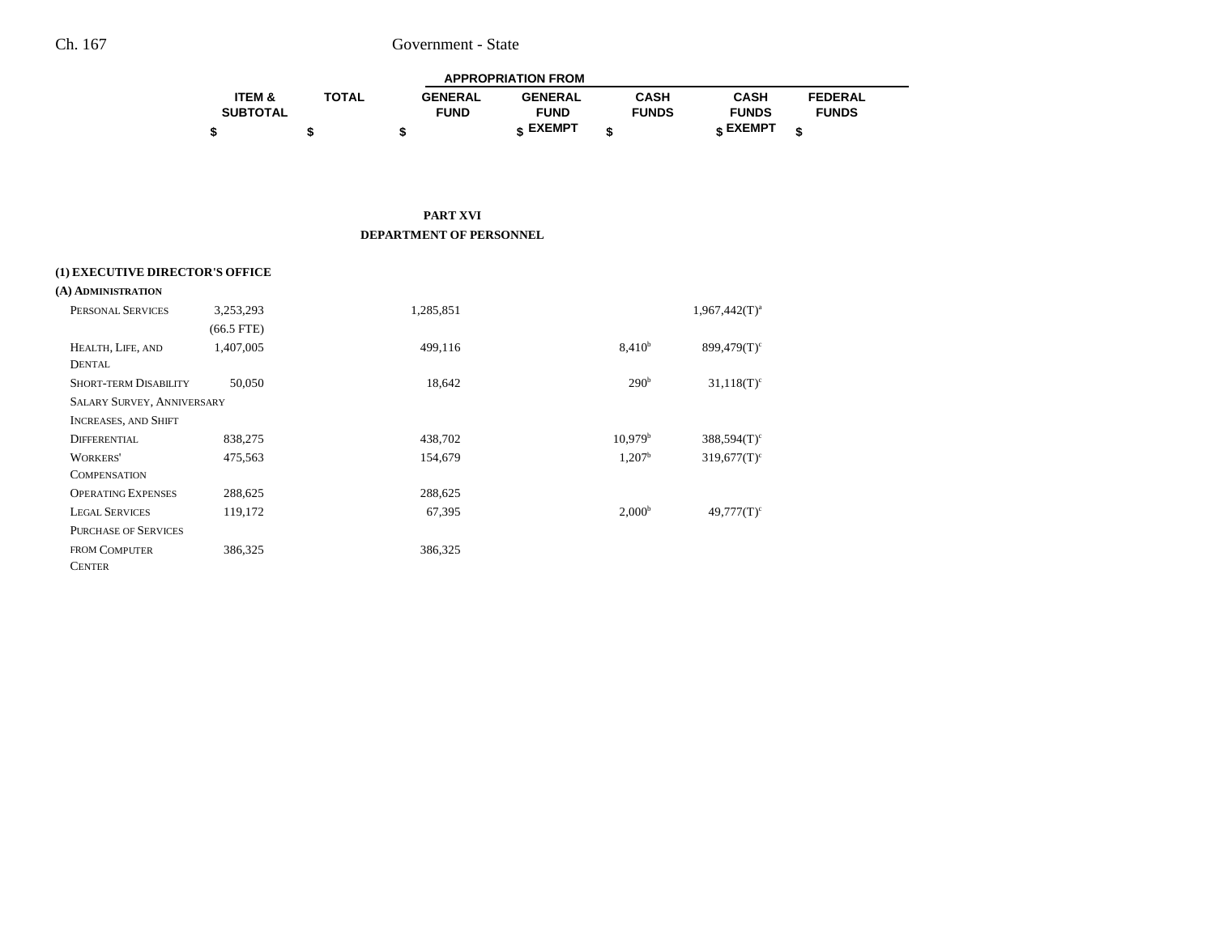## PART XVI

## DEPARTMENT OF PERSONNEL

| | ITEM & SUBTOTAL | TOTAL | APPROPRIATION FROM GENERAL FUND | GENERAL FUND EXEMPT | CASH FUNDS | CASH FUNDS EXEMPT | FEDERAL FUNDS |
|---|---|---|---|---|---|---|---|
| | $ | $ | $ | $ | $ | $ | $ |
| **(1) EXECUTIVE DIRECTOR'S OFFICE** | | | | | | | |
| **(A) Administration** | | | | | | | |
| Personal Services | 3,253,293 | | 1,285,851 | | | 1,967,442(T)[a] | |
| | (66.5 FTE) | | | | | | |
| Health, Life, and Dental | 1,407,005 | | 499,116 | | 8,410[b] | 899,479(T)[c] | |
| Short-term Disability | 50,050 | | 18,642 | | 290[b] | 31,118(T)[c] | |
| Salary Survey, Anniversary Increases, and Shift Differential | 838,275 | | 438,702 | | 10,979[b] | 388,594(T)[c] | |
| Workers' Compensation | 475,563 | | 154,679 | | 1,207[b] | 319,677(T)[c] | |
| Operating Expenses | 288,625 | | 288,625 | | | | |
| Legal Services | 119,172 | | 67,395 | | 2,000[b] | 49,777(T)[c] | |
| Purchase of Services from Computer Center | 386,325 | | 386,325 | | | | |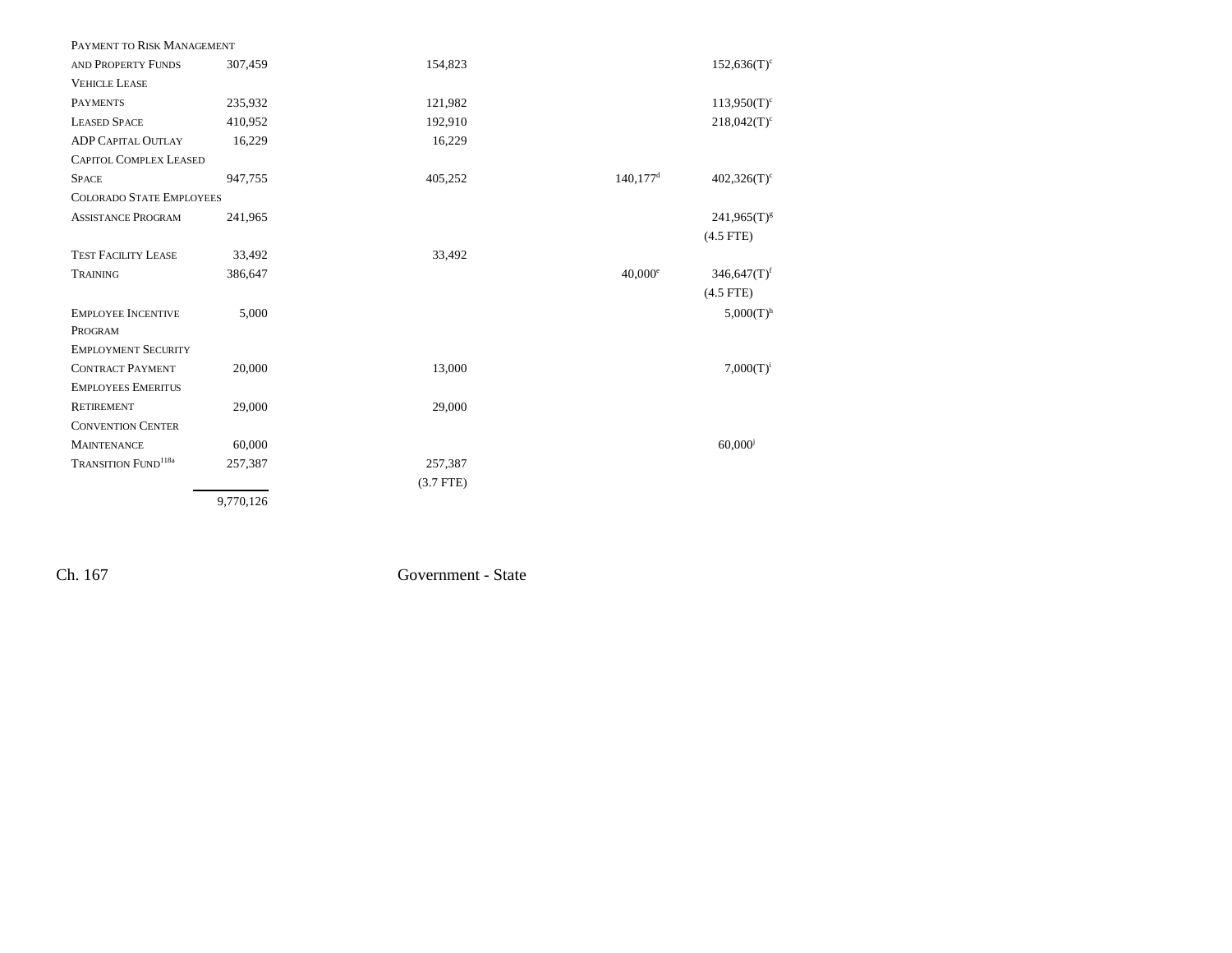| | | | | | |
|---|---|---|---|---|---|
| PAYMENT TO RISK MANAGEMENT AND PROPERTY FUNDS | 307,459 | 154,823 | | 152,636(T)[c] | |
| VEHICLE LEASE PAYMENTS | 235,932 | 121,982 | | 113,950(T)[c] | |
| LEASED SPACE | 410,952 | 192,910 | | 218,042(T)[c] | |
| ADP CAPITAL OUTLAY | 16,229 | 16,229 | | | |
| CAPITOL COMPLEX LEASED SPACE | 947,755 | 405,252 | 140,177[d] | 402,326(T)[c] | |
| COLORADO STATE EMPLOYEES ASSISTANCE PROGRAM | 241,965 | | | 241,965(T)[g] (4.5 FTE) | |
| TEST FACILITY LEASE | 33,492 | 33,492 | | | |
| TRAINING | 386,647 | | 40,000[e] | 346,647(T)[f] (4.5 FTE) | |
| EMPLOYEE INCENTIVE PROGRAM | 5,000 | | | 5,000(T)[h] | |
| EMPLOYMENT SECURITY CONTRACT PAYMENT | 20,000 | 13,000 | | 7,000(T)[i] | |
| EMPLOYEES EMERITUS RETIREMENT | 29,000 | 29,000 | | | |
| CONVENTION CENTER MAINTENANCE | 60,000 | | | 60,000[j] | |
| TRANSITION FUND[118a] | 257,387 | 257,387 (3.7 FTE) | | | |
| | 9,770,126 | | | | |

Ch. 167 Government - State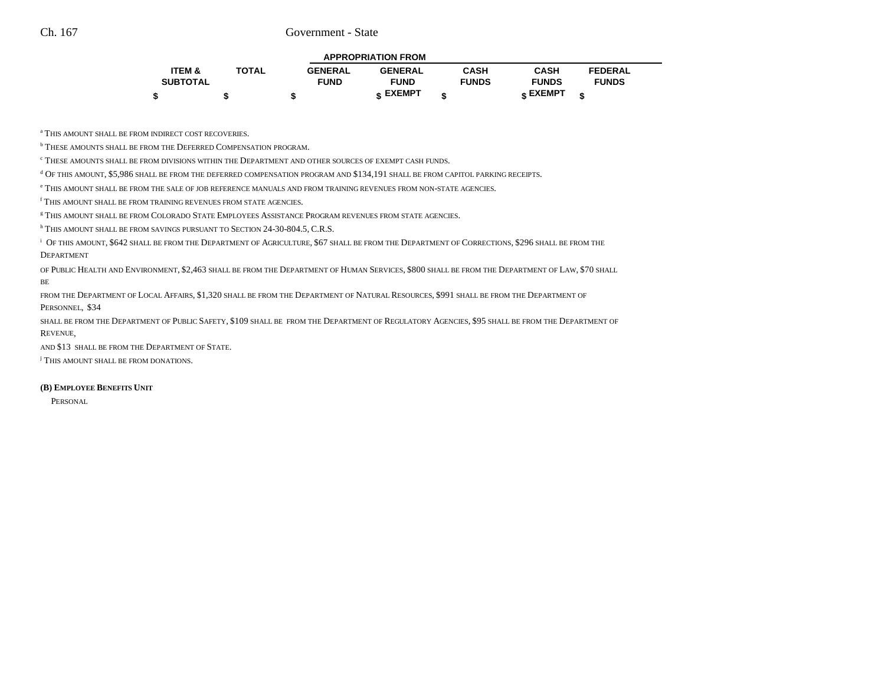| ITEM & SUBTOTAL | TOTAL | APPROPRIATION FROM GENERAL FUND | GENERAL FUND EXEMPT | CASH FUNDS | CASH FUNDS EXEMPT | FEDERAL FUNDS |
|---|---|---|---|---|---|---|
| $ | $ | $ | $ | $ | $ | $ |

[a] This amount shall be from indirect cost recoveries.

[b] These amounts shall be from the Deferred Compensation program.

[c] These amounts shall be from divisions within the Department and other sources of exempt cash funds.

[d] Of this amount, $5,986 shall be from the deferred compensation program and $134,191 shall be from capitol parking receipts.

[e] This amount shall be from the sale of job reference manuals and from training revenues from non-state agencies.

[f] This amount shall be from training revenues from state agencies.

[g] This amount shall be from Colorado State Employees Assistance Program revenues from state agencies.

[h] This amount shall be from savings pursuant to Section 24-30-804.5, C.R.S.

[i] Of this amount, $642 shall be from the Department of Agriculture, $67 shall be from the Department of Corrections, $296 shall be from the Department of Public Health and Environment, $2,463 shall be from the Department of Human Services, $800 shall be from the Department of Law, $70 shall be from the Department of Local Affairs, $1,320 shall be from the Department of Natural Resources, $991 shall be from the Department of Personnel, $34 shall be from the Department of Public Safety, $109 shall be from the Department of Regulatory Agencies, $95 shall be from the Department of Revenue, and $13 shall be from the Department of State.

[j] This amount shall be from donations.

**(B) Employee Benefits Unit**

Personal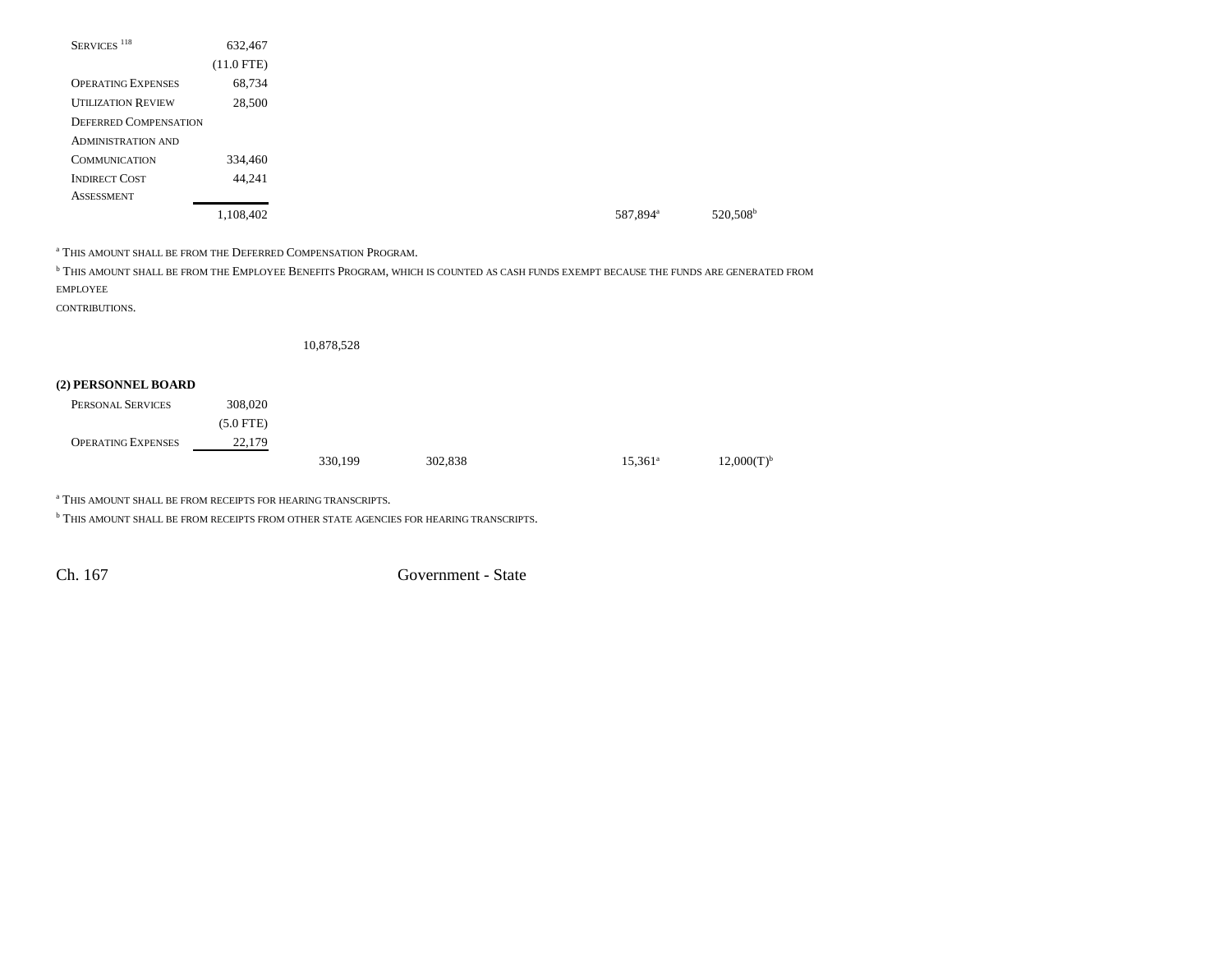| | | | | | | |
|---|---|---|---|---|---|---|
| SERVICES [118] | 632,467 | | | | | |
| | (11.0 FTE) | | | | | |
| OPERATING EXPENSES | 68,734 | | | | | |
| UTILIZATION REVIEW | 28,500 | | | | | |
| DEFERRED COMPENSATION ADMINISTRATION AND COMMUNICATION | 334,460 | | | | | |
| INDIRECT COST ASSESSMENT | 44,241 | | | | | |
| | 1,108,402 | | | | 587,894[a] | 520,508[b] |

[a] THIS AMOUNT SHALL BE FROM THE DEFERRED COMPENSATION PROGRAM.

[b] THIS AMOUNT SHALL BE FROM THE EMPLOYEE BENEFITS PROGRAM, WHICH IS COUNTED AS CASH FUNDS EXEMPT BECAUSE THE FUNDS ARE GENERATED FROM EMPLOYEE CONTRIBUTIONS.

| | | | | | | |
|---|---|---|---|---|---|---|
| | | 10,878,528 | | | | |

**(2) PERSONNEL BOARD**

| | | | | | | |
|---|---|---|---|---|---|---|
| PERSONAL SERVICES | 308,020 | | | | | |
| | (5.0 FTE) | | | | | |
| OPERATING EXPENSES | 22,179 | | | | | |
| | | 330,199 | 302,838 | | 15,361[a] | 12,000(T)[b] |

[a] THIS AMOUNT SHALL BE FROM RECEIPTS FOR HEARING TRANSCRIPTS.

[b] THIS AMOUNT SHALL BE FROM RECEIPTS FROM OTHER STATE AGENCIES FOR HEARING TRANSCRIPTS.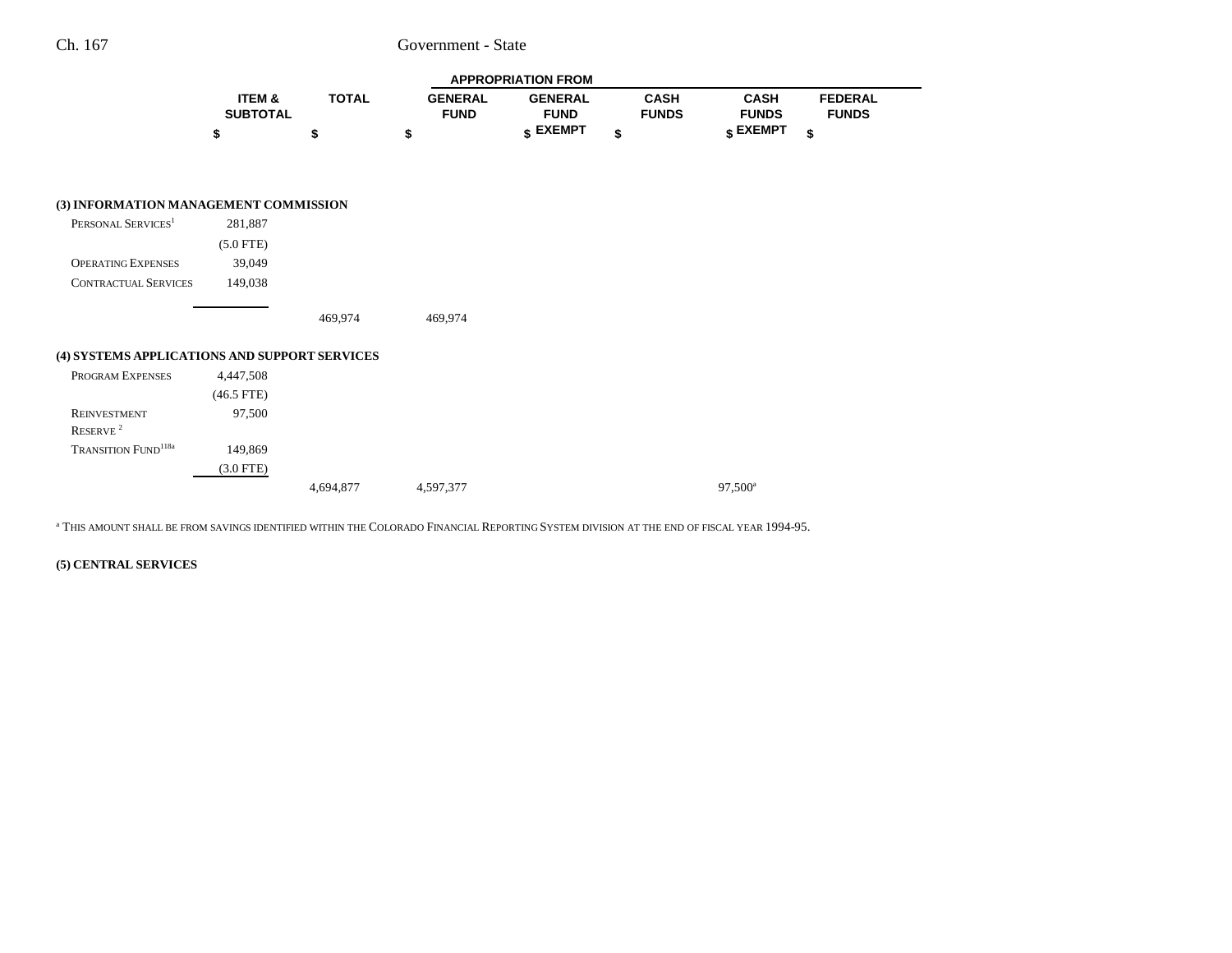| | ITEM & SUBTOTAL | TOTAL | APPROPRIATION FROM GENERAL FUND | GENERAL FUND EXEMPT | CASH FUNDS | CASH FUNDS EXEMPT | FEDERAL FUNDS |
|---|---|---|---|---|---|---|---|
| | $ | $ | $ | $ | $ | $ | $ |
| **(3) INFORMATION MANAGEMENT COMMISSION** | | | | | | | |
| Personal Services[1] | 281,887 | | | | | | |
| | (5.0 FTE) | | | | | | |
| Operating Expenses | 39,049 | | | | | | |
| Contractual Services | 149,038 | | | | | | |
| | | 469,974 | 469,974 | | | | |
| **(4) SYSTEMS APPLICATIONS AND SUPPORT SERVICES** | | | | | | | |
| Program Expenses | 4,447,508 | | | | | | |
| | (46.5 FTE) | | | | | | |
| Reinvestment Reserve [2] | 97,500 | | | | | | |
| Transition Fund[118a] | 149,869 | | | | | | |
| | (3.0 FTE) | | | | | | |
| | | 4,694,877 | 4,597,377 | | | 97,500[a] | |

[a] This amount shall be from savings identified within the Colorado Financial Reporting System division at the end of fiscal year 1994-95.

**(5) CENTRAL SERVICES**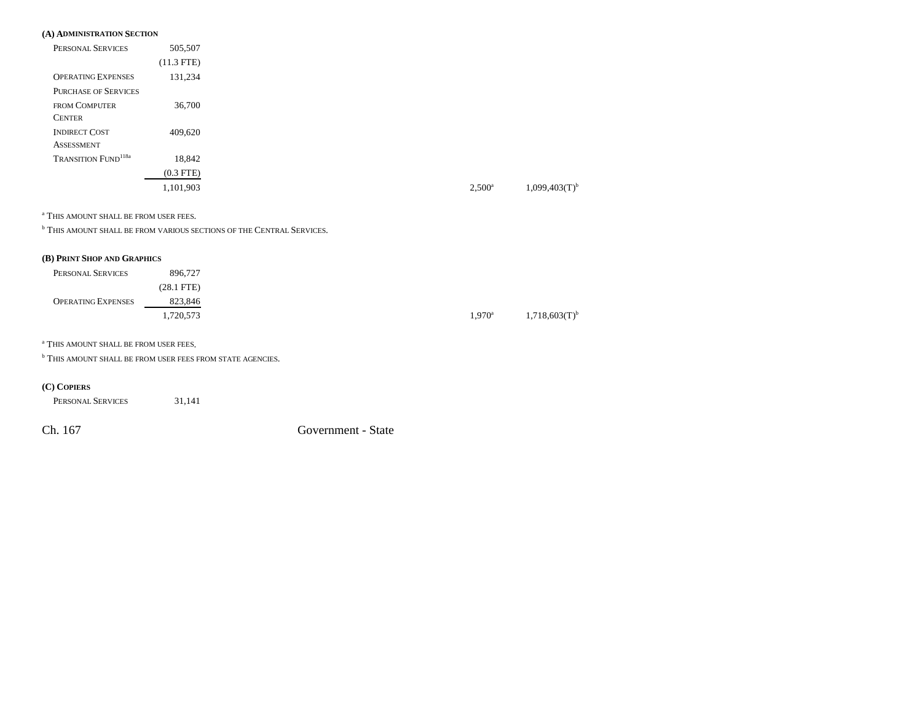**(A) Administration Section**

| | | | | |
|---|---|---|---|---|
| Personal Services | 505,507 | | | |
| | (11.3 FTE) | | | |
| Operating Expenses | 131,234 | | | |
| Purchase of Services from Computer Center | 36,700 | | | |
| Indirect Cost Assessment | 409,620 | | | |
| Transition Fund[118a] | 18,842 | | | |
| | (0.3 FTE) | | | |
| | 1,101,903 | | 2,500[a] | 1,099,403(T)[b] |

[a] This amount shall be from user fees.

[b] This amount shall be from various sections of the Central Services.

**(B) Print Shop and Graphics**

| | | | | |
|---|---|---|---|---|
| Personal Services | 896,727 | | | |
| | (28.1 FTE) | | | |
| Operating Expenses | 823,846 | | | |
| | 1,720,573 | | 1,970[a] | 1,718,603(T)[b] |

[a] This amount shall be from user fees.

[b] This amount shall be from user fees from state agencies.

**(C) Copiers**

| | |
|---|---|
| Personal Services | 31,141 |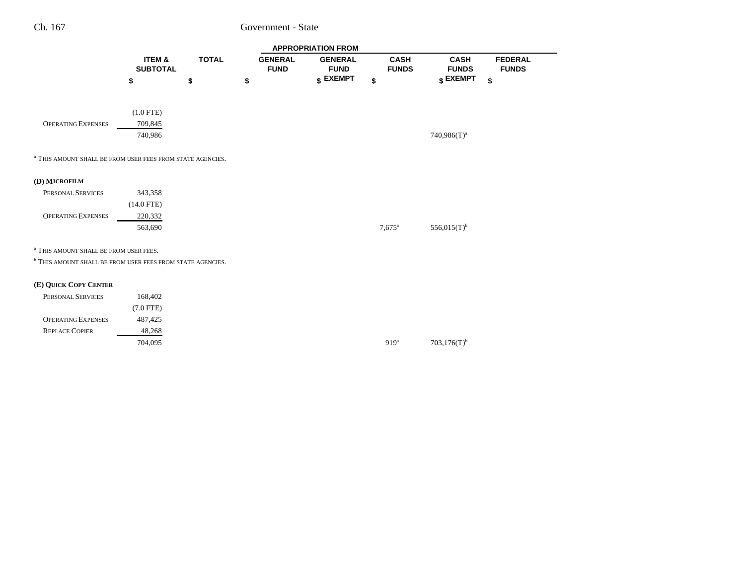| | ITEM & SUBTOTAL | TOTAL | APPROPRIATION FROM | | | | |
|---|---|---|---|---|---|---|---|
| | | | GENERAL FUND | GENERAL FUND EXEMPT | CASH FUNDS | CASH FUNDS EXEMPT | FEDERAL FUNDS |
| | $ | $ | $ | $ | $ | $ | $ |
| | (1.0 FTE) | | | | | | |
| Operating Expenses | 709,845 | | | | | | |
| | 740,986 | | | | | 740,986(T)[a] | |

[a] This amount shall be from user fees from state agencies.

**(D) Microfilm**

| | ITEM & SUBTOTAL | TOTAL | GENERAL FUND | GENERAL FUND EXEMPT | CASH FUNDS | CASH FUNDS EXEMPT | FEDERAL FUNDS |
|---|---|---|---|---|---|---|---|
| Personal Services | 343,358 | | | | | | |
| | (14.0 FTE) | | | | | | |
| Operating Expenses | 220,332 | | | | | | |
| | 563,690 | | | | 7,675[a] | 556,015(T)[b] | |

[a] This amount shall be from user fees.

[b] This amount shall be from user fees from state agencies.

**(E) Quick Copy Center**

| | ITEM & SUBTOTAL | TOTAL | GENERAL FUND | GENERAL FUND EXEMPT | CASH FUNDS | CASH FUNDS EXEMPT | FEDERAL FUNDS |
|---|---|---|---|---|---|---|---|
| Personal Services | 168,402 | | | | | | |
| | (7.0 FTE) | | | | | | |
| Operating Expenses | 487,425 | | | | | | |
| Replace Copier | 48,268 | | | | | | |
| | 704,095 | | | | 919[a] | 703,176(T)[b] | |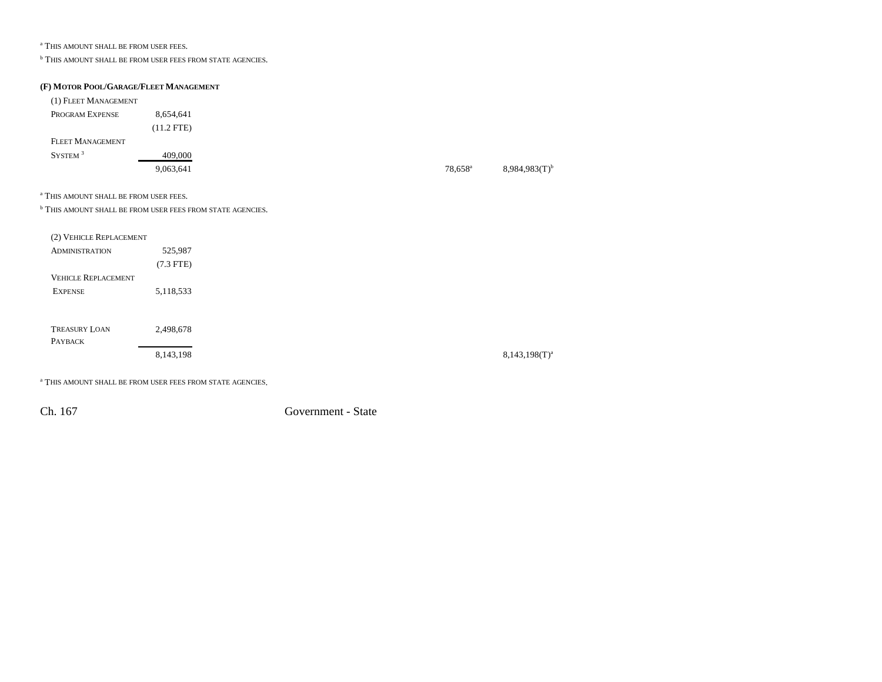[a] THIS AMOUNT SHALL BE FROM USER FEES.

[b] THIS AMOUNT SHALL BE FROM USER FEES FROM STATE AGENCIES.

**(F) MOTOR POOL/GARAGE/FLEET MANAGEMENT**

| | | | | |
|---|---|---|---|---|
| (1) FLEET MANAGEMENT | | | | |
| PROGRAM EXPENSE | 8,654,641 | | | |
| | (11.2 FTE) | | | |
| FLEET MANAGEMENT | | | | |
| SYSTEM [3] | 409,000 | | | |
| | 9,063,641 | | 78,658[a] | 8,984,983(T)[b] |

[a] THIS AMOUNT SHALL BE FROM USER FEES.

[b] THIS AMOUNT SHALL BE FROM USER FEES FROM STATE AGENCIES.

| | | |
|---|---|---|
| (2) VEHICLE REPLACEMENT | | |
| ADMINISTRATION | 525,987 | |
| | (7.3 FTE) | |
| VEHICLE REPLACEMENT | | |
| EXPENSE | 5,118,533 | |
| TREASURY LOAN PAYBACK | 2,498,678 | |
| | 8,143,198 | 8,143,198(T)[a] |

[a] THIS AMOUNT SHALL BE FROM USER FEES FROM STATE AGENCIES.

Ch. 167 Government - State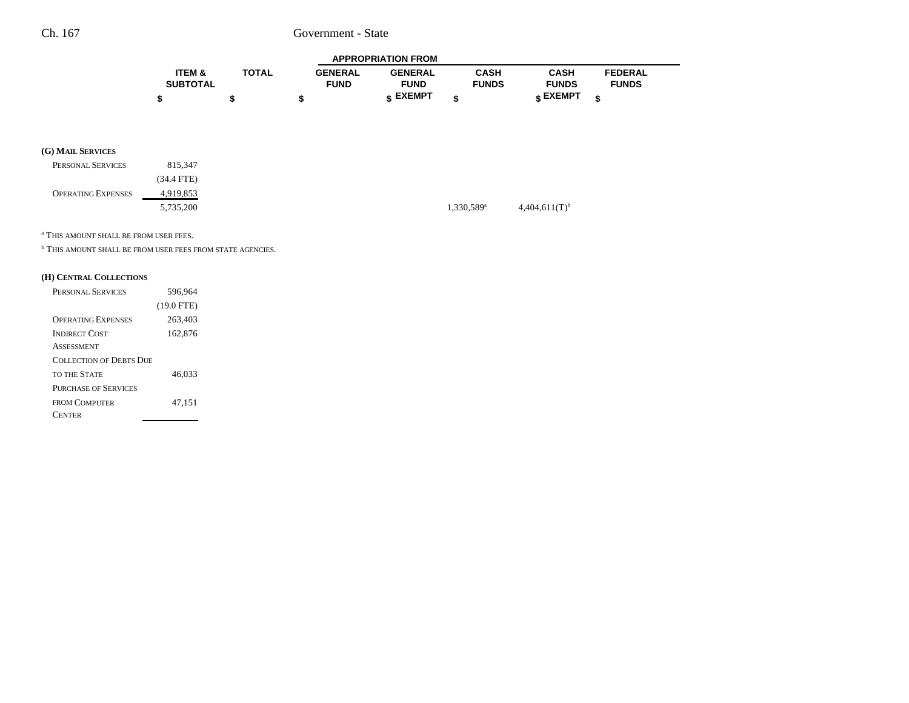| | ITEM & SUBTOTAL | TOTAL | APPROPRIATION FROM | | | | |
|---|---|---|---|---|---|---|---|
| | | | GENERAL FUND | GENERAL FUND EXEMPT | CASH FUNDS | CASH FUNDS EXEMPT | FEDERAL FUNDS |
| | $ | $ | $ | $ | $ | $ | $ |
| **(G) MAIL SERVICES** | | | | | | | |
| PERSONAL SERVICES | 815,347 | | | | | | |
| | (34.4 FTE) | | | | | | |
| OPERATING EXPENSES | 4,919,853 | | | | | | |
| | 5,735,200 | | | | 1,330,589[a] | 4,404,611(T)[b] | |

[a] THIS AMOUNT SHALL BE FROM USER FEES.

[b] THIS AMOUNT SHALL BE FROM USER FEES FROM STATE AGENCIES.

| | ITEM & SUBTOTAL | TOTAL | GENERAL FUND | GENERAL FUND EXEMPT | CASH FUNDS | CASH FUNDS EXEMPT | FEDERAL FUNDS |
|---|---|---|---|---|---|---|---|
| **(H) CENTRAL COLLECTIONS** | | | | | | | |
| PERSONAL SERVICES | 596,964 | | | | | | |
| | (19.0 FTE) | | | | | | |
| OPERATING EXPENSES | 263,403 | | | | | | |
| INDIRECT COST ASSESSMENT | 162,876 | | | | | | |
| COLLECTION OF DEBTS DUE TO THE STATE | 46,033 | | | | | | |
| PURCHASE OF SERVICES FROM COMPUTER CENTER | 47,151 | | | | | | |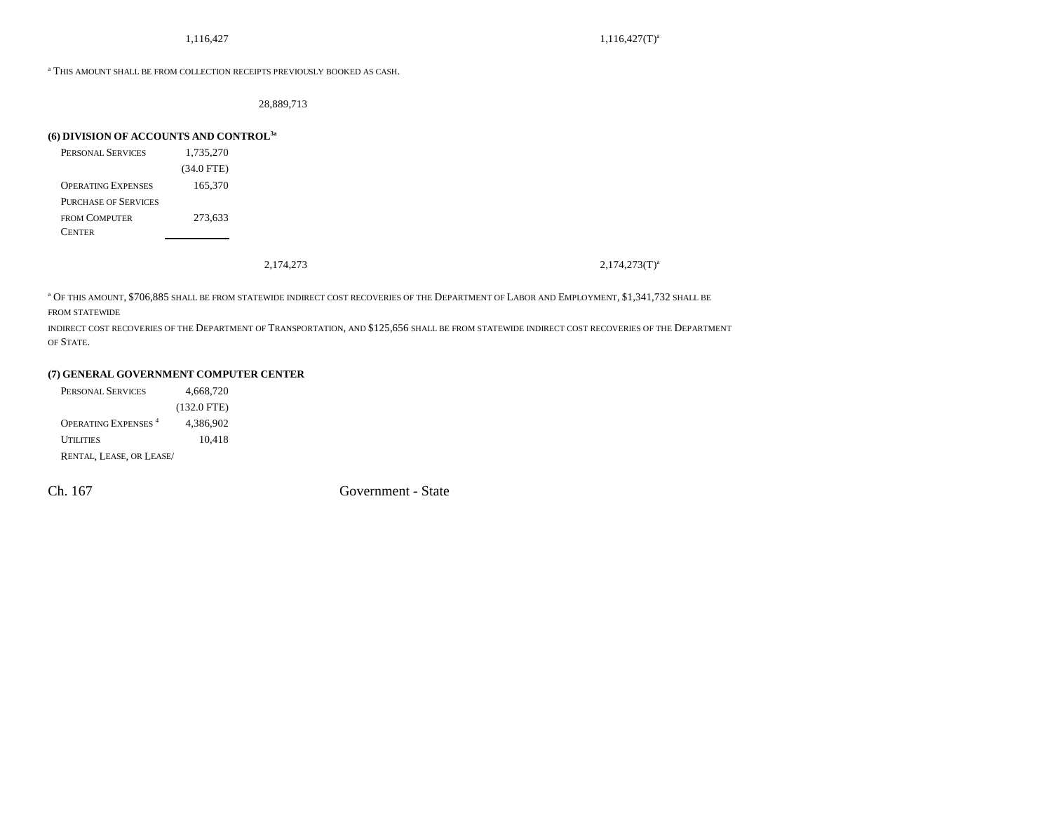| | | | |
|---|---|---|---|
| | 1,116,427 | | 1,116,427(T)[a] |

[a] This amount shall be from collection receipts previously booked as cash.

| | | |
|---|---|---|
| | | 28,889,713 |

**(6) DIVISION OF ACCOUNTS AND CONTROL[3a]**

| | | | |
|---|---|---|---|
| Personal Services | 1,735,270 | | |
| | (34.0 FTE) | | |
| Operating Expenses | 165,370 | | |
| Purchase of Services from Computer Center | 273,633 | | |
| | | 2,174,273 | 2,174,273(T)[a] |

[a] Of this amount, $706,885 shall be from statewide indirect cost recoveries of the Department of Labor and Employment, $1,341,732 shall be from statewide indirect cost recoveries of the Department of Transportation, and $125,656 shall be from statewide indirect cost recoveries of the Department of State.

**(7) GENERAL GOVERNMENT COMPUTER CENTER**

| | |
|---|---|
| Personal Services | 4,668,720 |
| | (132.0 FTE) |
| Operating Expenses [4] | 4,386,902 |
| Utilities | 10,418 |
| Rental, Lease, or Lease/ | |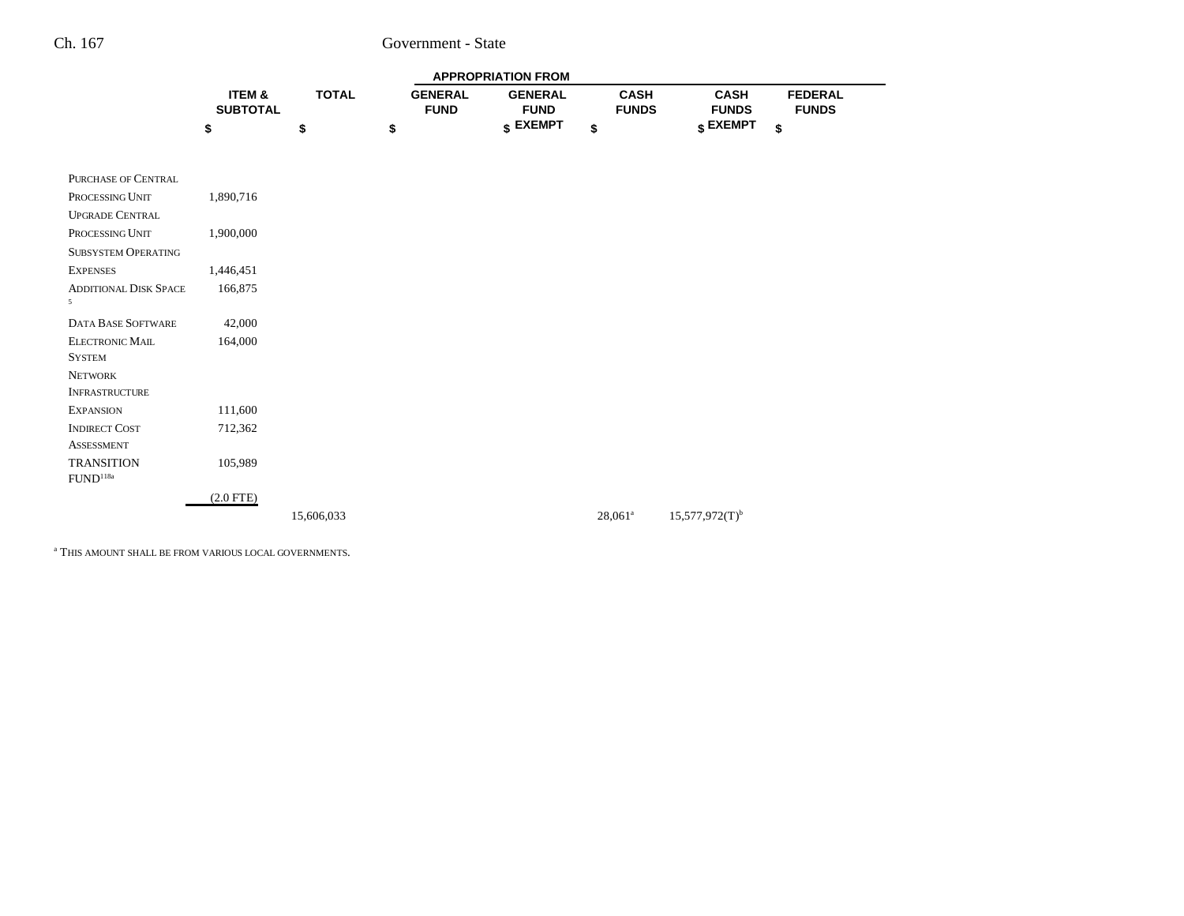| | ITEM & SUBTOTAL | TOTAL | APPROPRIATION FROM | | | | |
|---|---|---|---|---|---|---|---|
| | | | GENERAL FUND | GENERAL FUND EXEMPT | CASH FUNDS | CASH FUNDS EXEMPT | FEDERAL FUNDS |
| | $ | $ | $ | $ | $ | $ | $ |
| PURCHASE OF CENTRAL PROCESSING UNIT | 1,890,716 | | | | | | |
| UPGRADE CENTRAL PROCESSING UNIT | 1,900,000 | | | | | | |
| SUBSYSTEM OPERATING EXPENSES | 1,446,451 | | | | | | |
| ADDITIONAL DISK SPACE[5] | 166,875 | | | | | | |
| DATA BASE SOFTWARE | 42,000 | | | | | | |
| ELECTRONIC MAIL SYSTEM | 164,000 | | | | | | |
| NETWORK INFRASTRUCTURE EXPANSION | 111,600 | | | | | | |
| INDIRECT COST ASSESSMENT | 712,362 | | | | | | |
| TRANSITION FUND[118a] | 105,989 | | | | | | |
| | (2.0 FTE) | | | | | | |
| | | 15,606,033 | | | 28,061[a] | 15,577,972(T)[b] | |

[a] THIS AMOUNT SHALL BE FROM VARIOUS LOCAL GOVERNMENTS.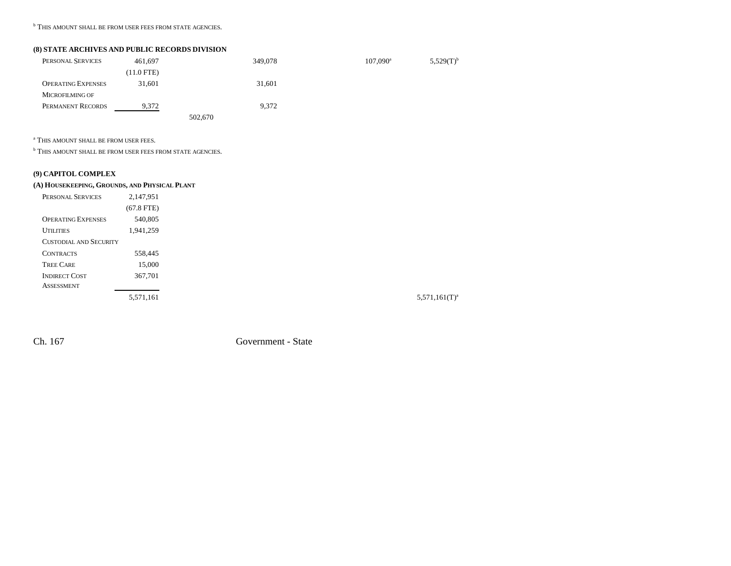[b] THIS AMOUNT SHALL BE FROM USER FEES FROM STATE AGENCIES.

**(8) STATE ARCHIVES AND PUBLIC RECORDS DIVISION**

| | | | | | | |
|---|---|---|---|---|---|---|
| PERSONAL SERVICES | 461,697 | | 349,078 | | 107,090[a] | 5,529(T)[b] |
| | (11.0 FTE) | | | | | |
| OPERATING EXPENSES | 31,601 | | 31,601 | | | |
| MICROFILMING OF PERMANENT RECORDS | 9,372 | | 9,372 | | | |
| | | 502,670 | | | | |

[a] THIS AMOUNT SHALL BE FROM USER FEES.

[b] THIS AMOUNT SHALL BE FROM USER FEES FROM STATE AGENCIES.

**(9) CAPITOL COMPLEX**

**(A) HOUSEKEEPING, GROUNDS, AND PHYSICAL PLANT**

| | | | | | | |
|---|---|---|---|---|---|---|
| PERSONAL SERVICES | 2,147,951 | | | | | |
| | (67.8 FTE) | | | | | |
| OPERATING EXPENSES | 540,805 | | | | | |
| UTILITIES | 1,941,259 | | | | | |
| CUSTODIAL AND SECURITY CONTRACTS | 558,445 | | | | | |
| TREE CARE | 15,000 | | | | | |
| INDIRECT COST ASSESSMENT | 367,701 | | | | | |
| | 5,571,161 | | | | | 5,571,161(T)[a] |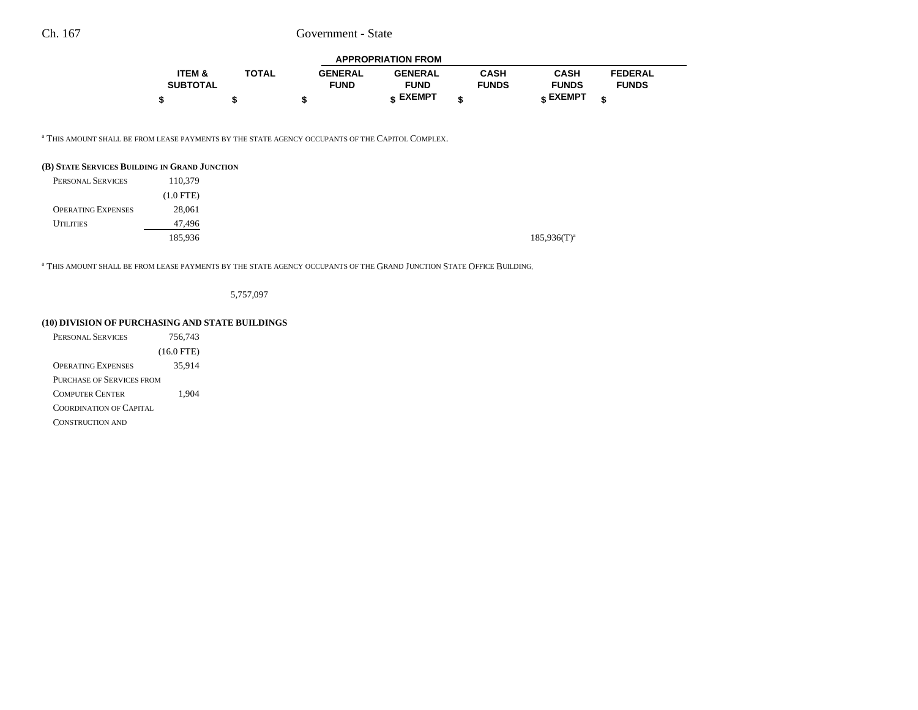| | ITEM & SUBTOTAL | TOTAL | APPROPRIATION FROM | | | | |
|---|---|---|---|---|---|---|---|
| | | | GENERAL FUND | GENERAL FUND EXEMPT | CASH FUNDS | CASH FUNDS EXEMPT | FEDERAL FUNDS |
| | $ | $ | $ | $ | $ | $ | $ |

[a] THIS AMOUNT SHALL BE FROM LEASE PAYMENTS BY THE STATE AGENCY OCCUPANTS OF THE CAPITOL COMPLEX.

**(B) STATE SERVICES BUILDING IN GRAND JUNCTION**

| | ITEM & SUBTOTAL | TOTAL | GENERAL FUND | GENERAL FUND EXEMPT | CASH FUNDS | CASH FUNDS EXEMPT | FEDERAL FUNDS |
|---|---|---|---|---|---|---|---|
| PERSONAL SERVICES | 110,379 | | | | | | |
| | (1.0 FTE) | | | | | | |
| OPERATING EXPENSES | 28,061 | | | | | | |
| UTILITIES | 47,496 | | | | | | |
| | 185,936 | | | | | 185,936(T)[a] | |

[a] THIS AMOUNT SHALL BE FROM LEASE PAYMENTS BY THE STATE AGENCY OCCUPANTS OF THE GRAND JUNCTION STATE OFFICE BUILDING.

| | ITEM & SUBTOTAL | TOTAL | GENERAL FUND | GENERAL FUND EXEMPT | CASH FUNDS | CASH FUNDS EXEMPT | FEDERAL FUNDS |
|---|---|---|---|---|---|---|---|
| | | 5,757,097 | | | | | |

**(10) DIVISION OF PURCHASING AND STATE BUILDINGS**

| | ITEM & SUBTOTAL | TOTAL | GENERAL FUND | GENERAL FUND EXEMPT | CASH FUNDS | CASH FUNDS EXEMPT | FEDERAL FUNDS |
|---|---|---|---|---|---|---|---|
| PERSONAL SERVICES | 756,743 | | | | | | |
| | (16.0 FTE) | | | | | | |
| OPERATING EXPENSES | 35,914 | | | | | | |
| PURCHASE OF SERVICES FROM COMPUTER CENTER | 1,904 | | | | | | |
| COORDINATION OF CAPITAL CONSTRUCTION AND | | | | | | | |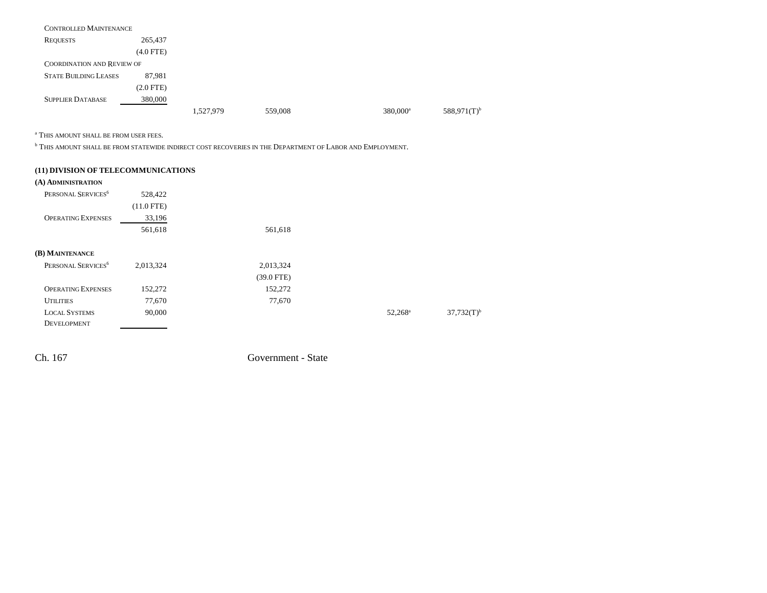| | | | | | | |
|---|---|---|---|---|---|---|
| CONTROLLED MAINTENANCE REQUESTS | 265,437 | | | | | |
| | (4.0 FTE) | | | | | |
| COORDINATION AND REVIEW OF STATE BUILDING LEASES | 87,981 | | | | | |
| | (2.0 FTE) | | | | | |
| SUPPLIER DATABASE | 380,000 | | | | | |
| | | 1,527,979 | 559,008 | | 380,000[a] | 588,971(T)[b] |

[a] THIS AMOUNT SHALL BE FROM USER FEES.

[b] THIS AMOUNT SHALL BE FROM STATEWIDE INDIRECT COST RECOVERIES IN THE DEPARTMENT OF LABOR AND EMPLOYMENT.

## (11) DIVISION OF TELECOMMUNICATIONS

### (A) ADMINISTRATION

| | | | | | | |
|---|---|---|---|---|---|---|
| PERSONAL SERVICES[6] | 528,422 | | | | | |
| | (11.0 FTE) | | | | | |
| OPERATING EXPENSES | 33,196 | | | | | |
| | 561,618 | | 561,618 | | | |

### (B) MAINTENANCE

| | | | | | | |
|---|---|---|---|---|---|---|
| PERSONAL SERVICES[6] | 2,013,324 | | 2,013,324 | | | |
| | | | (39.0 FTE) | | | |
| OPERATING EXPENSES | 152,272 | | 152,272 | | | |
| UTILITIES | 77,670 | | 77,670 | | | |
| LOCAL SYSTEMS DEVELOPMENT | 90,000 | | | | 52,268[a] | 37,732(T)[b] |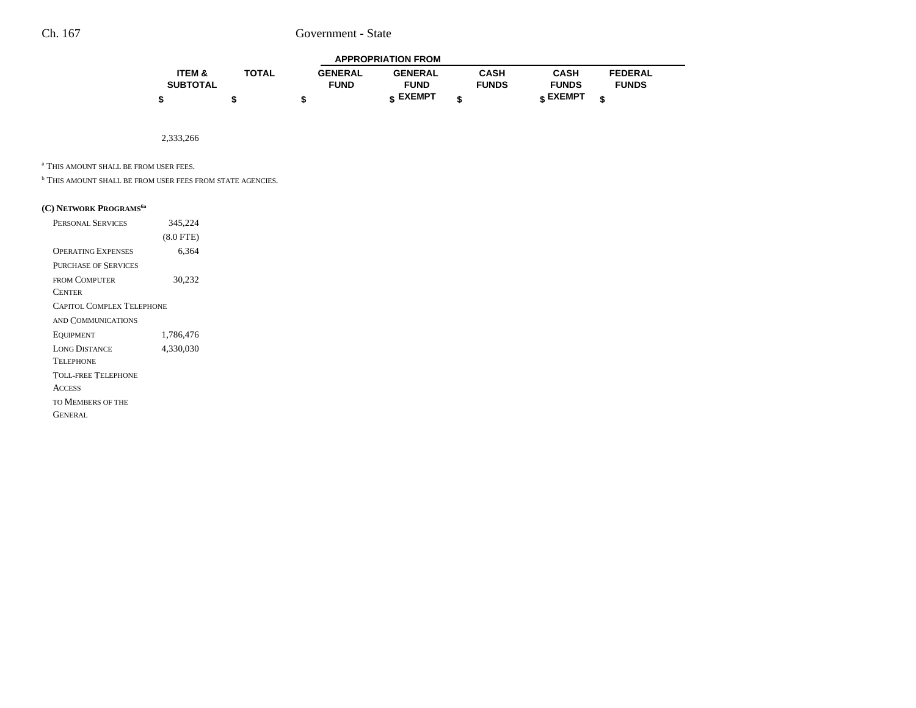| | ITEM & SUBTOTAL | TOTAL | APPROPRIATION FROM GENERAL FUND | GENERAL FUND EXEMPT | CASH FUNDS | CASH FUNDS EXEMPT | FEDERAL FUNDS |
|---|---|---|---|---|---|---|---|
| | $ | $ | $ | $ | $ | $ | $ |
| | 2,333,266 | | | | | | |

[a] THIS AMOUNT SHALL BE FROM USER FEES.

[b] THIS AMOUNT SHALL BE FROM USER FEES FROM STATE AGENCIES.

**(C) NETWORK PROGRAMS**[6a]

| | ITEM & SUBTOTAL | TOTAL | GENERAL FUND | GENERAL FUND EXEMPT | CASH FUNDS | CASH FUNDS EXEMPT | FEDERAL FUNDS |
|---|---|---|---|---|---|---|---|
| PERSONAL SERVICES | 345,224 | | | | | | |
| | (8.0 FTE) | | | | | | |
| OPERATING EXPENSES | 6,364 | | | | | | |
| PURCHASE OF SERVICES FROM COMPUTER CENTER | 30,232 | | | | | | |
| CAPITOL COMPLEX TELEPHONE AND COMMUNICATIONS EQUIPMENT | 1,786,476 | | | | | | |
| LONG DISTANCE TELEPHONE | 4,330,030 | | | | | | |
| TOLL-FREE TELEPHONE ACCESS TO MEMBERS OF THE GENERAL | | | | | | | |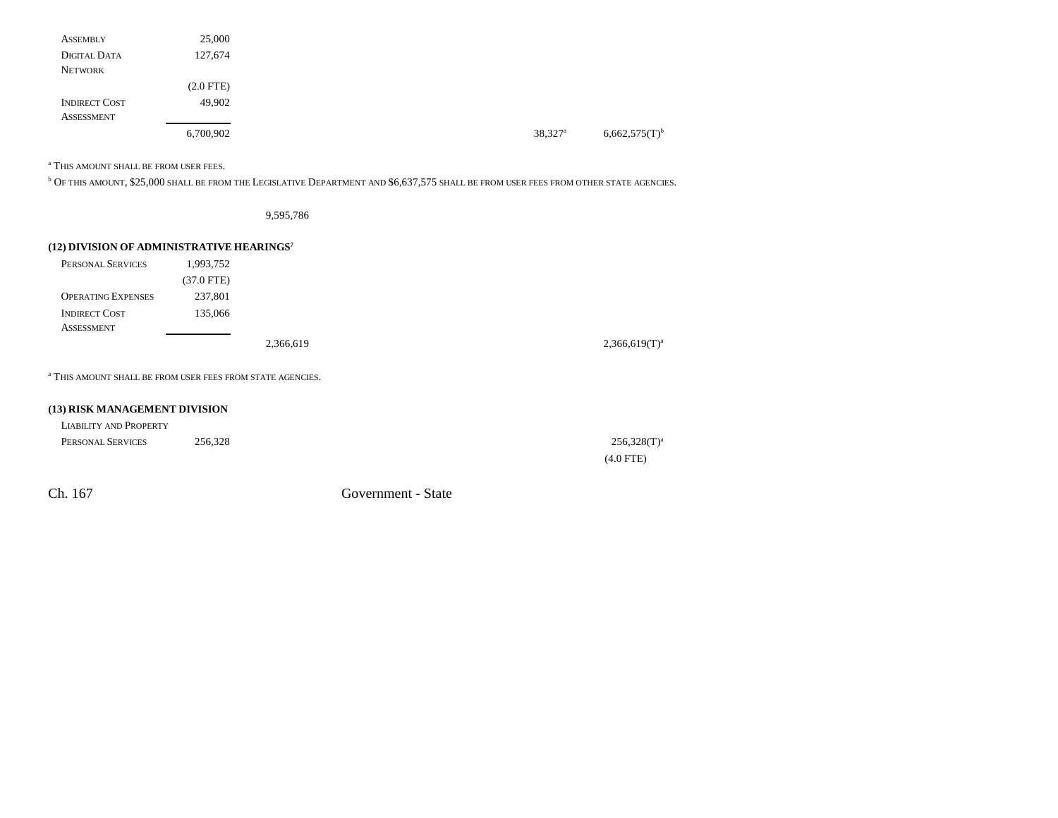| | | | | | | |
|---|---|---|---|---|---|---|
| ASSEMBLY | 25,000 | | | | | |
| DIGITAL DATA NETWORK | 127,674 | | | | | |
| | (2.0 FTE) | | | | | |
| INDIRECT COST ASSESSMENT | 49,902 | | | | | |
| | 6,700,902 | | | | 38,327[a] | 6,662,575(T)[b] |

[a] THIS AMOUNT SHALL BE FROM USER FEES.

[b] OF THIS AMOUNT, $25,000 SHALL BE FROM THE LEGISLATIVE DEPARTMENT AND $6,637,575 SHALL BE FROM USER FEES FROM OTHER STATE AGENCIES.

| | | | | | | |
|---|---|---|---|---|---|---|
| | | 9,595,786 | | | | |

**(12) DIVISION OF ADMINISTRATIVE HEARINGS[7]**

| | | | | | | |
|---|---|---|---|---|---|---|
| PERSONAL SERVICES | 1,993,752 | | | | | |
| | (37.0 FTE) | | | | | |
| OPERATING EXPENSES | 237,801 | | | | | |
| INDIRECT COST ASSESSMENT | 135,066 | | | | | |
| | | 2,366,619 | | | | 2,366,619(T)[a] |

[a] THIS AMOUNT SHALL BE FROM USER FEES FROM STATE AGENCIES.

**(13) RISK MANAGEMENT DIVISION**

| | | | | | | |
|---|---|---|---|---|---|---|
| LIABILITY AND PROPERTY PERSONAL SERVICES | 256,328 | | | | | 256,328(T)[a] |
| | | | | | | (4.0 FTE) |

Ch. 167 Government - State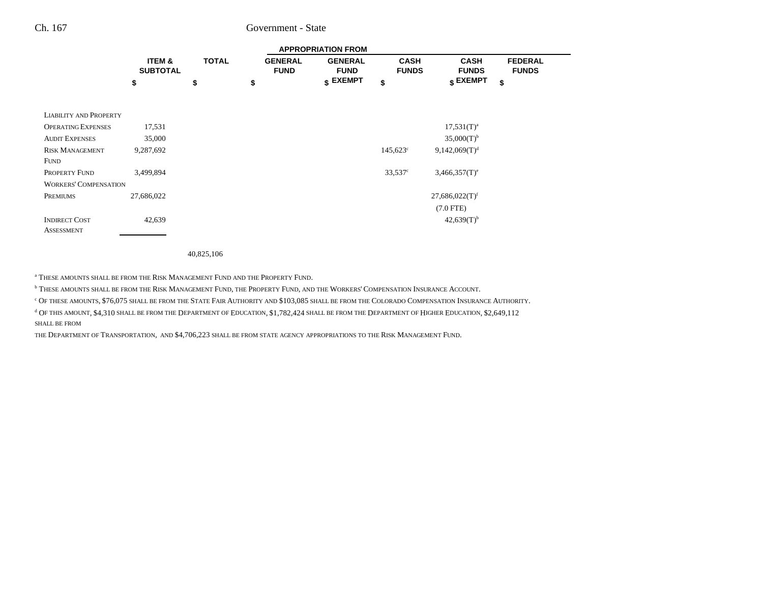| | ITEM & SUBTOTAL | TOTAL | APPROPRIATION FROM | | | | |
|---|---|---|---|---|---|---|---|
| | | | GENERAL FUND | GENERAL FUND EXEMPT | CASH FUNDS | CASH FUNDS EXEMPT | FEDERAL FUNDS |
| | $ | $ | $ | $ | $ | $ | $ |
| LIABILITY AND PROPERTY | | | | | | | |
| OPERATING EXPENSES | 17,531 | | | | | 17,531(T)[a] | |
| AUDIT EXPENSES | 35,000 | | | | | 35,000(T)[b] | |
| RISK MANAGEMENT FUND | 9,287,692 | | | | 145,623[c] | 9,142,069(T)[d] | |
| PROPERTY FUND | 3,499,894 | | | | 33,537[c] | 3,466,357(T)[e] | |
| WORKERS' COMPENSATION PREMIUMS | 27,686,022 | | | | | 27,686,022(T)[f] | |
| | | | | | | (7.0 FTE) | |
| INDIRECT COST ASSESSMENT | 42,639 | | | | | 42,639(T)[b] | |
| | | 40,825,106 | | | | | |

[a] THESE AMOUNTS SHALL BE FROM THE RISK MANAGEMENT FUND AND THE PROPERTY FUND.

[b] THESE AMOUNTS SHALL BE FROM THE RISK MANAGEMENT FUND, THE PROPERTY FUND, AND THE WORKERS' COMPENSATION INSURANCE ACCOUNT.

[c] OF THESE AMOUNTS, $76,075 SHALL BE FROM THE STATE FAIR AUTHORITY AND $103,085 SHALL BE FROM THE COLORADO COMPENSATION INSURANCE AUTHORITY.

[d] OF THIS AMOUNT, $4,310 SHALL BE FROM THE DEPARTMENT OF EDUCATION, $1,782,424 SHALL BE FROM THE DEPARTMENT OF HIGHER EDUCATION, $2,649,112 SHALL BE FROM THE DEPARTMENT OF TRANSPORTATION, AND $4,706,223 SHALL BE FROM STATE AGENCY APPROPRIATIONS TO THE RISK MANAGEMENT FUND.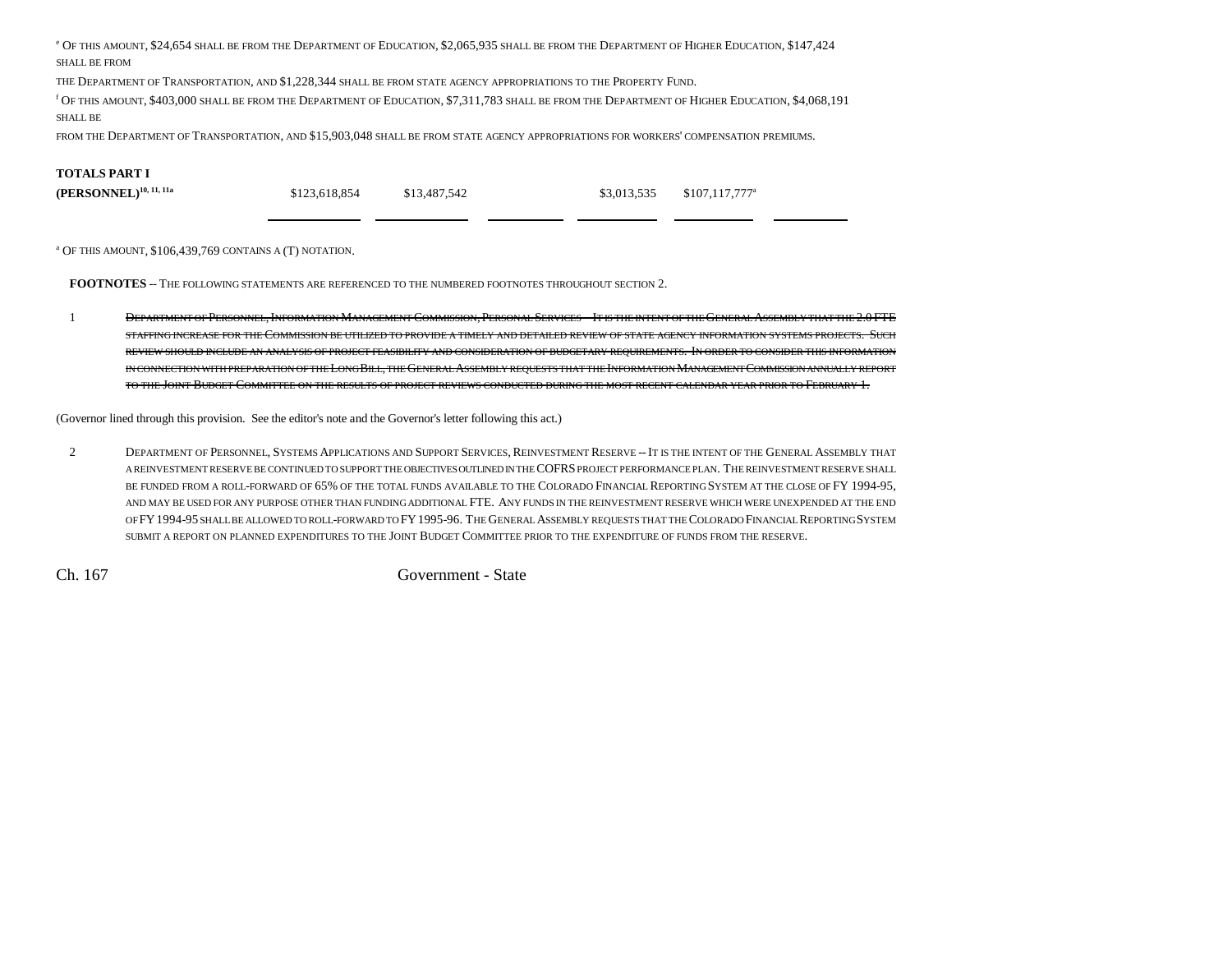[e] Of this amount, $24,654 shall be from the Department of Education, $2,065,935 shall be from the Department of Higher Education, $147,424 shall be from the Department of Transportation, and $1,228,344 shall be from state agency appropriations to the Property Fund.

[f] Of this amount, $403,000 shall be from the Department of Education, $7,311,783 shall be from the Department of Higher Education, $4,068,191 shall be from the Department of Transportation, and $15,903,048 shall be from state agency appropriations for workers' compensation premiums.

| | | | | | | |
|---|---|---|---|---|---|---|
| **TOTALS PART I (PERSONNEL)**[10, 11, 11a] | $123,618,854 | $13,487,542 | | $3,013,535 | $107,117,777[a] | |

[a] Of this amount, $106,439,769 contains a (T) notation.

**FOOTNOTES** -- The following statements are referenced to the numbered footnotes throughout section 2.

1 ~~Department of Personnel, Information Management Commission, Personal Services -- It is the intent of the General Assembly that the 2.0 FTE staffing increase for the Commission be utilized to provide a timely and detailed review of state agency information systems projects. Such review should include an analysis of project feasibility and consideration of budgetary requirements. In order to consider this information in connection with preparation of the Long Bill, the General Assembly requests that the Information Management Commission annually report to the Joint Budget Committee on the results of project reviews conducted during the most recent calendar year prior to February 1.~~

(Governor lined through this provision. See the editor's note and the Governor's letter following this act.)

2 Department of Personnel, Systems Applications and Support Services, Reinvestment Reserve -- It is the intent of the General Assembly that a reinvestment reserve be continued to support the objectives outlined in the COFRS project performance plan. The reinvestment reserve shall be funded from a roll-forward of 65% of the total funds available to the Colorado Financial Reporting System at the close of FY 1994-95, and may be used for any purpose other than funding additional FTE. Any funds in the reinvestment reserve which were unexpended at the end of FY 1994-95 shall be allowed to roll-forward to FY 1995-96. The General Assembly requests that the Colorado Financial Reporting System submit a report on planned expenditures to the Joint Budget Committee prior to the expenditure of funds from the reserve.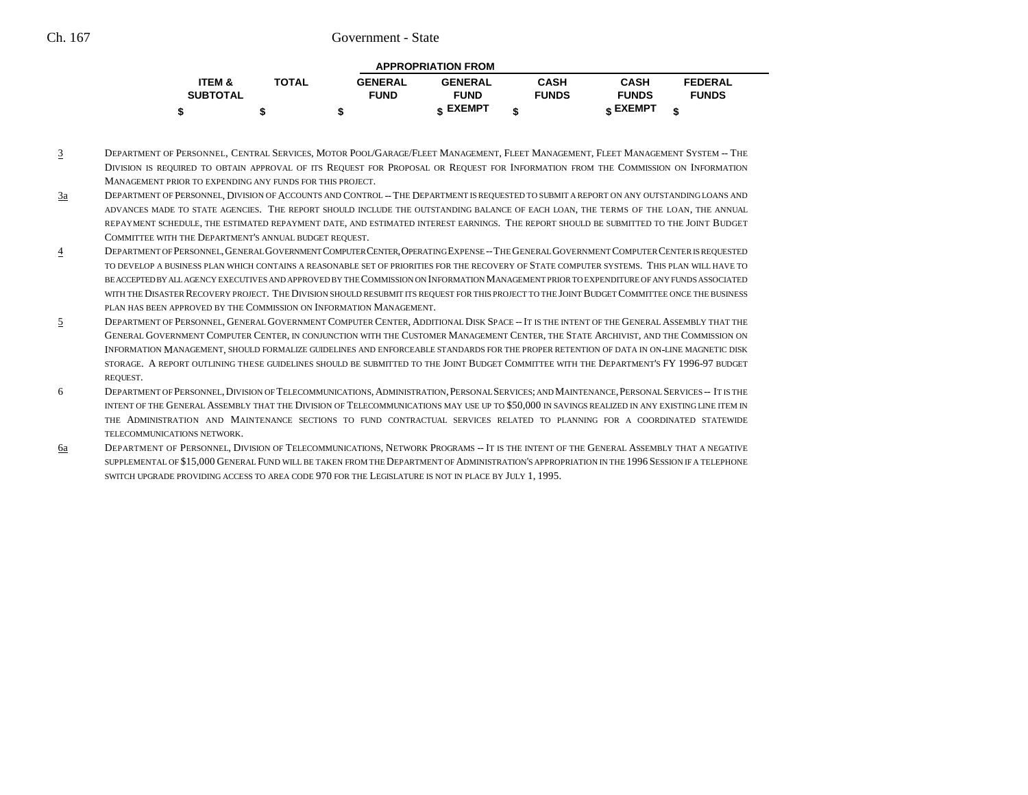| ITEM & SUBTOTAL | TOTAL | APPROPRIATION FROM | | | | |
|---|---|---|---|---|---|---|
| | | GENERAL FUND | GENERAL FUND EXEMPT | CASH FUNDS | CASH FUNDS EXEMPT | FEDERAL FUNDS |
| $ | $ | $ | $ | $ | $ | $ |

3 Department of Personnel, Central Services, Motor Pool/Garage/Fleet Management, Fleet Management, Fleet Management System -- The Division is required to obtain approval of its Request for Proposal or Request for Information from the Commission on Information Management prior to expending any funds for this project.

3a Department of Personnel, Division of Accounts and Control -- The Department is requested to submit a report on any outstanding loans and advances made to state agencies. The report should include the outstanding balance of each loan, the terms of the loan, the annual repayment schedule, the estimated repayment date, and estimated interest earnings. The report should be submitted to the Joint Budget Committee with the Department's annual budget request.

4 Department of Personnel, General Government Computer Center, Operating Expense -- The General Government Computer Center is requested to develop a business plan which contains a reasonable set of priorities for the recovery of State computer systems. This plan will have to be accepted by all agency executives and approved by the Commission on Information Management prior to expenditure of any funds associated with the Disaster Recovery project. The Division should resubmit its request for this project to the Joint Budget Committee once the business plan has been approved by the Commission on Information Management.

5 Department of Personnel, General Government Computer Center, Additional Disk Space -- It is the intent of the General Assembly that the General Government Computer Center, in conjunction with the Customer Management Center, the State Archivist, and the Commission on Information Management, should formalize guidelines and enforceable standards for the proper retention of data in on-line magnetic disk storage. A report outlining these guidelines should be submitted to the Joint Budget Committee with the Department's FY 1996-97 budget request.

6 Department of Personnel, Division of Telecommunications, Administration, Personal Services; and Maintenance, Personal Services -- It is the intent of the General Assembly that the Division of Telecommunications may use up to $50,000 in savings realized in any existing line item in the Administration and Maintenance sections to fund contractual services related to planning for a coordinated statewide telecommunications network.

6a Department of Personnel, Division of Telecommunications, Network Programs -- It is the intent of the General Assembly that a negative supplemental of $15,000 General Fund will be taken from the Department of Administration's appropriation in the 1996 Session if a telephone switch upgrade providing access to area code 970 for the Legislature is not in place by July 1, 1995.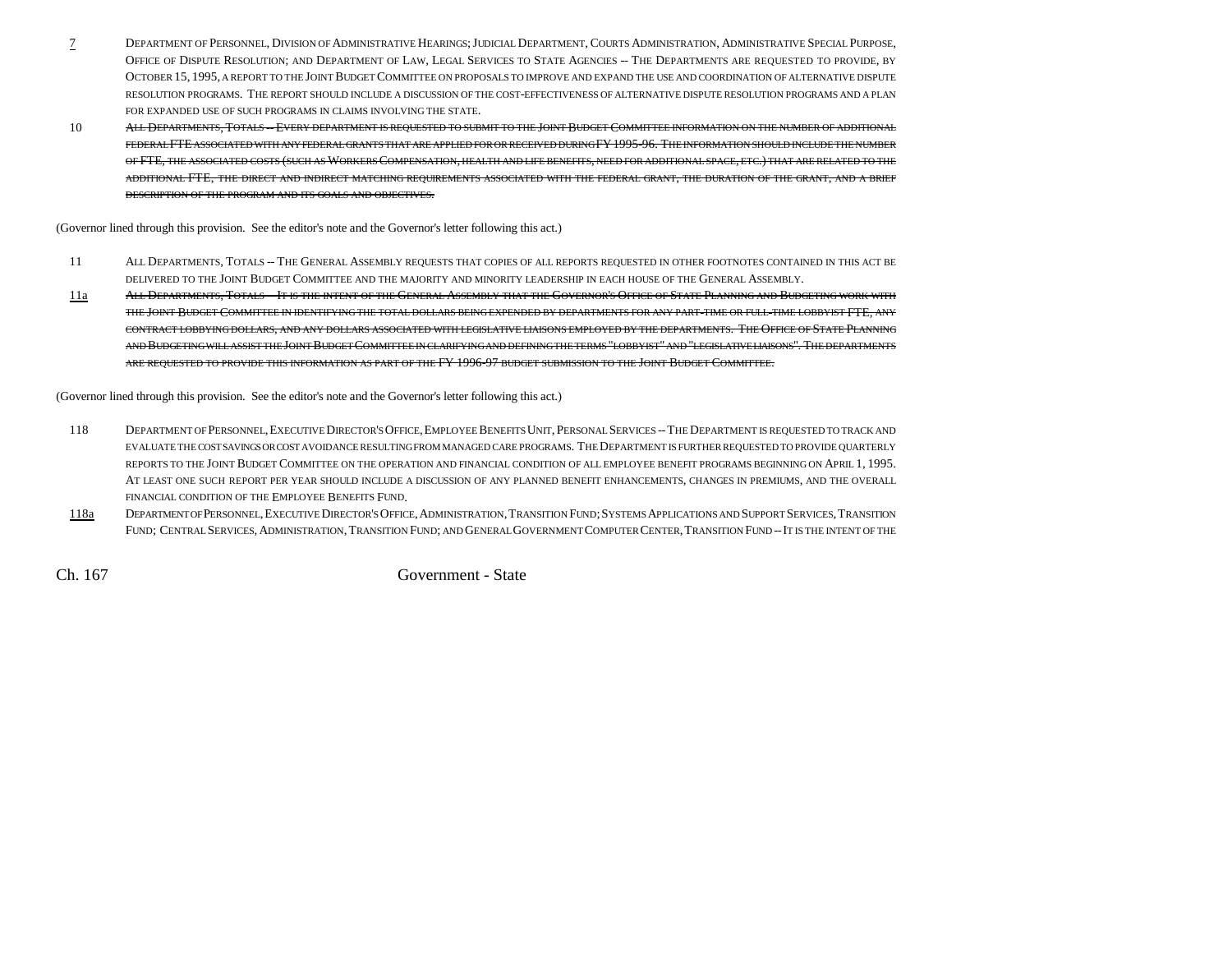7 DEPARTMENT OF PERSONNEL, DIVISION OF ADMINISTRATIVE HEARINGS; JUDICIAL DEPARTMENT, COURTS ADMINISTRATION, ADMINISTRATIVE SPECIAL PURPOSE, OFFICE OF DISPUTE RESOLUTION; AND DEPARTMENT OF LAW, LEGAL SERVICES TO STATE AGENCIES -- THE DEPARTMENTS ARE REQUESTED TO PROVIDE, BY OCTOBER 15, 1995, A REPORT TO THE JOINT BUDGET COMMITTEE ON PROPOSALS TO IMPROVE AND EXPAND THE USE AND COORDINATION OF ALTERNATIVE DISPUTE RESOLUTION PROGRAMS. THE REPORT SHOULD INCLUDE A DISCUSSION OF THE COST-EFFECTIVENESS OF ALTERNATIVE DISPUTE RESOLUTION PROGRAMS AND A PLAN FOR EXPANDED USE OF SUCH PROGRAMS IN CLAIMS INVOLVING THE STATE.

10 ~~ALL DEPARTMENTS, TOTALS -- EVERY DEPARTMENT IS REQUESTED TO SUBMIT TO THE JOINT BUDGET COMMITTEE INFORMATION ON THE NUMBER OF ADDITIONAL FEDERAL FTE ASSOCIATED WITH ANY FEDERAL GRANTS THAT ARE APPLIED FOR OR RECEIVED DURING FY 1995-96. THE INFORMATION SHOULD INCLUDE THE NUMBER OF FTE, THE ASSOCIATED COSTS (SUCH AS WORKERS COMPENSATION, HEALTH AND LIFE BENEFITS, NEED FOR ADDITIONAL SPACE, ETC.) THAT ARE RELATED TO THE ADDITIONAL FTE, THE DIRECT AND INDIRECT MATCHING REQUIREMENTS ASSOCIATED WITH THE FEDERAL GRANT, THE DURATION OF THE GRANT, AND A BRIEF DESCRIPTION OF THE PROGRAM AND ITS GOALS AND OBJECTIVES.~~

(Governor lined through this provision. See the editor's note and the Governor's letter following this act.)

11 ALL DEPARTMENTS, TOTALS -- THE GENERAL ASSEMBLY REQUESTS THAT COPIES OF ALL REPORTS REQUESTED IN OTHER FOOTNOTES CONTAINED IN THIS ACT BE DELIVERED TO THE JOINT BUDGET COMMITTEE AND THE MAJORITY AND MINORITY LEADERSHIP IN EACH HOUSE OF THE GENERAL ASSEMBLY.

11a ~~ALL DEPARTMENTS, TOTALS -- IT IS THE INTENT OF THE GENERAL ASSEMBLY THAT THE GOVERNOR'S OFFICE OF STATE PLANNING AND BUDGETING WORK WITH THE JOINT BUDGET COMMITTEE IN IDENTIFYING THE TOTAL DOLLARS BEING EXPENDED BY DEPARTMENTS FOR ANY PART-TIME OR FULL-TIME LOBBYIST FTE, ANY CONTRACT LOBBYING DOLLARS, AND ANY DOLLARS ASSOCIATED WITH LEGISLATIVE LIAISONS EMPLOYED BY THE DEPARTMENTS. THE OFFICE OF STATE PLANNING AND BUDGETING WILL ASSIST THE JOINT BUDGET COMMITTEE IN CLARIFYING AND DEFINING THE TERMS "LOBBYIST" AND "LEGISLATIVE LIAISONS". THE DEPARTMENTS ARE REQUESTED TO PROVIDE THIS INFORMATION AS PART OF THE FY 1996-97 BUDGET SUBMISSION TO THE JOINT BUDGET COMMITTEE.~~

(Governor lined through this provision. See the editor's note and the Governor's letter following this act.)

118 DEPARTMENT OF PERSONNEL, EXECUTIVE DIRECTOR'S OFFICE, EMPLOYEE BENEFITS UNIT, PERSONAL SERVICES -- THE DEPARTMENT IS REQUESTED TO TRACK AND EVALUATE THE COST SAVINGS OR COST AVOIDANCE RESULTING FROM MANAGED CARE PROGRAMS. THE DEPARTMENT IS FURTHER REQUESTED TO PROVIDE QUARTERLY REPORTS TO THE JOINT BUDGET COMMITTEE ON THE OPERATION AND FINANCIAL CONDITION OF ALL EMPLOYEE BENEFIT PROGRAMS BEGINNING ON APRIL 1, 1995. AT LEAST ONE SUCH REPORT PER YEAR SHOULD INCLUDE A DISCUSSION OF ANY PLANNED BENEFIT ENHANCEMENTS, CHANGES IN PREMIUMS, AND THE OVERALL FINANCIAL CONDITION OF THE EMPLOYEE BENEFITS FUND.

118a DEPARTMENT OF PERSONNEL, EXECUTIVE DIRECTOR'S OFFICE, ADMINISTRATION, TRANSITION FUND; SYSTEMS APPLICATIONS AND SUPPORT SERVICES, TRANSITION FUND; CENTRAL SERVICES, ADMINISTRATION, TRANSITION FUND; AND GENERAL GOVERNMENT COMPUTER CENTER, TRANSITION FUND -- IT IS THE INTENT OF THE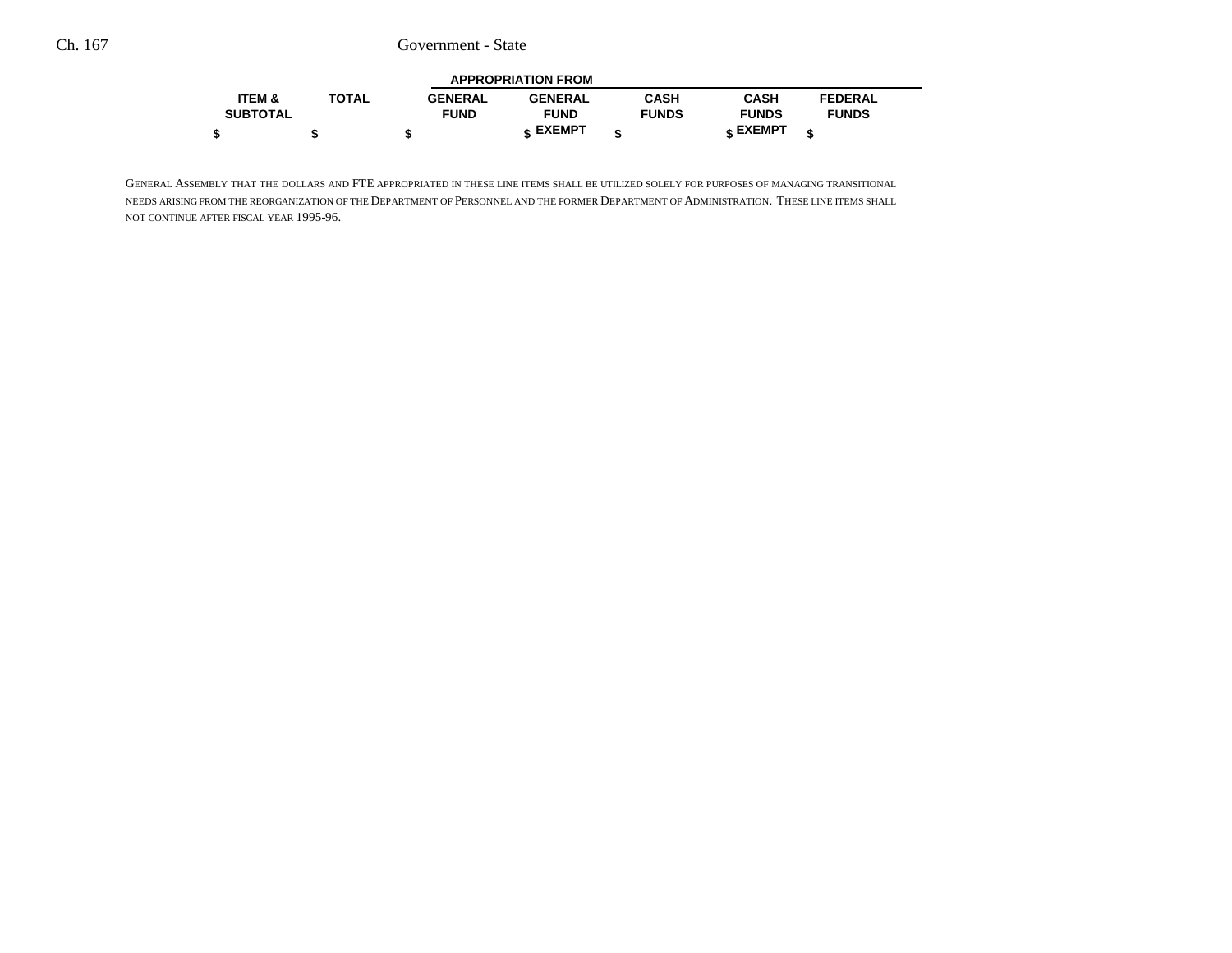| ITEM & SUBTOTAL | TOTAL | APPROPRIATION FROM | | | | |
|---|---|---|---|---|---|---|
| | | GENERAL FUND | GENERAL FUND EXEMPT | CASH FUNDS | CASH FUNDS EXEMPT | FEDERAL FUNDS |
| $ | $ | $ | $ | $ | $ | $ |

GENERAL ASSEMBLY THAT THE DOLLARS AND FTE APPROPRIATED IN THESE LINE ITEMS SHALL BE UTILIZED SOLELY FOR PURPOSES OF MANAGING TRANSITIONAL NEEDS ARISING FROM THE REORGANIZATION OF THE DEPARTMENT OF PERSONNEL AND THE FORMER DEPARTMENT OF ADMINISTRATION. THESE LINE ITEMS SHALL NOT CONTINUE AFTER FISCAL YEAR 1995-96.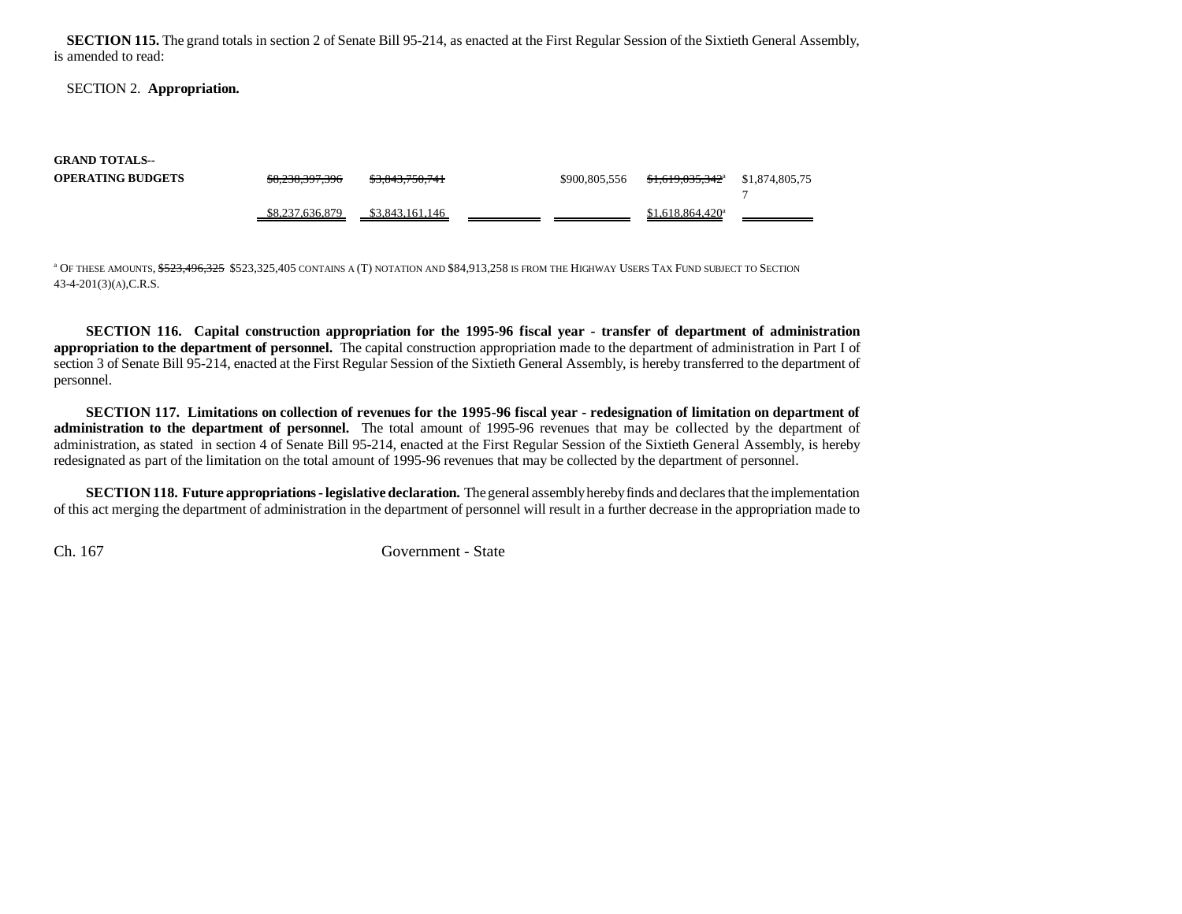**SECTION 115.** The grand totals in section 2 of Senate Bill 95-214, as enacted at the First Regular Session of the Sixtieth General Assembly, is amended to read:

SECTION 2. **Appropriation.**

| | | | | | | |
|---|---|---|---|---|---|---|
| **GRAND TOTALS-- OPERATING BUDGETS** | ~~$8,238,397,396~~ | ~~$3,843,750,741~~ | | $900,805,556 | ~~$1,619,035,342~~[a] | $1,874,805,757 |
| | $8,237,636,879 | $3,843,161,146 | | | $1,618,864,420[a] | |

[a] OF THESE AMOUNTS, ~~$523,496,325~~ $523,325,405 CONTAINS A (T) NOTATION AND $84,913,258 IS FROM THE HIGHWAY USERS TAX FUND SUBJECT TO SECTION 43-4-201(3)(A),C.R.S.

**SECTION 116. Capital construction appropriation for the 1995-96 fiscal year - transfer of department of administration appropriation to the department of personnel.** The capital construction appropriation made to the department of administration in Part I of section 3 of Senate Bill 95-214, enacted at the First Regular Session of the Sixtieth General Assembly, is hereby transferred to the department of personnel.

**SECTION 117. Limitations on collection of revenues for the 1995-96 fiscal year - redesignation of limitation on department of administration to the department of personnel.** The total amount of 1995-96 revenues that may be collected by the department of administration, as stated in section 4 of Senate Bill 95-214, enacted at the First Regular Session of the Sixtieth General Assembly, is hereby redesignated as part of the limitation on the total amount of 1995-96 revenues that may be collected by the department of personnel.

**SECTION 118. Future appropriations - legislative declaration.** The general assembly hereby finds and declares that the implementation of this act merging the department of administration in the department of personnel will result in a further decrease in the appropriation made to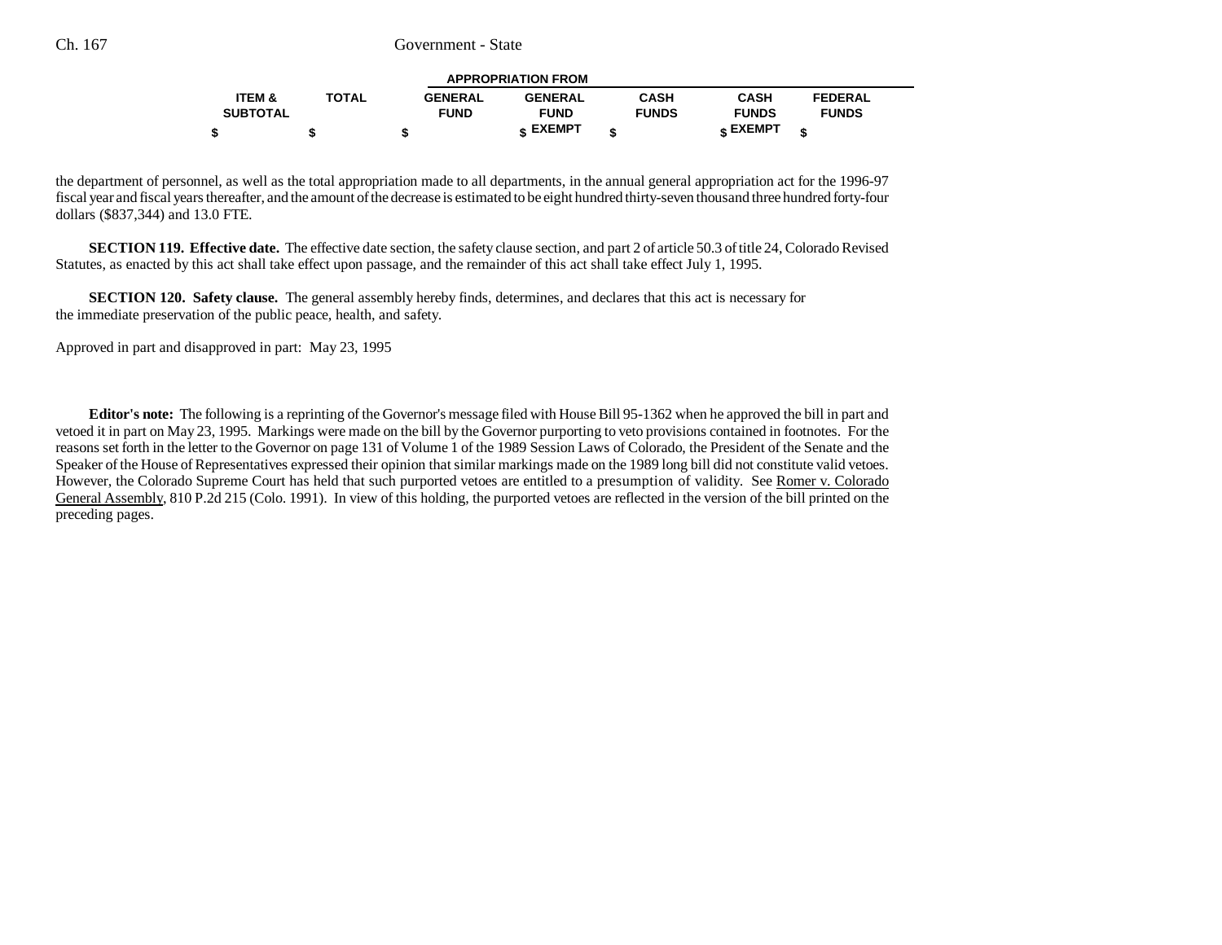| ITEM & SUBTOTAL | TOTAL | APPROPRIATION FROM GENERAL FUND | GENERAL FUND EXEMPT | CASH FUNDS | CASH FUNDS EXEMPT | FEDERAL FUNDS |
|---|---|---|---|---|---|---|
| $ | $ | $ | $ | $ | $ | $ |

the department of personnel, as well as the total appropriation made to all departments, in the annual general appropriation act for the 1996-97 fiscal year and fiscal years thereafter, and the amount of the decrease is estimated to be eight hundred thirty-seven thousand three hundred forty-four dollars ($837,344) and 13.0 FTE.

**SECTION 119. Effective date.** The effective date section, the safety clause section, and part 2 of article 50.3 of title 24, Colorado Revised Statutes, as enacted by this act shall take effect upon passage, and the remainder of this act shall take effect July 1, 1995.

**SECTION 120. Safety clause.** The general assembly hereby finds, determines, and declares that this act is necessary for the immediate preservation of the public peace, health, and safety.

Approved in part and disapproved in part: May 23, 1995

**Editor's note:** The following is a reprinting of the Governor's message filed with House Bill 95-1362 when he approved the bill in part and vetoed it in part on May 23, 1995. Markings were made on the bill by the Governor purporting to veto provisions contained in footnotes. For the reasons set forth in the letter to the Governor on page 131 of Volume 1 of the 1989 Session Laws of Colorado, the President of the Senate and the Speaker of the House of Representatives expressed their opinion that similar markings made on the 1989 long bill did not constitute valid vetoes. However, the Colorado Supreme Court has held that such purported vetoes are entitled to a presumption of validity. See Romer v. Colorado General Assembly, 810 P.2d 215 (Colo. 1991). In view of this holding, the purported vetoes are reflected in the version of the bill printed on the preceding pages.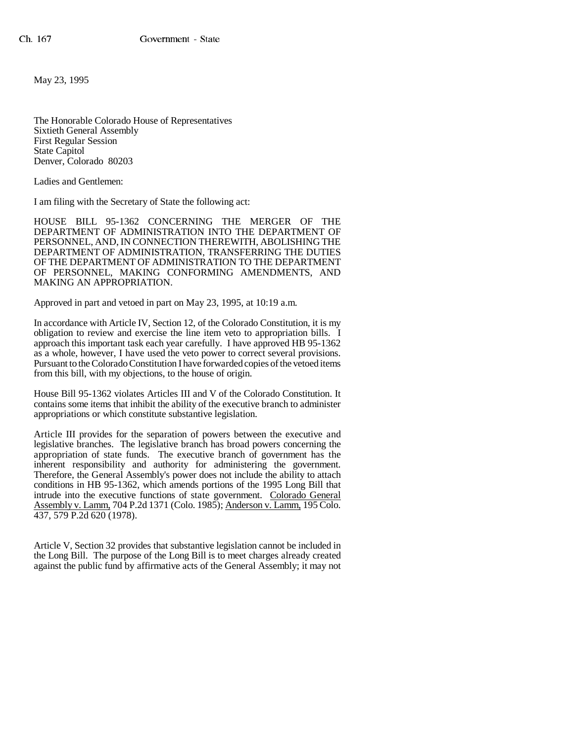May 23, 1995

The Honorable Colorado House of Representatives
Sixtieth General Assembly
First Regular Session
State Capitol
Denver, Colorado 80203

Ladies and Gentlemen:

I am filing with the Secretary of State the following act:

HOUSE BILL 95-1362 CONCERNING THE MERGER OF THE DEPARTMENT OF ADMINISTRATION INTO THE DEPARTMENT OF PERSONNEL, AND, IN CONNECTION THEREWITH, ABOLISHING THE DEPARTMENT OF ADMINISTRATION, TRANSFERRING THE DUTIES OF THE DEPARTMENT OF ADMINISTRATION TO THE DEPARTMENT OF PERSONNEL, MAKING CONFORMING AMENDMENTS, AND MAKING AN APPROPRIATION.

Approved in part and vetoed in part on May 23, 1995, at 10:19 a.m.

In accordance with Article IV, Section 12, of the Colorado Constitution, it is my obligation to review and exercise the line item veto to appropriation bills. I approach this important task each year carefully. I have approved HB 95-1362 as a whole, however, I have used the veto power to correct several provisions. Pursuant to the Colorado Constitution I have forwarded copies of the vetoed items from this bill, with my objections, to the house of origin.

House Bill 95-1362 violates Articles III and V of the Colorado Constitution. It contains some items that inhibit the ability of the executive branch to administer appropriations or which constitute substantive legislation.

Article III provides for the separation of powers between the executive and legislative branches. The legislative branch has broad powers concerning the appropriation of state funds. The executive branch of government has the inherent responsibility and authority for administering the government. Therefore, the General Assembly's power does not include the ability to attach conditions in HB 95-1362, which amends portions of the 1995 Long Bill that intrude into the executive functions of state government. Colorado General Assembly v. Lamm, 704 P.2d 1371 (Colo. 1985); Anderson v. Lamm, 195 Colo. 437, 579 P.2d 620 (1978).

Article V, Section 32 provides that substantive legislation cannot be included in the Long Bill. The purpose of the Long Bill is to meet charges already created against the public fund by affirmative acts of the General Assembly; it may not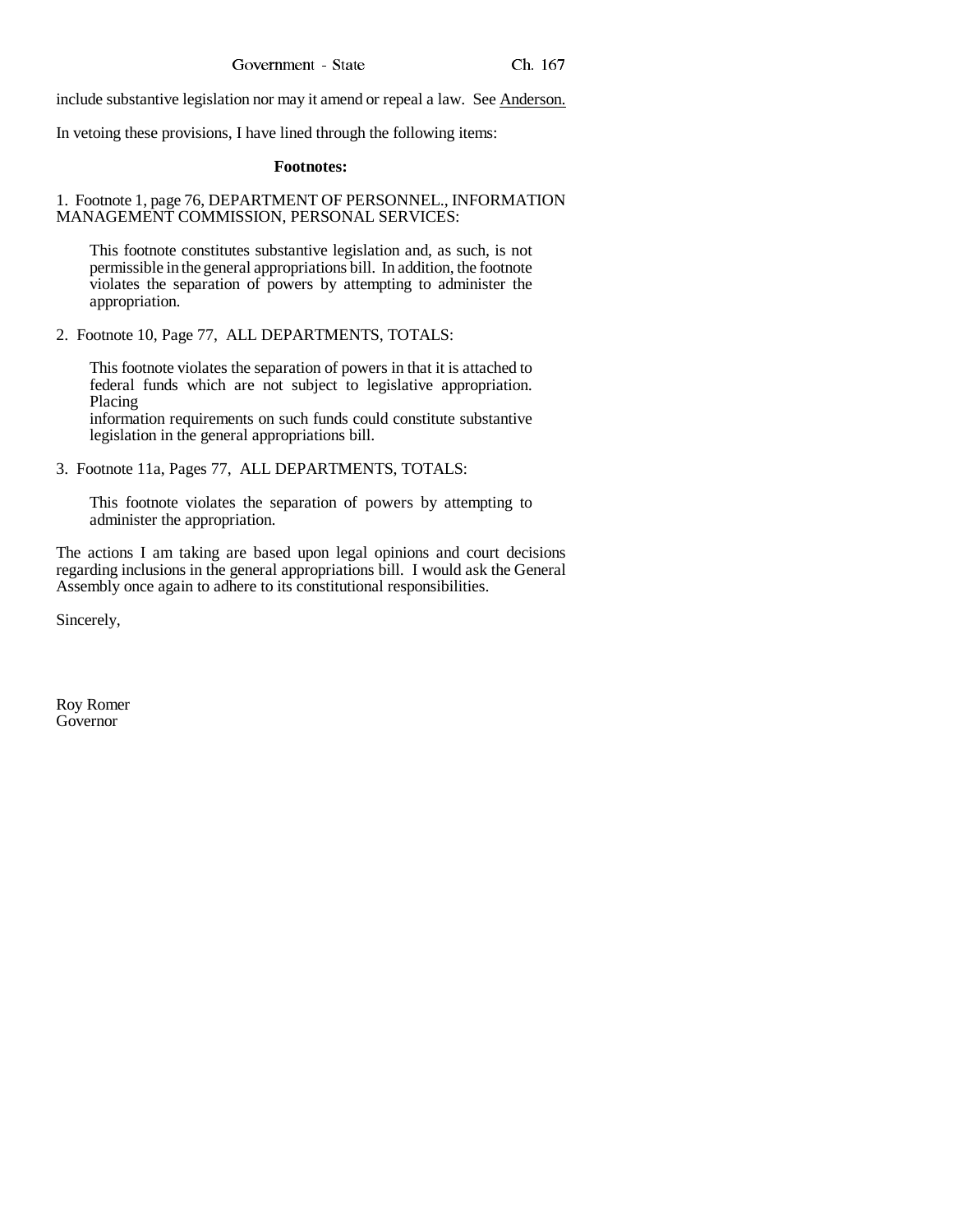include substantive legislation nor may it amend or repeal a law. See Anderson.

In vetoing these provisions, I have lined through the following items:

**Footnotes:**

1. Footnote 1, page 76, DEPARTMENT OF PERSONNEL., INFORMATION MANAGEMENT COMMISSION, PERSONAL SERVICES:

   This footnote constitutes substantive legislation and, as such, is not permissible in the general appropriations bill. In addition, the footnote violates the separation of powers by attempting to administer the appropriation.

2. Footnote 10, Page 77, ALL DEPARTMENTS, TOTALS:

   This footnote violates the separation of powers in that it is attached to federal funds which are not subject to legislative appropriation. Placing information requirements on such funds could constitute substantive legislation in the general appropriations bill.

3. Footnote 11a, Pages 77, ALL DEPARTMENTS, TOTALS:

   This footnote violates the separation of powers by attempting to administer the appropriation.

The actions I am taking are based upon legal opinions and court decisions regarding inclusions in the general appropriations bill. I would ask the General Assembly once again to adhere to its constitutional responsibilities.

Sincerely,

Roy Romer
Governor